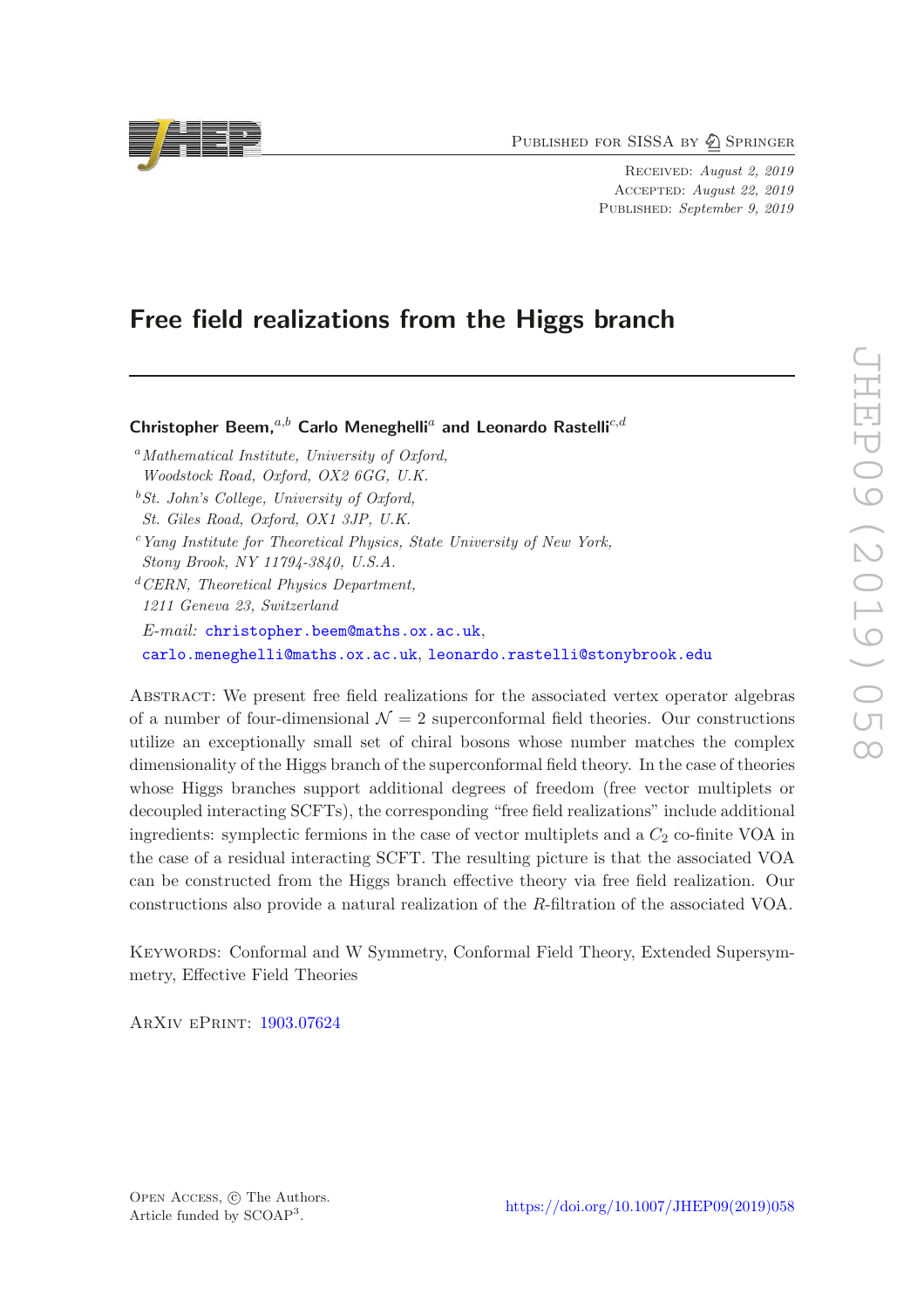Published for SISSA by Springer

Received: *August 2, 2019*
Accepted: *August 22, 2019*
Published: *September 9, 2019*

# Free field realizations from the Higgs branch

**Christopher Beem,**[a,b] **Carlo Meneghelli**[a] **and Leonardo Rastelli**[c,d]

[a] *Mathematical Institute, University of Oxford, Woodstock Road, Oxford, OX2 6GG, U.K.*

[b] *St. John's College, University of Oxford, St. Giles Road, Oxford, OX1 3JP, U.K.*

[c] *Yang Institute for Theoretical Physics, State University of New York, Stony Brook, NY 11794-3840, U.S.A.*

[d] *CERN, Theoretical Physics Department, 1211 Geneva 23, Switzerland*

*E-mail:* christopher.beem@maths.ox.ac.uk, carlo.meneghelli@maths.ox.ac.uk, leonardo.rastelli@stonybrook.edu

Abstract: We present free field realizations for the associated vertex operator algebras of a number of four-dimensional $\mathcal{N}=2$ superconformal field theories. Our constructions utilize an exceptionally small set of chiral bosons whose number matches the complex dimensionality of the Higgs branch of the superconformal field theory. In the case of theories whose Higgs branches support additional degrees of freedom (free vector multiplets or decoupled interacting SCFTs), the corresponding "free field realizations" include additional ingredients: symplectic fermions in the case of vector multiplets and a $C_2$ co-finite VOA in the case of a residual interacting SCFT. The resulting picture is that the associated VOA can be constructed from the Higgs branch effective theory via free field realization. Our constructions also provide a natural realization of the $R$-filtration of the associated VOA.

Keywords: Conformal and W Symmetry, Conformal Field Theory, Extended Supersymmetry, Effective Field Theories

ArXiv ePrint: 1903.07624

Open Access, © The Authors. Article funded by SCOAP[3].

https://doi.org/10.1007/JHEP09(2019)058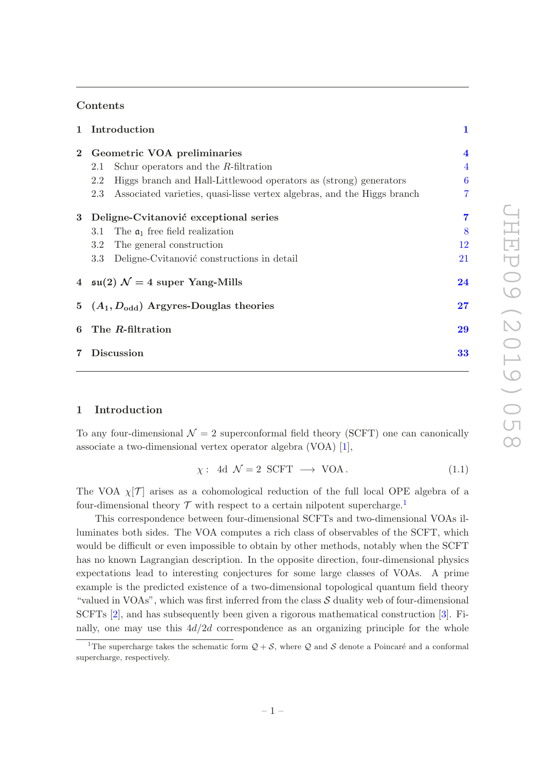## Contents

1 Introduction 1

2 Geometric VOA preliminaries 4
- 2.1 Schur operators and the $R$-filtration 4
- 2.2 Higgs branch and Hall-Littlewood operators as (strong) generators 6
- 2.3 Associated varieties, quasi-lisse vertex algebras, and the Higgs branch 7

3 Deligne-Cvitanović exceptional series 7
- 3.1 The $\mathfrak{a}_1$ free field realization 8
- 3.2 The general construction 12
- 3.3 Deligne-Cvitanović constructions in detail 21

4 $\mathfrak{su}(2)$ $\mathcal{N}=4$ super Yang-Mills 24

5 $(A_1, D_{\text{odd}})$ Argyres-Douglas theories 27

6 The $R$-filtration 29

7 Discussion 33

# 1 Introduction

To any four-dimensional $\mathcal{N}=2$ superconformal field theory (SCFT) one can canonically associate a two-dimensional vertex operator algebra (VOA) [1],

$$\chi: \quad 4\text{d } \mathcal{N}=2 \text{ SCFT } \longrightarrow \text{ VOA}. \tag{1.1}$$

The VOA $\chi[\mathcal{T}]$ arises as a cohomological reduction of the full local OPE algebra of a four-dimensional theory $\mathcal{T}$ with respect to a certain nilpotent supercharge.[1]

This correspondence between four-dimensional SCFTs and two-dimensional VOAs illuminates both sides. The VOA computes a rich class of observables of the SCFT, which would be difficult or even impossible to obtain by other methods, notably when the SCFT has no known Lagrangian description. In the opposite direction, four-dimensional physics expectations lead to interesting conjectures for some large classes of VOAs. A prime example is the predicted existence of a two-dimensional topological quantum field theory "valued in VOAs", which was first inferred from the class $\mathcal{S}$ duality web of four-dimensional SCFTs [2], and has subsequently been given a rigorous mathematical construction [3]. Finally, one may use this $4d/2d$ correspondence as an organizing principle for the whole

[1] The supercharge takes the schematic form $\mathcal{Q}+\mathcal{S}$, where $\mathcal{Q}$ and $\mathcal{S}$ denote a Poincaré and a conformal supercharge, respectively.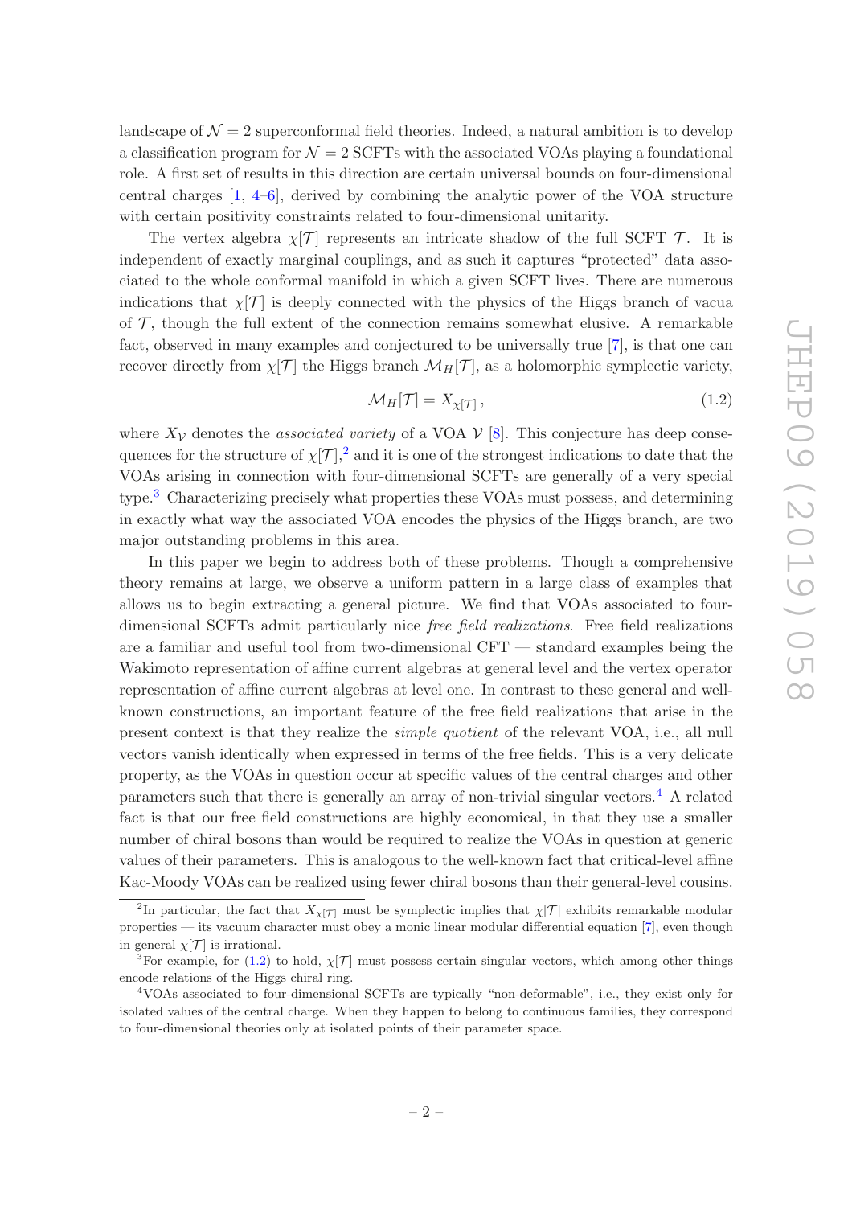landscape of $\mathcal{N} = 2$ superconformal field theories. Indeed, a natural ambition is to develop a classification program for $\mathcal{N} = 2$ SCFTs with the associated VOAs playing a foundational role. A first set of results in this direction are certain universal bounds on four-dimensional central charges [1, 4–6], derived by combining the analytic power of the VOA structure with certain positivity constraints related to four-dimensional unitarity.

The vertex algebra $\chi[\mathcal{T}]$ represents an intricate shadow of the full SCFT $\mathcal{T}$. It is independent of exactly marginal couplings, and as such it captures "protected" data associated to the whole conformal manifold in which a given SCFT lives. There are numerous indications that $\chi[\mathcal{T}]$ is deeply connected with the physics of the Higgs branch of vacua of $\mathcal{T}$, though the full extent of the connection remains somewhat elusive. A remarkable fact, observed in many examples and conjectured to be universally true [7], is that one can recover directly from $\chi[\mathcal{T}]$ the Higgs branch $\mathcal{M}_H[\mathcal{T}]$, as a holomorphic symplectic variety,

$$\mathcal{M}_H[\mathcal{T}] = X_{\chi[\mathcal{T}]}\,, \tag{1.2}$$

where $X_{\mathcal{V}}$ denotes the *associated variety* of a VOA $\mathcal{V}$ [8]. This conjecture has deep consequences for the structure of $\chi[\mathcal{T}]$,[2] and it is one of the strongest indications to date that the VOAs arising in connection with four-dimensional SCFTs are generally of a very special type.[3] Characterizing precisely what properties these VOAs must possess, and determining in exactly what way the associated VOA encodes the physics of the Higgs branch, are two major outstanding problems in this area.

In this paper we begin to address both of these problems. Though a comprehensive theory remains at large, we observe a uniform pattern in a large class of examples that allows us to begin extracting a general picture. We find that VOAs associated to four-dimensional SCFTs admit particularly nice *free field realizations*. Free field realizations are a familiar and useful tool from two-dimensional CFT — standard examples being the Wakimoto representation of affine current algebras at general level and the vertex operator representation of affine current algebras at level one. In contrast to these general and well-known constructions, an important feature of the free field realizations that arise in the present context is that they realize the *simple quotient* of the relevant VOA, i.e., all null vectors vanish identically when expressed in terms of the free fields. This is a very delicate property, as the VOAs in question occur at specific values of the central charges and other parameters such that there is generally an array of non-trivial singular vectors.[4] A related fact is that our free field constructions are highly economical, in that they use a smaller number of chiral bosons than would be required to realize the VOAs in question at generic values of their parameters. This is analogous to the well-known fact that critical-level affine Kac-Moody VOAs can be realized using fewer chiral bosons than their general-level cousins.

[2] In particular, the fact that $X_{\chi[\mathcal{T}]}$ must be symplectic implies that $\chi[\mathcal{T}]$ exhibits remarkable modular properties — its vacuum character must obey a monic linear modular differential equation [7], even though in general $\chi[\mathcal{T}]$ is irrational.

[3] For example, for (1.2) to hold, $\chi[\mathcal{T}]$ must possess certain singular vectors, which among other things encode relations of the Higgs chiral ring.

[4] VOAs associated to four-dimensional SCFTs are typically "non-deformable", i.e., they exist only for isolated values of the central charge. When they happen to belong to continuous families, they correspond to four-dimensional theories only at isolated points of their parameter space.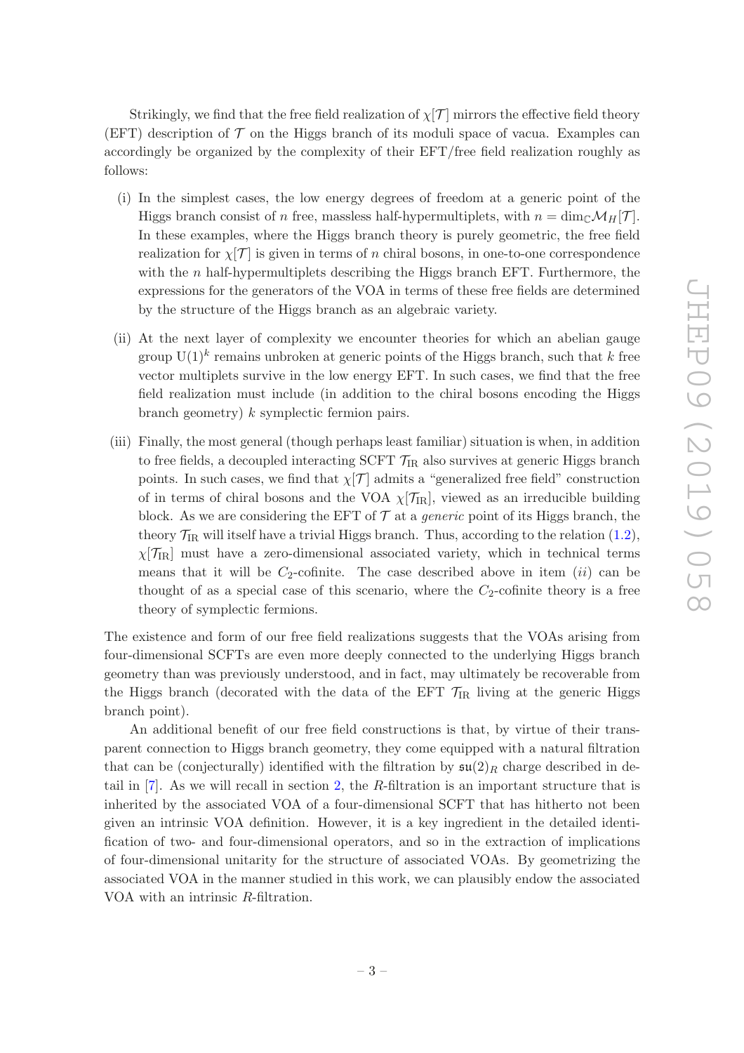Strikingly, we find that the free field realization of $\chi[\mathcal{T}]$ mirrors the effective field theory (EFT) description of $\mathcal{T}$ on the Higgs branch of its moduli space of vacua. Examples can accordingly be organized by the complexity of their EFT/free field realization roughly as follows:

(i) In the simplest cases, the low energy degrees of freedom at a generic point of the Higgs branch consist of $n$ free, massless half-hypermultiplets, with $n = \dim_{\mathbb{C}} \mathcal{M}_H[\mathcal{T}]$. In these examples, where the Higgs branch theory is purely geometric, the free field realization for $\chi[\mathcal{T}]$ is given in terms of $n$ chiral bosons, in one-to-one correspondence with the $n$ half-hypermultiplets describing the Higgs branch EFT. Furthermore, the expressions for the generators of the VOA in terms of these free fields are determined by the structure of the Higgs branch as an algebraic variety.

(ii) At the next layer of complexity we encounter theories for which an abelian gauge group $\mathrm{U}(1)^k$ remains unbroken at generic points of the Higgs branch, such that $k$ free vector multiplets survive in the low energy EFT. In such cases, we find that the free field realization must include (in addition to the chiral bosons encoding the Higgs branch geometry) $k$ symplectic fermion pairs.

(iii) Finally, the most general (though perhaps least familiar) situation is when, in addition to free fields, a decoupled interacting SCFT $\mathcal{T}_{\mathrm{IR}}$ also survives at generic Higgs branch points. In such cases, we find that $\chi[\mathcal{T}]$ admits a "generalized free field" construction of in terms of chiral bosons and the VOA $\chi[\mathcal{T}_{\mathrm{IR}}]$, viewed as an irreducible building block. As we are considering the EFT of $\mathcal{T}$ at a *generic* point of its Higgs branch, the theory $\mathcal{T}_{\mathrm{IR}}$ will itself have a trivial Higgs branch. Thus, according to the relation (1.2), $\chi[\mathcal{T}_{\mathrm{IR}}]$ must have a zero-dimensional associated variety, which in technical terms means that it will be $C_2$-cofinite. The case described above in item (*ii*) can be thought of as a special case of this scenario, where the $C_2$-cofinite theory is a free theory of symplectic fermions.

The existence and form of our free field realizations suggests that the VOAs arising from four-dimensional SCFTs are even more deeply connected to the underlying Higgs branch geometry than was previously understood, and in fact, may ultimately be recoverable from the Higgs branch (decorated with the data of the EFT $\mathcal{T}_{\mathrm{IR}}$ living at the generic Higgs branch point).

An additional benefit of our free field constructions is that, by virtue of their transparent connection to Higgs branch geometry, they come equipped with a natural filtration that can be (conjecturally) identified with the filtration by $\mathfrak{su}(2)_R$ charge described in detail in [7]. As we will recall in section 2, the $R$-filtration is an important structure that is inherited by the associated VOA of a four-dimensional SCFT that has hitherto not been given an intrinsic VOA definition. However, it is a key ingredient in the detailed identification of two- and four-dimensional operators, and so in the extraction of implications of four-dimensional unitarity for the structure of associated VOAs. By geometrizing the associated VOA in the manner studied in this work, we can plausibly endow the associated VOA with an intrinsic $R$-filtration.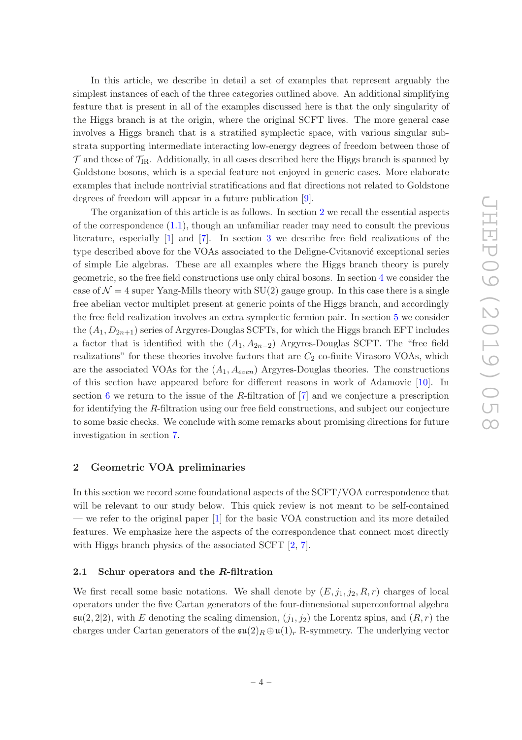In this article, we describe in detail a set of examples that represent arguably the simplest instances of each of the three categories outlined above. An additional simplifying feature that is present in all of the examples discussed here is that the only singularity of the Higgs branch is at the origin, where the original SCFT lives. The more general case involves a Higgs branch that is a stratified symplectic space, with various singular sub-strata supporting intermediate interacting low-energy degrees of freedom between those of $\mathcal{T}$ and those of $\mathcal{T}_{\mathrm{IR}}$. Additionally, in all cases described here the Higgs branch is spanned by Goldstone bosons, which is a special feature not enjoyed in generic cases. More elaborate examples that include nontrivial stratifications and flat directions not related to Goldstone degrees of freedom will appear in a future publication [9].

The organization of this article is as follows. In section 2 we recall the essential aspects of the correspondence (1.1), though an unfamiliar reader may need to consult the previous literature, especially [1] and [7]. In section 3 we describe free field realizations of the type described above for the VOAs associated to the Deligne-Cvitanović exceptional series of simple Lie algebras. These are all examples where the Higgs branch theory is purely geometric, so the free field constructions use only chiral bosons. In section 4 we consider the case of $\mathcal{N}=4$ super Yang-Mills theory with SU(2) gauge group. In this case there is a single free abelian vector multiplet present at generic points of the Higgs branch, and accordingly the free field realization involves an extra symplectic fermion pair. In section 5 we consider the $(A_1, D_{2n+1})$ series of Argyres-Douglas SCFTs, for which the Higgs branch EFT includes a factor that is identified with the $(A_1, A_{2n-2})$ Argyres-Douglas SCFT. The "free field realizations" for these theories involve factors that are $C_2$ co-finite Virasoro VOAs, which are the associated VOAs for the $(A_1, A_{even})$ Argyres-Douglas theories. The constructions of this section have appeared before for different reasons in work of Adamovic [10]. In section 6 we return to the issue of the $R$-filtration of [7] and we conjecture a prescription for identifying the $R$-filtration using our free field constructions, and subject our conjecture to some basic checks. We conclude with some remarks about promising directions for future investigation in section 7.

## 2 Geometric VOA preliminaries

In this section we record some foundational aspects of the SCFT/VOA correspondence that will be relevant to our study below. This quick review is not meant to be self-contained — we refer to the original paper [1] for the basic VOA construction and its more detailed features. We emphasize here the aspects of the correspondence that connect most directly with Higgs branch physics of the associated SCFT [2, 7].

### 2.1 Schur operators and the *R*-filtration

We first recall some basic notations. We shall denote by $(E, j_1, j_2, R, r)$ charges of local operators under the five Cartan generators of the four-dimensional superconformal algebra $\mathfrak{su}(2,2|2)$, with $E$ denoting the scaling dimension, $(j_1, j_2)$ the Lorentz spins, and $(R, r)$ the charges under Cartan generators of the $\mathfrak{su}(2)_R \oplus \mathfrak{u}(1)_r$ R-symmetry. The underlying vector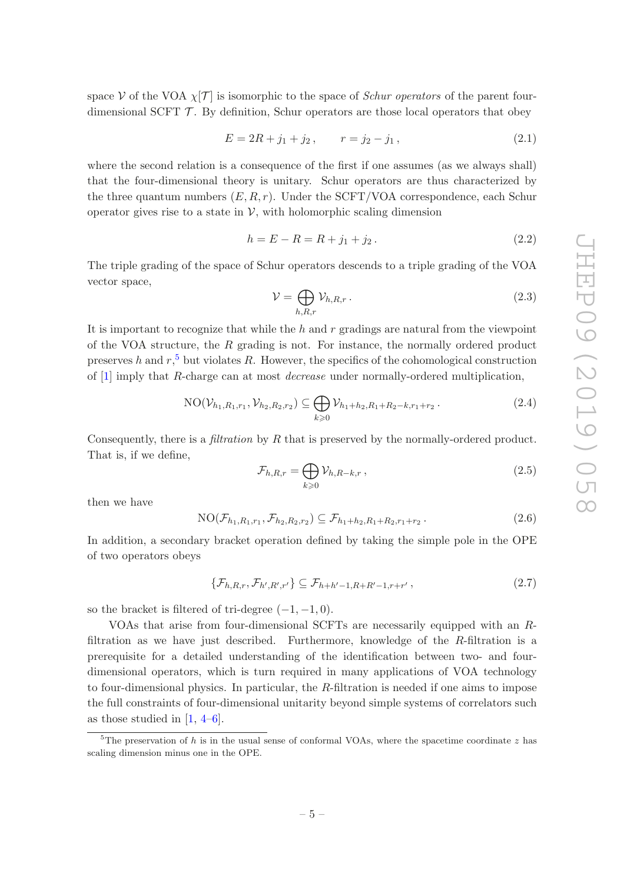space $\mathcal{V}$ of the VOA $\chi[\mathcal{T}]$ is isomorphic to the space of *Schur operators* of the parent four-dimensional SCFT $\mathcal{T}$. By definition, Schur operators are those local operators that obey

$$E = 2R + j_1 + j_2\,, \qquad r = j_2 - j_1\,, \tag{2.1}$$

where the second relation is a consequence of the first if one assumes (as we always shall) that the four-dimensional theory is unitary. Schur operators are thus characterized by the three quantum numbers $(E, R, r)$. Under the SCFT/VOA correspondence, each Schur operator gives rise to a state in $\mathcal{V}$, with holomorphic scaling dimension

$$h = E - R = R + j_1 + j_2\,. \tag{2.2}$$

The triple grading of the space of Schur operators descends to a triple grading of the VOA vector space,

$$\mathcal{V} = \bigoplus_{h,R,r} \mathcal{V}_{h,R,r}\,. \tag{2.3}$$

It is important to recognize that while the $h$ and $r$ gradings are natural from the viewpoint of the VOA structure, the $R$ grading is not. For instance, the normally ordered product preserves $h$ and $r$,[5] but violates $R$. However, the specifics of the cohomological construction of [1] imply that $R$-charge can at most *decrease* under normally-ordered multiplication,

$$\mathrm{NO}(\mathcal{V}_{h_1,R_1,r_1}, \mathcal{V}_{h_2,R_2,r_2}) \subseteq \bigoplus_{k\geqslant 0} \mathcal{V}_{h_1+h_2,R_1+R_2-k,r_1+r_2}\,. \tag{2.4}$$

Consequently, there is a *filtration* by $R$ that is preserved by the normally-ordered product. That is, if we define,

$$\mathcal{F}_{h,R,r} = \bigoplus_{k\geqslant 0} \mathcal{V}_{h,R-k,r}\,, \tag{2.5}$$

then we have

$$\mathrm{NO}(\mathcal{F}_{h_1,R_1,r_1}, \mathcal{F}_{h_2,R_2,r_2}) \subseteq \mathcal{F}_{h_1+h_2,R_1+R_2,r_1+r_2}\,. \tag{2.6}$$

In addition, a secondary bracket operation defined by taking the simple pole in the OPE of two operators obeys

$$\{\mathcal{F}_{h,R,r}, \mathcal{F}_{h',R',r'}\} \subseteq \mathcal{F}_{h+h'-1,R+R'-1,r+r'}\,, \tag{2.7}$$

so the bracket is filtered of tri-degree $(-1,-1,0)$.

VOAs that arise from four-dimensional SCFTs are necessarily equipped with an $R$-filtration as we have just described. Furthermore, knowledge of the $R$-filtration is a prerequisite for a detailed understanding of the identification between two- and four-dimensional operators, which is turn required in many applications of VOA technology to four-dimensional physics. In particular, the $R$-filtration is needed if one aims to impose the full constraints of four-dimensional unitarity beyond simple systems of correlators such as those studied in [1, 4–6].

[5] The preservation of $h$ is in the usual sense of conformal VOAs, where the spacetime coordinate $z$ has scaling dimension minus one in the OPE.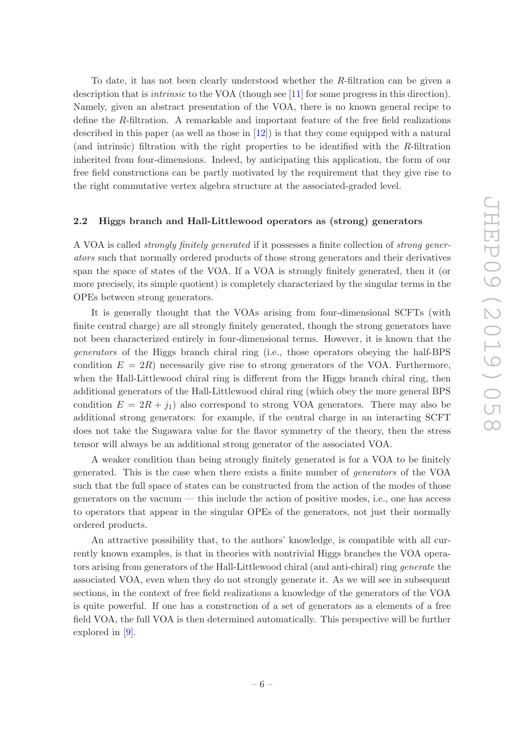To date, it has not been clearly understood whether the $R$-filtration can be given a description that is *intrinsic* to the VOA (though see [11] for some progress in this direction). Namely, given an abstract presentation of the VOA, there is no known general recipe to define the $R$-filtration. A remarkable and important feature of the free field realizations described in this paper (as well as those in [12]) is that they come equipped with a natural (and intrinsic) filtration with the right properties to be identified with the $R$-filtration inherited from four-dimensions. Indeed, by anticipating this application, the form of our free field constructions can be partly motivated by the requirement that they give rise to the right commutative vertex algebra structure at the associated-graded level.

### 2.2 Higgs branch and Hall-Littlewood operators as (strong) generators

A VOA is called *strongly finitely generated* if it possesses a finite collection of *strong generators* such that normally ordered products of those strong generators and their derivatives span the space of states of the VOA. If a VOA is strongly finitely generated, then it (or more precisely, its simple quotient) is completely characterized by the singular terms in the OPEs between strong generators.

It is generally thought that the VOAs arising from four-dimensional SCFTs (with finite central charge) are all strongly finitely generated, though the strong generators have not been characterized entirely in four-dimensional terms. However, it is known that the *generators* of the Higgs branch chiral ring (i.e., those operators obeying the half-BPS condition $E = 2R$) necessarily give rise to strong generators of the VOA. Furthermore, when the Hall-Littlewood chiral ring is different from the Higgs branch chiral ring, then additional generators of the Hall-Littlewood chiral ring (which obey the more general BPS condition $E = 2R + j_1$) also correspond to strong VOA generators. There may also be additional strong generators: for example, if the central charge in an interacting SCFT does not take the Sugawara value for the flavor symmetry of the theory, then the stress tensor will always be an additional strong generator of the associated VOA.

A weaker condition than being strongly finitely generated is for a VOA to be finitely generated. This is the case when there exists a finite number of *generators* of the VOA such that the full space of states can be constructed from the action of the modes of those generators on the vacuum — this include the action of positive modes, i.e., one has access to operators that appear in the singular OPEs of the generators, not just their normally ordered products.

An attractive possibility that, to the authors' knowledge, is compatible with all currently known examples, is that in theories with nontrivial Higgs branches the VOA operators arising from generators of the Hall-Littlewood chiral (and anti-chiral) ring *generate* the associated VOA, even when they do not strongly generate it. As we will see in subsequent sections, in the context of free field realizations a knowledge of the generators of the VOA is quite powerful. If one has a construction of a set of generators as a elements of a free field VOA, the full VOA is then determined automatically. This perspective will be further explored in [9].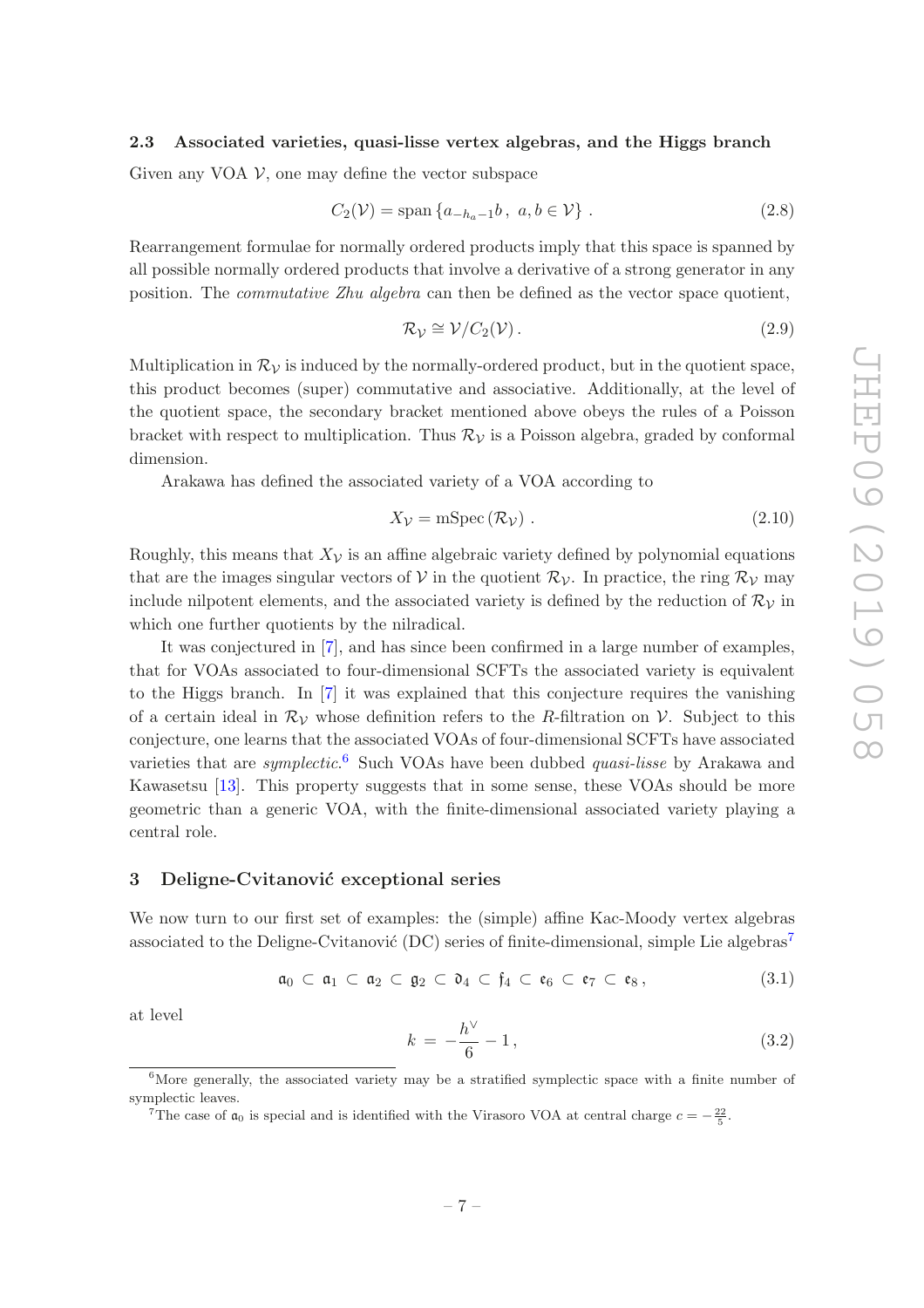### 2.3 Associated varieties, quasi-lisse vertex algebras, and the Higgs branch

Given any VOA $\mathcal{V}$, one may define the vector subspace

$$C_2(\mathcal{V}) = \operatorname{span}\{a_{-h_a-1}b\,,\ a,b \in \mathcal{V}\}\ . \tag{2.8}$$

Rearrangement formulae for normally ordered products imply that this space is spanned by all possible normally ordered products that involve a derivative of a strong generator in any position. The *commutative Zhu algebra* can then be defined as the vector space quotient,

$$\mathcal{R}_{\mathcal{V}} \cong \mathcal{V}/C_2(\mathcal{V})\,. \tag{2.9}$$

Multiplication in $\mathcal{R}_{\mathcal{V}}$ is induced by the normally-ordered product, but in the quotient space, this product becomes (super) commutative and associative. Additionally, at the level of the quotient space, the secondary bracket mentioned above obeys the rules of a Poisson bracket with respect to multiplication. Thus $\mathcal{R}_{\mathcal{V}}$ is a Poisson algebra, graded by conformal dimension.

Arakawa has defined the associated variety of a VOA according to

$$X_{\mathcal{V}} = \operatorname{mSpec}(\mathcal{R}_{\mathcal{V}})\ . \tag{2.10}$$

Roughly, this means that $X_{\mathcal{V}}$ is an affine algebraic variety defined by polynomial equations that are the images singular vectors of $\mathcal{V}$ in the quotient $\mathcal{R}_{\mathcal{V}}$. In practice, the ring $\mathcal{R}_{\mathcal{V}}$ may include nilpotent elements, and the associated variety is defined by the reduction of $\mathcal{R}_{\mathcal{V}}$ in which one further quotients by the nilradical.

It was conjectured in [7], and has since been confirmed in a large number of examples, that for VOAs associated to four-dimensional SCFTs the associated variety is equivalent to the Higgs branch. In [7] it was explained that this conjecture requires the vanishing of a certain ideal in $\mathcal{R}_{\mathcal{V}}$ whose definition refers to the $R$-filtration on $\mathcal{V}$. Subject to this conjecture, one learns that the associated VOAs of four-dimensional SCFTs have associated varieties that are *symplectic*.[6] Such VOAs have been dubbed *quasi-lisse* by Arakawa and Kawasetsu [13]. This property suggests that in some sense, these VOAs should be more geometric than a generic VOA, with the finite-dimensional associated variety playing a central role.

## 3 Deligne-Cvitanović exceptional series

We now turn to our first set of examples: the (simple) affine Kac-Moody vertex algebras associated to the Deligne-Cvitanović (DC) series of finite-dimensional, simple Lie algebras[7]

$$\mathfrak{a}_0 \subset \mathfrak{a}_1 \subset \mathfrak{a}_2 \subset \mathfrak{g}_2 \subset \mathfrak{d}_4 \subset \mathfrak{f}_4 \subset \mathfrak{e}_6 \subset \mathfrak{e}_7 \subset \mathfrak{e}_8\,, \tag{3.1}$$

at level

$$k = -\frac{h^\vee}{6} - 1\,, \tag{3.2}$$

[6] More generally, the associated variety may be a stratified symplectic space with a finite number of symplectic leaves.

[7] The case of $\mathfrak{a}_0$ is special and is identified with the Virasoro VOA at central charge $c = -\frac{22}{5}$.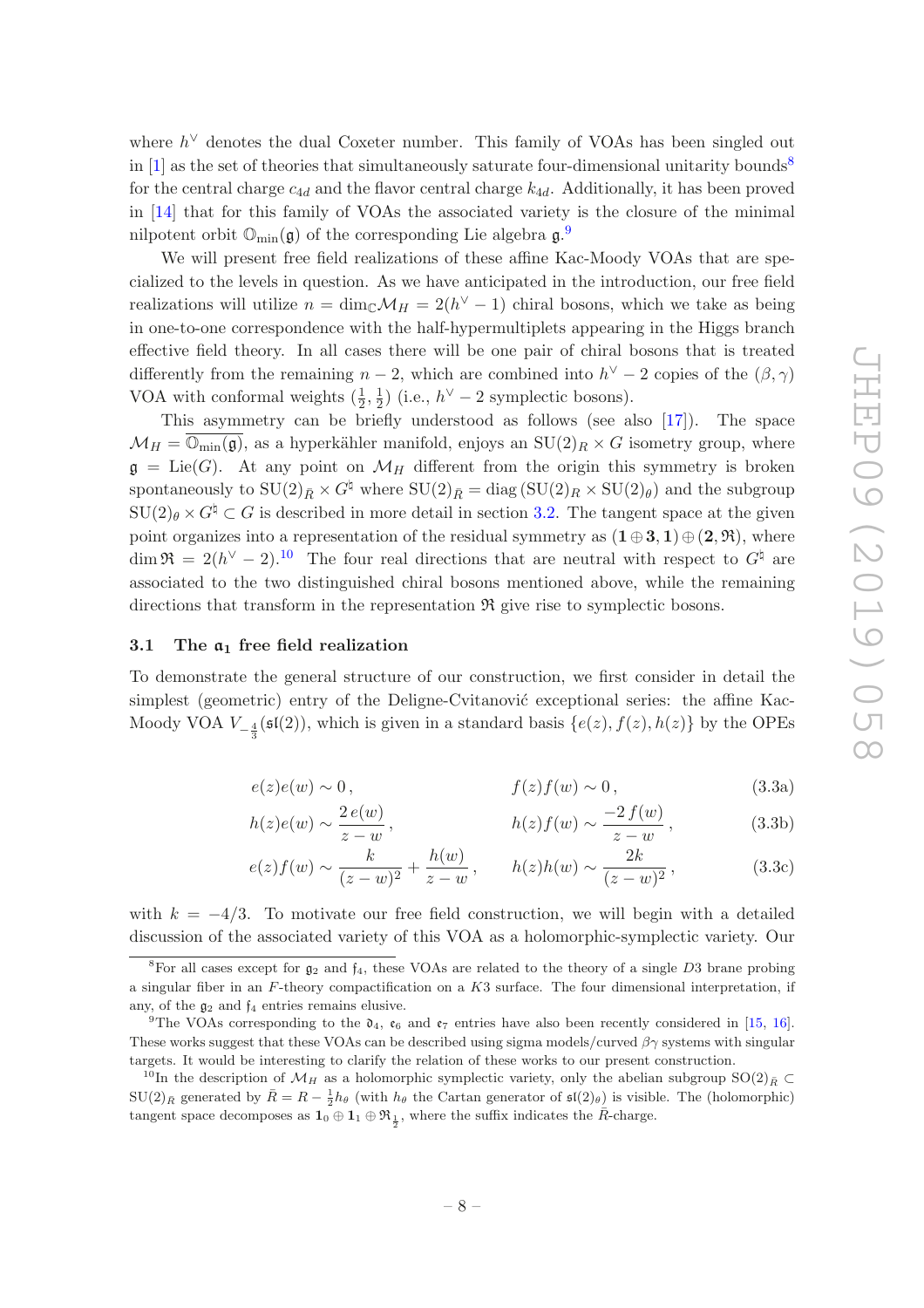where $h^\vee$ denotes the dual Coxeter number. This family of VOAs has been singled out in [1] as the set of theories that simultaneously saturate four-dimensional unitarity bounds[8] for the central charge $c_{4d}$ and the flavor central charge $k_{4d}$. Additionally, it has been proved in [14] that for this family of VOAs the associated variety is the closure of the minimal nilpotent orbit $\mathbb{O}_{\rm min}(\mathfrak{g})$ of the corresponding Lie algebra $\mathfrak{g}$.[9]

We will present free field realizations of these affine Kac-Moody VOAs that are specialized to the levels in question. As we have anticipated in the introduction, our free field realizations will utilize $n = \dim_{\mathbb{C}} \mathcal{M}_H = 2(h^\vee - 1)$ chiral bosons, which we take as being in one-to-one correspondence with the half-hypermultiplets appearing in the Higgs branch effective field theory. In all cases there will be one pair of chiral bosons that is treated differently from the remaining $n-2$, which are combined into $h^\vee - 2$ copies of the $(\beta, \gamma)$ VOA with conformal weights $(\frac{1}{2}, \frac{1}{2})$ (i.e., $h^\vee - 2$ symplectic bosons).

This asymmetry can be briefly understood as follows (see also [17]). The space $\mathcal{M}_H = \overline{\mathbb{O}_{\rm min}(\mathfrak{g})}$, as a hyperkähler manifold, enjoys an $\mathrm{SU}(2)_R \times G$ isometry group, where $\mathfrak{g} = \mathrm{Lie}(G)$. At any point on $\mathcal{M}_H$ different from the origin this symmetry is broken spontaneously to $\mathrm{SU}(2)_{\bar{R}} \times G^\natural$ where $\mathrm{SU}(2)_{\bar{R}} = \mathrm{diag}\,(\mathrm{SU}(2)_R \times \mathrm{SU}(2)_\theta)$ and the subgroup $\mathrm{SU}(2)_\theta \times G^\natural \subset G$ is described in more detail in section 3.2. The tangent space at the given point organizes into a representation of the residual symmetry as $(\mathbf{1} \oplus \mathbf{3}, \mathbf{1}) \oplus (\mathbf{2}, \mathfrak{R})$, where $\dim \mathfrak{R} = 2(h^\vee - 2)$.[10] The four real directions that are neutral with respect to $G^\natural$ are associated to the two distinguished chiral bosons mentioned above, while the remaining directions that transform in the representation $\mathfrak{R}$ give rise to symplectic bosons.

### 3.1 The $\mathfrak{a}_1$ free field realization

To demonstrate the general structure of our construction, we first consider in detail the simplest (geometric) entry of the Deligne-Cvitanović exceptional series: the affine Kac-Moody VOA $V_{-\frac{4}{3}}(\mathfrak{sl}(2))$, which is given in a standard basis $\{e(z), f(z), h(z)\}$ by the OPEs

$$e(z)e(w) \sim 0\,, \qquad\qquad f(z)f(w) \sim 0\,, \tag{3.3a}$$

$$h(z)e(w) \sim \frac{2\,e(w)}{z-w}\,, \qquad\qquad h(z)f(w) \sim \frac{-2\,f(w)}{z-w}\,, \tag{3.3b}$$

$$e(z)f(w) \sim \frac{k}{(z-w)^2} + \frac{h(w)}{z-w}\,, \qquad h(z)h(w) \sim \frac{2k}{(z-w)^2}\,, \tag{3.3c}$$

with $k = -4/3$. To motivate our free field construction, we will begin with a detailed discussion of the associated variety of this VOA as a holomorphic-symplectic variety. Our

---

[8] For all cases except for $\mathfrak{g}_2$ and $\mathfrak{f}_4$, these VOAs are related to the theory of a single $D3$ brane probing a singular fiber in an $F$-theory compactification on a $K3$ surface. The four dimensional interpretation, if any, of the $\mathfrak{g}_2$ and $\mathfrak{f}_4$ entries remains elusive.

[9] The VOAs corresponding to the $\mathfrak{d}_4$, $\mathfrak{e}_6$ and $\mathfrak{e}_7$ entries have also been recently considered in [15, 16]. These works suggest that these VOAs can be described using sigma models/curved $\beta\gamma$ systems with singular targets. It would be interesting to clarify the relation of these works to our present construction.

[10] In the description of $\mathcal{M}_H$ as a holomorphic symplectic variety, only the abelian subgroup $\mathrm{SO}(2)_{\bar{R}} \subset \mathrm{SU}(2)_{\bar{R}}$ generated by $\bar{R} = R - \frac{1}{2}h_\theta$ (with $h_\theta$ the Cartan generator of $\mathfrak{sl}(2)_\theta$) is visible. The (holomorphic) tangent space decomposes as $\mathbf{1}_0 \oplus \mathbf{1}_1 \oplus \mathfrak{R}_{\frac{1}{2}}$, where the suffix indicates the $\bar{R}$-charge.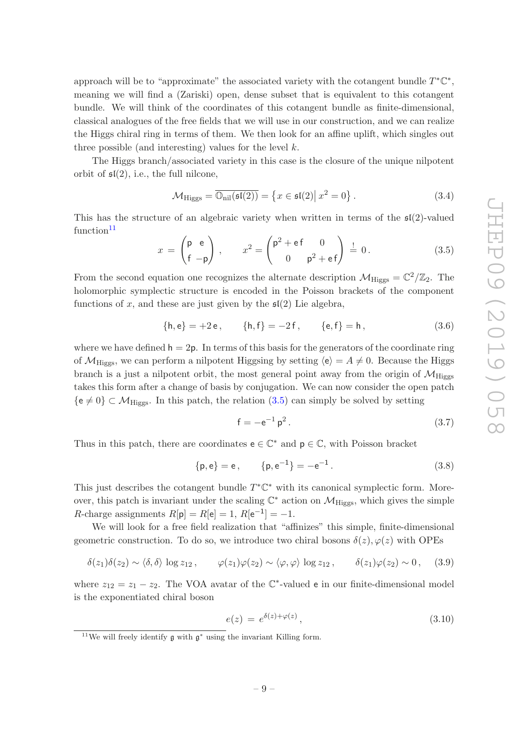approach will be to "approximate" the associated variety with the cotangent bundle $T^*\mathbb{C}^*$, meaning we will find a (Zariski) open, dense subset that is equivalent to this cotangent bundle. We will think of the coordinates of this cotangent bundle as finite-dimensional, classical analogues of the free fields that we will use in our construction, and we can realize the Higgs chiral ring in terms of them. We then look for an affine uplift, which singles out three possible (and interesting) values for the level $k$.

The Higgs branch/associated variety in this case is the closure of the unique nilpotent orbit of $\mathfrak{sl}(2)$, i.e., the full nilcone,

$$\mathcal{M}_{\text{Higgs}} = \overline{\mathbb{O}_{\text{nil}}(\mathfrak{sl}(2))} = \left\{ x \in \mathfrak{sl}(2) \middle| \, x^2 = 0 \right\}. \tag{3.4}$$

This has the structure of an algebraic variety when written in terms of the $\mathfrak{sl}(2)$-valued function[11]

$$x = \begin{pmatrix} \mathsf{p} & \mathsf{e} \\ \mathsf{f} & -\mathsf{p} \end{pmatrix}, \qquad x^2 = \begin{pmatrix} \mathsf{p}^2 + \mathsf{e}\,\mathsf{f} & 0 \\ 0 & \mathsf{p}^2 + \mathsf{e}\,\mathsf{f} \end{pmatrix} \stackrel{!}{=} 0. \tag{3.5}$$

From the second equation one recognizes the alternate description $\mathcal{M}_{\text{Higgs}} = \mathbb{C}^2/\mathbb{Z}_2$. The holomorphic symplectic structure is encoded in the Poisson brackets of the component functions of $x$, and these are just given by the $\mathfrak{sl}(2)$ Lie algebra,

$$\{\mathsf{h}, \mathsf{e}\} = +2\,\mathsf{e}, \qquad \{\mathsf{h}, \mathsf{f}\} = -2\,\mathsf{f}, \qquad \{\mathsf{e}, \mathsf{f}\} = \mathsf{h}, \tag{3.6}$$

where we have defined $\mathsf{h} = 2\mathsf{p}$. In terms of this basis for the generators of the coordinate ring of $\mathcal{M}_{\text{Higgs}}$, we can perform a nilpotent Higgsing by setting $\langle \mathsf{e} \rangle = A \neq 0$. Because the Higgs branch is a just a nilpotent orbit, the most general point away from the origin of $\mathcal{M}_{\text{Higgs}}$ takes this form after a change of basis by conjugation. We can now consider the open patch $\{\mathsf{e} \neq 0\} \subset \mathcal{M}_{\text{Higgs}}$. In this patch, the relation (3.5) can simply be solved by setting

$$\mathsf{f} = -\mathsf{e}^{-1}\,\mathsf{p}^2. \tag{3.7}$$

Thus in this patch, there are coordinates $\mathsf{e} \in \mathbb{C}^*$ and $\mathsf{p} \in \mathbb{C}$, with Poisson bracket

$$\{\mathsf{p}, \mathsf{e}\} = \mathsf{e}, \qquad \{\mathsf{p}, \mathsf{e}^{-1}\} = -\mathsf{e}^{-1}. \tag{3.8}$$

This just describes the cotangent bundle $T^*\mathbb{C}^*$ with its canonical symplectic form. Moreover, this patch is invariant under the scaling $\mathbb{C}^*$ action on $\mathcal{M}_{\text{Higgs}}$, which gives the simple $R$-charge assignments $R[\mathsf{p}] = R[\mathsf{e}] = 1$, $R[\mathsf{e}^{-1}] = -1$.

We will look for a free field realization that "affinizes" this simple, finite-dimensional geometric construction. To do so, we introduce two chiral bosons $\delta(z), \varphi(z)$ with OPEs

$$\delta(z_1)\delta(z_2) \sim \langle \delta, \delta \rangle \, \log z_{12}\,, \qquad \varphi(z_1)\varphi(z_2) \sim \langle \varphi, \varphi \rangle \, \log z_{12}\,, \qquad \delta(z_1)\varphi(z_2) \sim 0\,, \tag{3.9}$$

where $z_{12} = z_1 - z_2$. The VOA avatar of the $\mathbb{C}^*$-valued $\mathsf{e}$ in our finite-dimensional model is the exponentiated chiral boson

$$e(z) = e^{\delta(z) + \varphi(z)}, \tag{3.10}$$

[11] We will freely identify $\mathfrak{g}$ with $\mathfrak{g}^*$ using the invariant Killing form.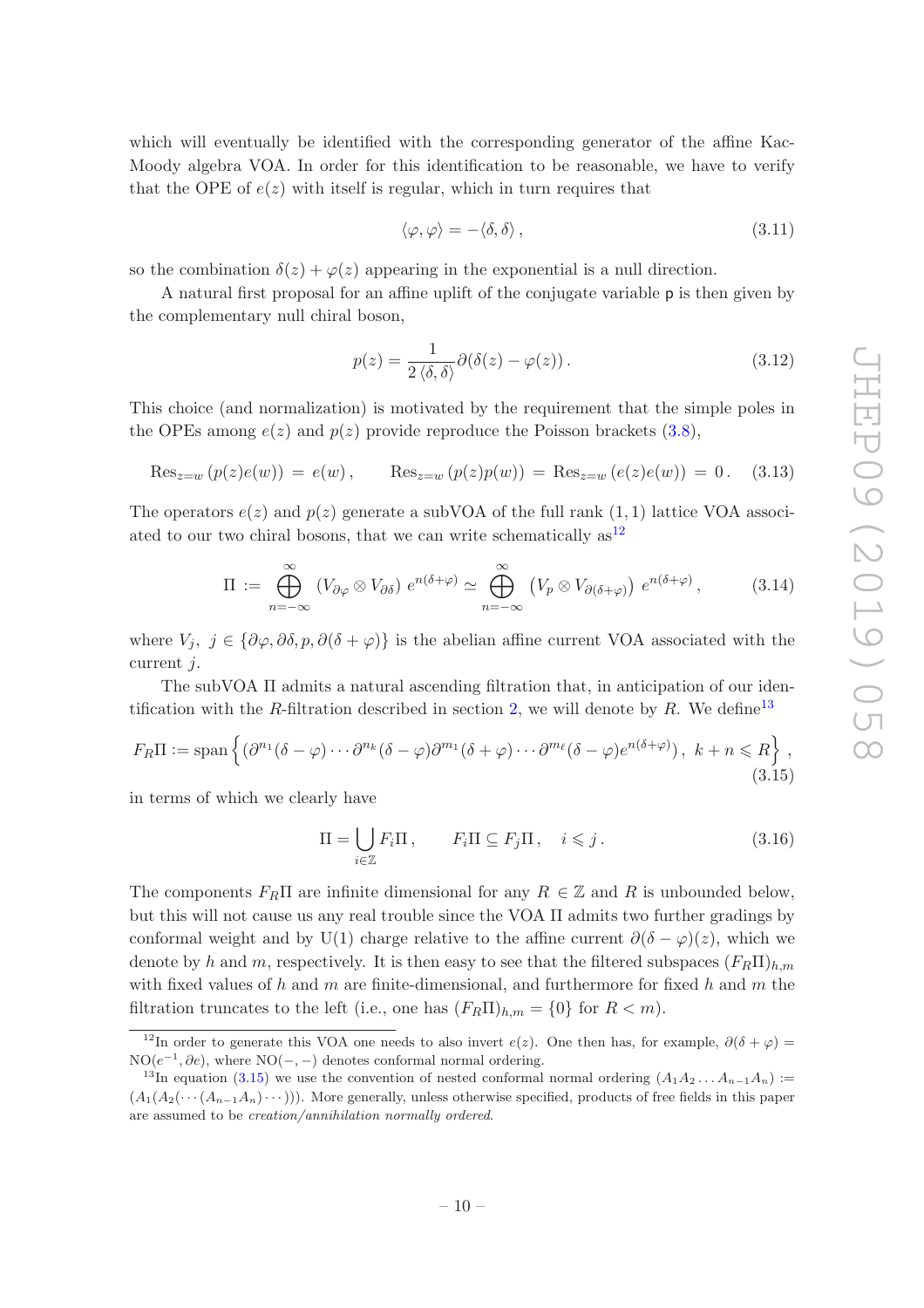which will eventually be identified with the corresponding generator of the affine Kac-Moody algebra VOA. In order for this identification to be reasonable, we have to verify that the OPE of $e(z)$ with itself is regular, which in turn requires that

$$\langle \varphi, \varphi \rangle = -\langle \delta, \delta \rangle \,, \tag{3.11}$$

so the combination $\delta(z) + \varphi(z)$ appearing in the exponential is a null direction.

A natural first proposal for an affine uplift of the conjugate variable $\mathsf{p}$ is then given by the complementary null chiral boson,

$$p(z) = \frac{1}{2\,\langle \delta, \delta \rangle} \partial(\delta(z) - \varphi(z)) \,. \tag{3.12}$$

This choice (and normalization) is motivated by the requirement that the simple poles in the OPEs among $e(z)$ and $p(z)$ provide reproduce the Poisson brackets (3.8),

$$\mathrm{Res}_{z=w}\left(p(z)e(w)\right) \,=\, e(w)\,, \qquad \mathrm{Res}_{z=w}\left(p(z)p(w)\right) \,=\, \mathrm{Res}_{z=w}\left(e(z)e(w)\right) \,=\, 0\,. \tag{3.13}$$

The operators $e(z)$ and $p(z)$ generate a subVOA of the full rank $(1,1)$ lattice VOA associated to our two chiral bosons, that we can write schematically as[12]

$$\Pi \,:=\, \bigoplus_{n=-\infty}^{\infty} \left(V_{\partial\varphi} \otimes V_{\partial\delta}\right)\, e^{n(\delta+\varphi)} \simeq \bigoplus_{n=-\infty}^{\infty} \left(V_p \otimes V_{\partial(\delta+\varphi)}\right)\, e^{n(\delta+\varphi)}\,, \tag{3.14}$$

where $V_j$, $j \in \{\partial\varphi, \partial\delta, p, \partial(\delta+\varphi)\}$ is the abelian affine current VOA associated with the current $j$.

The subVOA $\Pi$ admits a natural ascending filtration that, in anticipation of our identification with the $R$-filtration described in section 2, we will denote by $R$. We define[13]

$$F_R\Pi := \mathrm{span}\left\{ \left(\partial^{n_1}(\delta-\varphi)\cdots\partial^{n_k}(\delta-\varphi)\partial^{m_1}(\delta+\varphi)\cdots\partial^{m_\ell}(\delta-\varphi)e^{n(\delta+\varphi)}\right),\ k+n \leqslant R \right\}, \tag{3.15}$$

in terms of which we clearly have

$$\Pi = \bigcup_{i\in\mathbb{Z}} F_i\Pi\,, \qquad F_i\Pi \subseteq F_j\Pi\,, \quad i \leqslant j\,. \tag{3.16}$$

The components $F_R\Pi$ are infinite dimensional for any $R \in \mathbb{Z}$ and $R$ is unbounded below, but this will not cause us any real trouble since the VOA $\Pi$ admits two further gradings by conformal weight and by U(1) charge relative to the affine current $\partial(\delta-\varphi)(z)$, which we denote by $h$ and $m$, respectively. It is then easy to see that the filtered subspaces $(F_R\Pi)_{h,m}$ with fixed values of $h$ and $m$ are finite-dimensional, and furthermore for fixed $h$ and $m$ the filtration truncates to the left (i.e., one has $(F_R\Pi)_{h,m} = \{0\}$ for $R < m$).

---

[12] In order to generate this VOA one needs to also invert $e(z)$. One then has, for example, $\partial(\delta+\varphi) = \mathrm{NO}(e^{-1}, \partial e)$, where $\mathrm{NO}(-,-)$ denotes conformal normal ordering.

[13] In equation (3.15) we use the convention of nested conformal normal ordering $(A_1 A_2 \ldots A_{n-1} A_n) := (A_1(A_2(\cdots(A_{n-1}A_n)\cdots)))$. More generally, unless otherwise specified, products of free fields in this paper are assumed to be *creation/annihilation normally ordered*.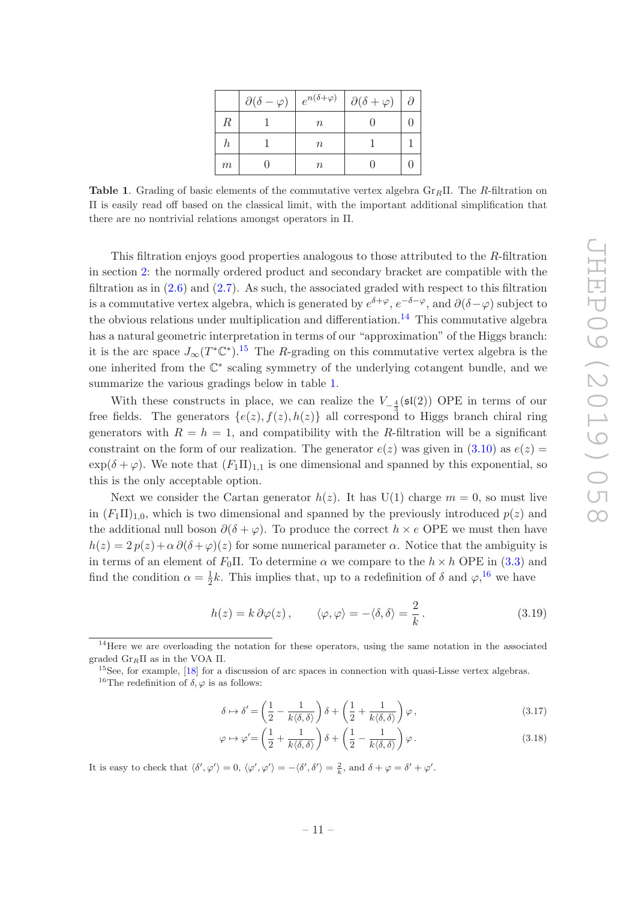|  | $\partial(\delta-\varphi)$ | $e^{n(\delta+\varphi)}$ | $\partial(\delta+\varphi)$ | $\partial$ |
|---|---|---|---|---|
| $R$ | 1 | $n$ | 0 | 0 |
| $h$ | 1 | $n$ | 1 | 1 |
| $m$ | 0 | $n$ | 0 | 0 |

**Table 1**. Grading of basic elements of the commutative vertex algebra $\mathrm{Gr}_R\Pi$. The $R$-filtration on $\Pi$ is easily read off based on the classical limit, with the important additional simplification that there are no nontrivial relations amongst operators in $\Pi$.

This filtration enjoys good properties analogous to those attributed to the $R$-filtration in section 2: the normally ordered product and secondary bracket are compatible with the filtration as in (2.6) and (2.7). As such, the associated graded with respect to this filtration is a commutative vertex algebra, which is generated by $e^{\delta+\varphi}$, $e^{-\delta-\varphi}$, and $\partial(\delta-\varphi)$ subject to the obvious relations under multiplication and differentiation.[14] This commutative algebra has a natural geometric interpretation in terms of our "approximation" of the Higgs branch: it is the arc space $J_\infty(T^*\mathbb{C}^*)$.[15] The $R$-grading on this commutative vertex algebra is the one inherited from the $\mathbb{C}^*$ scaling symmetry of the underlying cotangent bundle, and we summarize the various gradings below in table 1.

With these constructs in place, we can realize the $V_{-\frac{4}{3}}(\mathfrak{sl}(2))$ OPE in terms of our free fields. The generators $\{e(z), f(z), h(z)\}$ all correspond to Higgs branch chiral ring generators with $R = h = 1$, and compatibility with the $R$-filtration will be a significant constraint on the form of our realization. The generator $e(z)$ was given in (3.10) as $e(z) = \exp(\delta+\varphi)$. We note that $(F_1\Pi)_{1,1}$ is one dimensional and spanned by this exponential, so this is the only acceptable option.

Next we consider the Cartan generator $h(z)$. It has U(1) charge $m = 0$, so must live in $(F_1\Pi)_{1,0}$, which is two dimensional and spanned by the previously introduced $p(z)$ and the additional null boson $\partial(\delta+\varphi)$. To produce the correct $h \times e$ OPE we must then have $h(z) = 2\,p(z) + \alpha\,\partial(\delta+\varphi)(z)$ for some numerical parameter $\alpha$. Notice that the ambiguity is in terms of an element of $F_0\Pi$. To determine $\alpha$ we compare to the $h \times h$ OPE in (3.3) and find the condition $\alpha = \frac{1}{2}k$. This implies that, up to a redefinition of $\delta$ and $\varphi$,[16] we have

$$h(z) = k\,\partial\varphi(z)\,, \qquad \langle\varphi,\varphi\rangle = -\langle\delta,\delta\rangle = \frac{2}{k}\,. \tag{3.19}$$

---

[14] Here we are overloading the notation for these operators, using the same notation in the associated graded $\mathrm{Gr}_R\Pi$ as in the VOA $\Pi$.

[15] See, for example, [18] for a discussion of arc spaces in connection with quasi-Lisse vertex algebras.

[16] The redefinition of $\delta, \varphi$ is as follows:

$$\delta \mapsto \delta' = \left(\frac{1}{2} - \frac{1}{k\langle\delta,\delta\rangle}\right)\delta + \left(\frac{1}{2} + \frac{1}{k\langle\delta,\delta\rangle}\right)\varphi\,, \tag{3.17}$$

$$\varphi \mapsto \varphi' = \left(\frac{1}{2} + \frac{1}{k\langle\delta,\delta\rangle}\right)\delta + \left(\frac{1}{2} - \frac{1}{k\langle\delta,\delta\rangle}\right)\varphi\,. \tag{3.18}$$

It is easy to check that $\langle\delta',\varphi'\rangle = 0$, $\langle\varphi',\varphi'\rangle = -\langle\delta',\delta'\rangle = \frac{2}{k}$, and $\delta+\varphi = \delta'+\varphi'$.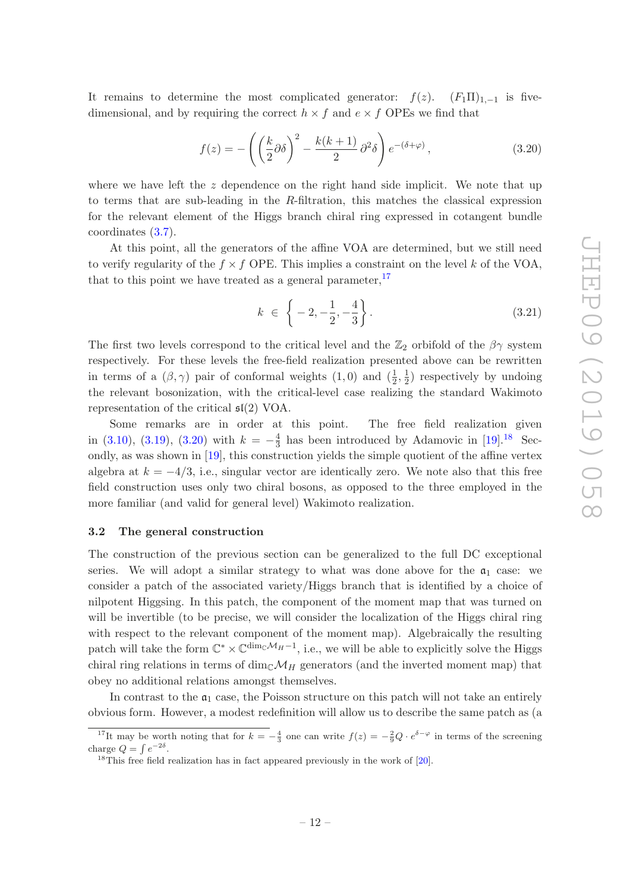It remains to determine the most complicated generator: $f(z)$. $(F_1\Pi)_{1,-1}$ is five-dimensional, and by requiring the correct $h \times f$ and $e \times f$ OPEs we find that

$$f(z) = -\left(\left(\frac{k}{2}\partial\delta\right)^2 - \frac{k(k+1)}{2}\,\partial^2\delta\right)e^{-(\delta+\varphi)}\,, \tag{3.20}$$

where we have left the $z$ dependence on the right hand side implicit. We note that up to terms that are sub-leading in the $R$-filtration, this matches the classical expression for the relevant element of the Higgs branch chiral ring expressed in cotangent bundle coordinates (3.7).

At this point, all the generators of the affine VOA are determined, but we still need to verify regularity of the $f \times f$ OPE. This implies a constraint on the level $k$ of the VOA, that to this point we have treated as a general parameter,[17]

$$k \in \left\{-2, -\frac{1}{2}, -\frac{4}{3}\right\}. \tag{3.21}$$

The first two levels correspond to the critical level and the $\mathbb{Z}_2$ orbifold of the $\beta\gamma$ system respectively. For these levels the free-field realization presented above can be rewritten in terms of a $(\beta,\gamma)$ pair of conformal weights $(1,0)$ and $(\frac{1}{2},\frac{1}{2})$ respectively by undoing the relevant bosonization, with the critical-level case realizing the standard Wakimoto representation of the critical $\mathfrak{sl}(2)$ VOA.

Some remarks are in order at this point. The free field realization given in (3.10), (3.19), (3.20) with $k = -\frac{4}{3}$ has been introduced by Adamovic in [19].[18] Secondly, as was shown in [19], this construction yields the simple quotient of the affine vertex algebra at $k = -4/3$, i.e., singular vector are identically zero. We note also that this free field construction uses only two chiral bosons, as opposed to the three employed in the more familiar (and valid for general level) Wakimoto realization.

### 3.2 The general construction

The construction of the previous section can be generalized to the full DC exceptional series. We will adopt a similar strategy to what was done above for the $\mathfrak{a}_1$ case: we consider a patch of the associated variety/Higgs branch that is identified by a choice of nilpotent Higgsing. In this patch, the component of the moment map that was turned on will be invertible (to be precise, we will consider the localization of the Higgs chiral ring with respect to the relevant component of the moment map). Algebraically the resulting patch will take the form $\mathbb{C}^* \times \mathbb{C}^{\dim_{\mathbb{C}}\mathcal{M}_H - 1}$, i.e., we will be able to explicitly solve the Higgs chiral ring relations in terms of $\dim_{\mathbb{C}}\mathcal{M}_H$ generators (and the inverted moment map) that obey no additional relations amongst themselves.

In contrast to the $\mathfrak{a}_1$ case, the Poisson structure on this patch will not take an entirely obvious form. However, a modest redefinition will allow us to describe the same patch as (a

[17] It may be worth noting that for $k = -\frac{4}{3}$ one can write $f(z) = -\frac{2}{9}Q \cdot e^{\delta-\varphi}$ in terms of the screening charge $Q = \int e^{-2\delta}$.

[18] This free field realization has in fact appeared previously in the work of [20].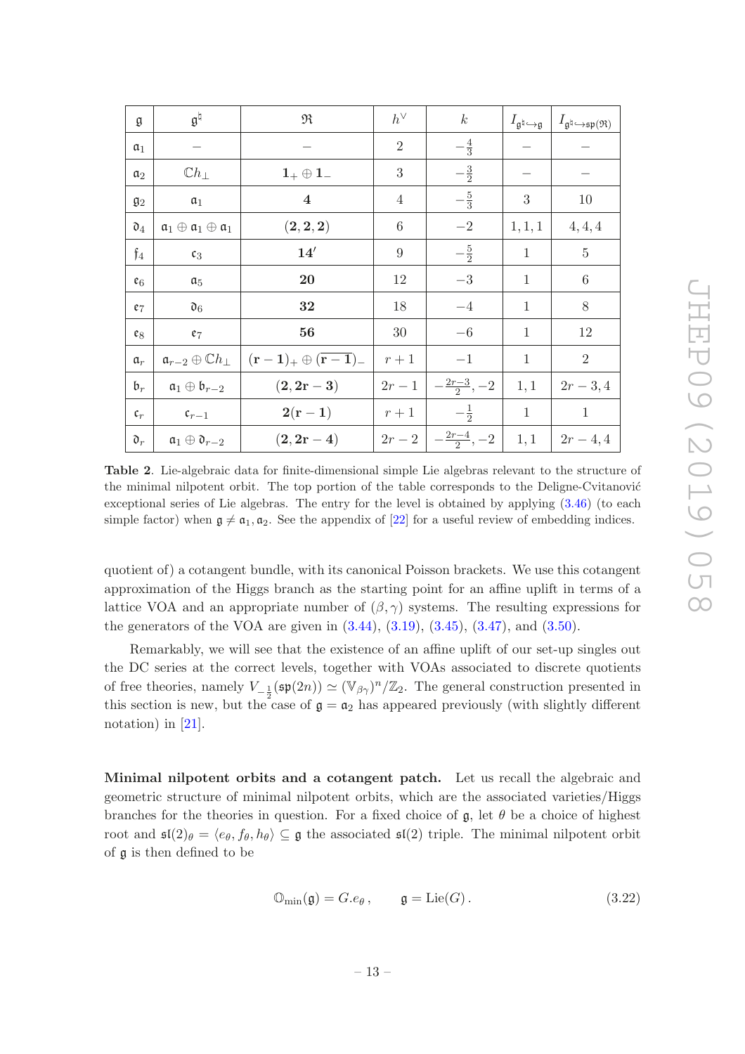| $\mathfrak{g}$ | $\mathfrak{g}^\natural$ | $\mathfrak{R}$ | $h^\vee$ | $k$ | $I_{\mathfrak{g}^\natural \hookrightarrow \mathfrak{g}}$ | $I_{\mathfrak{g}^\natural \hookrightarrow \mathfrak{sp}(\mathfrak{R})}$ |
|---|---|---|---|---|---|---|
| $\mathfrak{a}_1$ | $-$ | $-$ | $2$ | $-\frac{4}{3}$ | $-$ | $-$ |
| $\mathfrak{a}_2$ | $\mathbb{C}h_\perp$ | $\mathbf{1}_+ \oplus \mathbf{1}_-$ | $3$ | $-\frac{3}{2}$ | $-$ | $-$ |
| $\mathfrak{g}_2$ | $\mathfrak{a}_1$ | $\mathbf{4}$ | $4$ | $-\frac{5}{3}$ | $3$ | $10$ |
| $\mathfrak{d}_4$ | $\mathfrak{a}_1 \oplus \mathfrak{a}_1 \oplus \mathfrak{a}_1$ | $(\mathbf{2},\mathbf{2},\mathbf{2})$ | $6$ | $-2$ | $1,1,1$ | $4,4,4$ |
| $\mathfrak{f}_4$ | $\mathfrak{c}_3$ | $\mathbf{14}'$ | $9$ | $-\frac{5}{2}$ | $1$ | $5$ |
| $\mathfrak{e}_6$ | $\mathfrak{a}_5$ | $\mathbf{20}$ | $12$ | $-3$ | $1$ | $6$ |
| $\mathfrak{e}_7$ | $\mathfrak{d}_6$ | $\mathbf{32}$ | $18$ | $-4$ | $1$ | $8$ |
| $\mathfrak{e}_8$ | $\mathfrak{e}_7$ | $\mathbf{56}$ | $30$ | $-6$ | $1$ | $12$ |
| $\mathfrak{a}_r$ | $\mathfrak{a}_{r-2} \oplus \mathbb{C}h_\perp$ | $(\mathbf{r-1})_+ \oplus (\overline{\mathbf{r-1}})_-$ | $r+1$ | $-1$ | $1$ | $2$ |
| $\mathfrak{b}_r$ | $\mathfrak{a}_1 \oplus \mathfrak{b}_{r-2}$ | $(\mathbf{2},\mathbf{2r-3})$ | $2r-1$ | $-\frac{2r-3}{2}, -2$ | $1,1$ | $2r-3, 4$ |
| $\mathfrak{c}_r$ | $\mathfrak{c}_{r-1}$ | $\mathbf{2(r-1)}$ | $r+1$ | $-\frac{1}{2}$ | $1$ | $1$ |
| $\mathfrak{d}_r$ | $\mathfrak{a}_1 \oplus \mathfrak{d}_{r-2}$ | $(\mathbf{2},\mathbf{2r-4})$ | $2r-2$ | $-\frac{2r-4}{2}, -2$ | $1,1$ | $2r-4, 4$ |

**Table 2**. Lie-algebraic data for finite-dimensional simple Lie algebras relevant to the structure of the minimal nilpotent orbit. The top portion of the table corresponds to the Deligne-Cvitanović exceptional series of Lie algebras. The entry for the level is obtained by applying (3.46) (to each simple factor) when $\mathfrak{g} \neq \mathfrak{a}_1, \mathfrak{a}_2$. See the appendix of [22] for a useful review of embedding indices.

quotient of) a cotangent bundle, with its canonical Poisson brackets. We use this cotangent approximation of the Higgs branch as the starting point for an affine uplift in terms of a lattice VOA and an appropriate number of $(\beta,\gamma)$ systems. The resulting expressions for the generators of the VOA are given in (3.44), (3.19), (3.45), (3.47), and (3.50).

Remarkably, we will see that the existence of an affine uplift of our set-up singles out the DC series at the correct levels, together with VOAs associated to discrete quotients of free theories, namely $V_{-\frac{1}{2}}(\mathfrak{sp}(2n)) \simeq (\mathbb{V}_{\beta\gamma})^n/\mathbb{Z}_2$. The general construction presented in this section is new, but the case of $\mathfrak{g} = \mathfrak{a}_2$ has appeared previously (with slightly different notation) in [21].

**Minimal nilpotent orbits and a cotangent patch.** Let us recall the algebraic and geometric structure of minimal nilpotent orbits, which are the associated varieties/Higgs branches for the theories in question. For a fixed choice of $\mathfrak{g}$, let $\theta$ be a choice of highest root and $\mathfrak{sl}(2)_\theta = \langle e_\theta, f_\theta, h_\theta\rangle \subseteq \mathfrak{g}$ the associated $\mathfrak{sl}(2)$ triple. The minimal nilpotent orbit of $\mathfrak{g}$ is then defined to be

$$\mathbb{O}_{\min}(\mathfrak{g}) = G.e_\theta\,, \qquad \mathfrak{g} = \mathrm{Lie}(G)\,. \tag{3.22}$$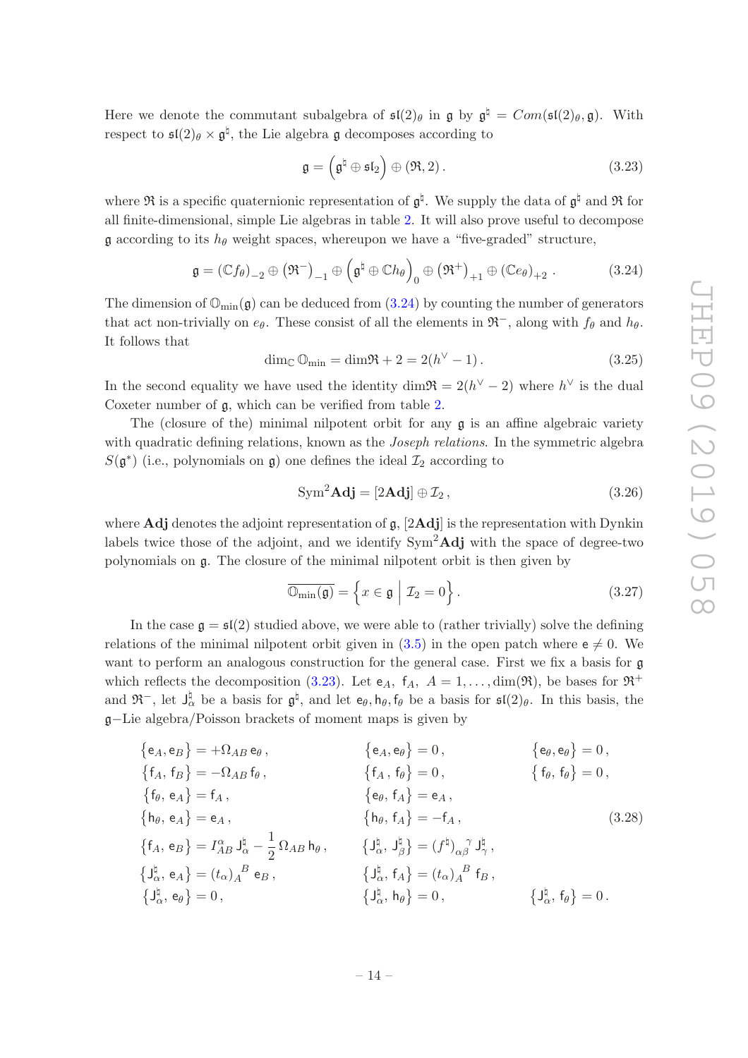Here we denote the commutant subalgebra of $\mathfrak{sl}(2)_\theta$ in $\mathfrak{g}$ by $\mathfrak{g}^\natural = Com(\mathfrak{sl}(2)_\theta, \mathfrak{g})$. With respect to $\mathfrak{sl}(2)_\theta \times \mathfrak{g}^\natural$, the Lie algebra $\mathfrak{g}$ decomposes according to

$$\mathfrak{g} = \left(\mathfrak{g}^\natural \oplus \mathfrak{sl}_2\right) \oplus (\mathfrak{R}, 2)\,. \tag{3.23}$$

where $\mathfrak{R}$ is a specific quaternionic representation of $\mathfrak{g}^\natural$. We supply the data of $\mathfrak{g}^\natural$ and $\mathfrak{R}$ for all finite-dimensional, simple Lie algebras in table 2. It will also prove useful to decompose $\mathfrak{g}$ according to its $h_\theta$ weight spaces, whereupon we have a "five-graded" structure,

$$\mathfrak{g} = (\mathbb{C}f_\theta)_{-2} \oplus \left(\mathfrak{R}^-\right)_{-1} \oplus \left(\mathfrak{g}^\natural \oplus \mathbb{C}h_\theta\right)_0 \oplus \left(\mathfrak{R}^+\right)_{+1} \oplus (\mathbb{C}e_\theta)_{+2}\,. \tag{3.24}$$

The dimension of $\mathbb{O}_{\min}(\mathfrak{g})$ can be deduced from (3.24) by counting the number of generators that act non-trivially on $e_\theta$. These consist of all the elements in $\mathfrak{R}^-$, along with $f_\theta$ and $h_\theta$. It follows that

$$\dim_{\mathbb{C}} \mathbb{O}_{\min} = \dim\mathfrak{R} + 2 = 2(h^\vee - 1)\,. \tag{3.25}$$

In the second equality we have used the identity $\dim\mathfrak{R} = 2(h^\vee - 2)$ where $h^\vee$ is the dual Coxeter number of $\mathfrak{g}$, which can be verified from table 2.

The (closure of the) minimal nilpotent orbit for any $\mathfrak{g}$ is an affine algebraic variety with quadratic defining relations, known as the *Joseph relations*. In the symmetric algebra $S(\mathfrak{g}^*)$ (i.e., polynomials on $\mathfrak{g}$) one defines the ideal $\mathcal{I}_2$ according to

$$\mathrm{Sym}^2\mathbf{Adj} = [2\mathbf{Adj}] \oplus \mathcal{I}_2\,, \tag{3.26}$$

where $\mathbf{Adj}$ denotes the adjoint representation of $\mathfrak{g}$, $[2\mathbf{Adj}]$ is the representation with Dynkin labels twice those of the adjoint, and we identify $\mathrm{Sym}^2\mathbf{Adj}$ with the space of degree-two polynomials on $\mathfrak{g}$. The closure of the minimal nilpotent orbit is then given by

$$\overline{\mathbb{O}_{\min}(\mathfrak{g})} = \left\{ x \in \mathfrak{g} \;\middle|\; \mathcal{I}_2 = 0 \right\}. \tag{3.27}$$

In the case $\mathfrak{g} = \mathfrak{sl}(2)$ studied above, we were able to (rather trivially) solve the defining relations of the minimal nilpotent orbit given in (3.5) in the open patch where $\mathsf{e} \neq 0$. We want to perform an analogous construction for the general case. First we fix a basis for $\mathfrak{g}$ which reflects the decomposition (3.23). Let $\mathsf{e}_A$, $\mathsf{f}_A$, $A = 1, \ldots, \dim(\mathfrak{R})$, be bases for $\mathfrak{R}^+$ and $\mathfrak{R}^-$, let $\mathsf{J}^\natural_\alpha$ be a basis for $\mathfrak{g}^\natural$, and let $\mathsf{e}_\theta, \mathsf{h}_\theta, \mathsf{f}_\theta$ be a basis for $\mathfrak{sl}(2)_\theta$. In this basis, the $\mathfrak{g}-$Lie algebra/Poisson brackets of moment maps is given by

$$\begin{aligned}
&\{\mathsf{e}_A, \mathsf{e}_B\} = +\Omega_{AB}\,\mathsf{e}_\theta\,, && \{\mathsf{e}_A, \mathsf{e}_\theta\} = 0\,, && \{\mathsf{e}_\theta, \mathsf{e}_\theta\} = 0\,,\\
&\{\mathsf{f}_A, \mathsf{f}_B\} = -\Omega_{AB}\,\mathsf{f}_\theta\,, && \{\mathsf{f}_A\,, \mathsf{f}_\theta\} = 0\,, && \{\mathsf{f}_\theta, \mathsf{f}_\theta\} = 0\,,\\
&\{\mathsf{f}_\theta, \mathsf{e}_A\} = \mathsf{f}_A\,, && \{\mathsf{e}_\theta, \mathsf{f}_A\} = \mathsf{e}_A\,, &&\\
&\{\mathsf{h}_\theta, \mathsf{e}_A\} = \mathsf{e}_A\,, && \{\mathsf{h}_\theta, \mathsf{f}_A\} = -\mathsf{f}_A\,, &&\\
&\{\mathsf{f}_A, \mathsf{e}_B\} = I^\alpha_{AB}\,\mathsf{J}^\natural_\alpha - \frac{1}{2}\Omega_{AB}\,\mathsf{h}_\theta\,, && \{\mathsf{J}^\natural_\alpha, \mathsf{J}^\natural_\beta\} = (f^\natural)_{\alpha\beta}{}^\gamma\,\mathsf{J}^\natural_\gamma\,, &&\\
&\{\mathsf{J}^\natural_\alpha, \mathsf{e}_A\} = (t_\alpha)_A{}^B\,\mathsf{e}_B\,, && \{\mathsf{J}^\natural_\alpha, \mathsf{f}_A\} = (t_\alpha)_A{}^B\,\mathsf{f}_B\,, &&\\
&\{\mathsf{J}^\natural_\alpha, \mathsf{e}_\theta\} = 0\,, && \{\mathsf{J}^\natural_\alpha, \mathsf{h}_\theta\} = 0\,, && \{\mathsf{J}^\natural_\alpha, \mathsf{f}_\theta\} = 0\,.
\end{aligned} \tag{3.28}$$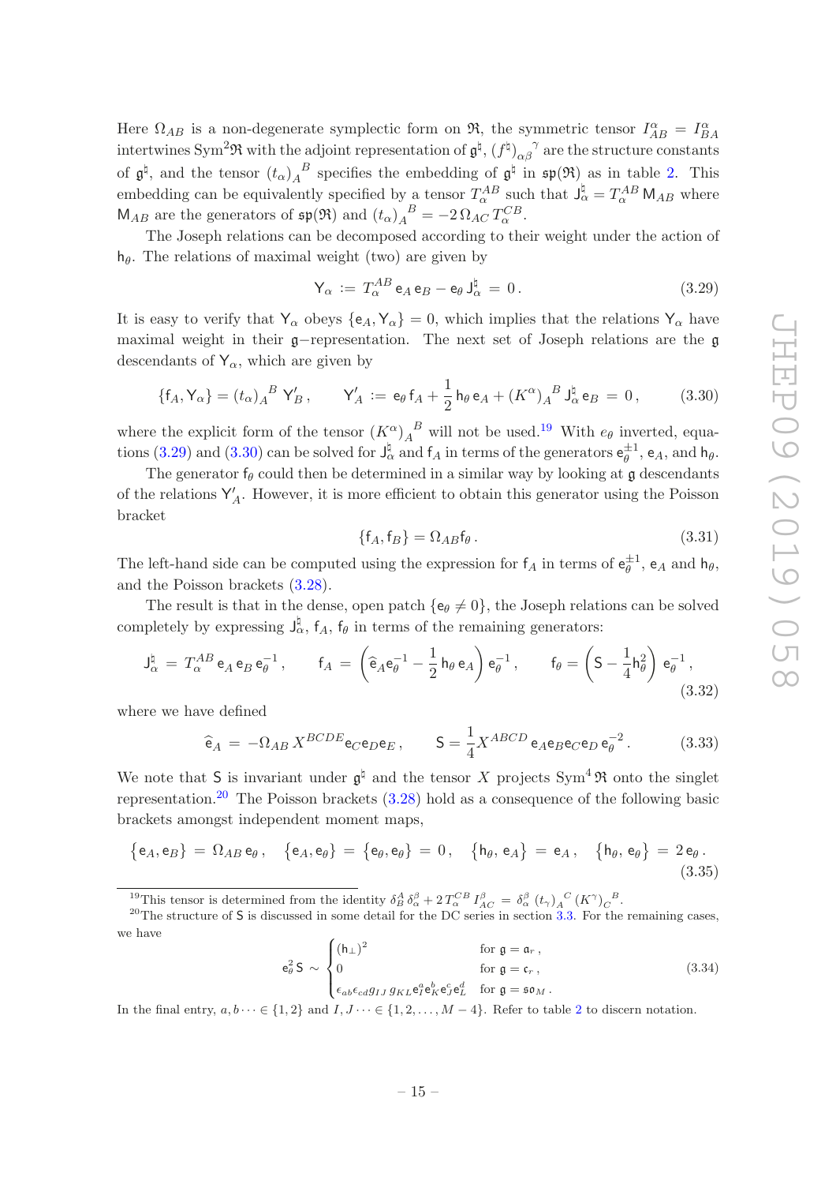Here $\Omega_{AB}$ is a non-degenerate symplectic form on $\mathfrak{R}$, the symmetric tensor $I^{\alpha}_{AB} = I^{\alpha}_{BA}$ intertwines $\mathrm{Sym}^2\mathfrak{R}$ with the adjoint representation of $\mathfrak{g}^\natural$, $(f^\natural)_{\alpha\beta}{}^{\gamma}$ are the structure constants of $\mathfrak{g}^\natural$, and the tensor $(t_\alpha)_A{}^B$ specifies the embedding of $\mathfrak{g}^\natural$ in $\mathfrak{sp}(\mathfrak{R})$ as in table 2. This embedding can be equivalently specified by a tensor $T^{AB}_\alpha$ such that $\mathsf{J}^\natural_\alpha = T^{AB}_\alpha \mathsf{M}_{AB}$ where $\mathsf{M}_{AB}$ are the generators of $\mathfrak{sp}(\mathfrak{R})$ and $(t_\alpha)_A{}^B = -2\,\Omega_{AC}\,T^{CB}_\alpha$.

The Joseph relations can be decomposed according to their weight under the action of $\mathsf{h}_\theta$. The relations of maximal weight (two) are given by

$$\mathsf{Y}_\alpha \,:=\, T^{AB}_\alpha\,\mathsf{e}_A\,\mathsf{e}_B - \mathsf{e}_\theta\,\mathsf{J}^\natural_\alpha \,=\, 0\,. \tag{3.29}$$

It is easy to verify that $\mathsf{Y}_\alpha$ obeys $\{\mathsf{e}_A, \mathsf{Y}_\alpha\} = 0$, which implies that the relations $\mathsf{Y}_\alpha$ have maximal weight in their $\mathfrak{g}-$representation. The next set of Joseph relations are the $\mathfrak{g}$ descendants of $\mathsf{Y}_\alpha$, which are given by

$$\{\mathsf{f}_A, \mathsf{Y}_\alpha\} = (t_\alpha)_A{}^B\,\mathsf{Y}'_B\,, \qquad \mathsf{Y}'_A \,:=\, \mathsf{e}_\theta\,\mathsf{f}_A + \frac{1}{2}\,\mathsf{h}_\theta\,\mathsf{e}_A + (K^\alpha)_A{}^B\,\mathsf{J}^\natural_\alpha\,\mathsf{e}_B \,=\, 0\,, \tag{3.30}$$

where the explicit form of the tensor $(K^\alpha)_A{}^B$ will not be used.[19] With $e_\theta$ inverted, equations (3.29) and (3.30) can be solved for $\mathsf{J}^\natural_\alpha$ and $\mathsf{f}_A$ in terms of the generators $\mathsf{e}^{\pm1}_\theta$, $\mathsf{e}_A$, and $\mathsf{h}_\theta$.

The generator $\mathsf{f}_\theta$ could then be determined in a similar way by looking at $\mathfrak{g}$ descendants of the relations $\mathsf{Y}'_A$. However, it is more efficient to obtain this generator using the Poisson bracket

$$\{\mathsf{f}_A, \mathsf{f}_B\} = \Omega_{AB}\mathsf{f}_\theta\,. \tag{3.31}$$

The left-hand side can be computed using the expression for $\mathsf{f}_A$ in terms of $\mathsf{e}^{\pm1}_\theta$, $\mathsf{e}_A$ and $\mathsf{h}_\theta$, and the Poisson brackets (3.28).

The result is that in the dense, open patch $\{\mathsf{e}_\theta \neq 0\}$, the Joseph relations can be solved completely by expressing $\mathsf{J}^\natural_\alpha$, $\mathsf{f}_A$, $\mathsf{f}_\theta$ in terms of the remaining generators:

$$\mathsf{J}^\natural_\alpha \,=\, T^{AB}_\alpha\,\mathsf{e}_A\,\mathsf{e}_B\,\mathsf{e}_\theta^{-1}\,, \qquad \mathsf{f}_A \,=\, \left(\widehat{\mathsf{e}}_A\mathsf{e}_\theta^{-1} - \frac{1}{2}\,\mathsf{h}_\theta\,\mathsf{e}_A\right)\mathsf{e}_\theta^{-1}\,, \qquad \mathsf{f}_\theta = \left(\mathsf{S} - \frac{1}{4}\mathsf{h}^2_\theta\right)\,\mathsf{e}_\theta^{-1}\,, \tag{3.32}$$

where we have defined

$$\widehat{\mathsf{e}}_A \,=\, -\Omega_{AB}\,X^{BCDE}\mathsf{e}_C\mathsf{e}_D\mathsf{e}_E\,, \qquad \mathsf{S} = \frac{1}{4}X^{ABCD}\,\mathsf{e}_A\mathsf{e}_B\mathsf{e}_C\mathsf{e}_D\,\mathsf{e}_\theta^{-2}\,. \tag{3.33}$$

We note that $\mathsf{S}$ is invariant under $\mathfrak{g}^\natural$ and the tensor $X$ projects $\mathrm{Sym}^4\,\mathfrak{R}$ onto the singlet representation.[20] The Poisson brackets (3.28) hold as a consequence of the following basic brackets amongst independent moment maps,

$$\left\{\mathsf{e}_A, \mathsf{e}_B\right\} \,=\, \Omega_{AB}\,\mathsf{e}_\theta\,, \quad \left\{\mathsf{e}_A, \mathsf{e}_\theta\right\} = \left\{\mathsf{e}_\theta, \mathsf{e}_\theta\right\} = 0\,, \quad \left\{\mathsf{h}_\theta, \mathsf{e}_A\right\} = \mathsf{e}_A\,, \quad \left\{\mathsf{h}_\theta, \mathsf{e}_\theta\right\} \,=\, 2\,\mathsf{e}_\theta\,. \tag{3.35}$$

---

[19] This tensor is determined from the identity $\delta^A_B\,\delta^\beta_\alpha + 2\,T^{CB}_\alpha\,I^\beta_{AC} \,=\, \delta^\beta_\alpha\,(t_\gamma)_A{}^C\,(K^\gamma)_C{}^B$.

[20] The structure of $\mathsf{S}$ is discussed in some detail for the DC series in section 3.3. For the remaining cases, we have

$$\mathsf{e}^2_\theta\,\mathsf{S} \,\sim\, \begin{cases} (\mathsf{h}_\perp)^2 & \text{for } \mathfrak{g} = \mathfrak{a}_r\,, \\ 0 & \text{for } \mathfrak{g} = \mathfrak{c}_r\,, \\ \epsilon_{ab}\epsilon_{cd}\,g_{IJ}\,g_{KL}\,\mathsf{e}^a_I\mathsf{e}^b_K\mathsf{e}^c_J\mathsf{e}^d_L & \text{for } \mathfrak{g} = \mathfrak{so}_M\,. \end{cases} \tag{3.34}$$

In the final entry, $a, b \cdots \in \{1, 2\}$ and $I, J \cdots \in \{1, 2, \ldots, M-4\}$. Refer to table 2 to discern notation.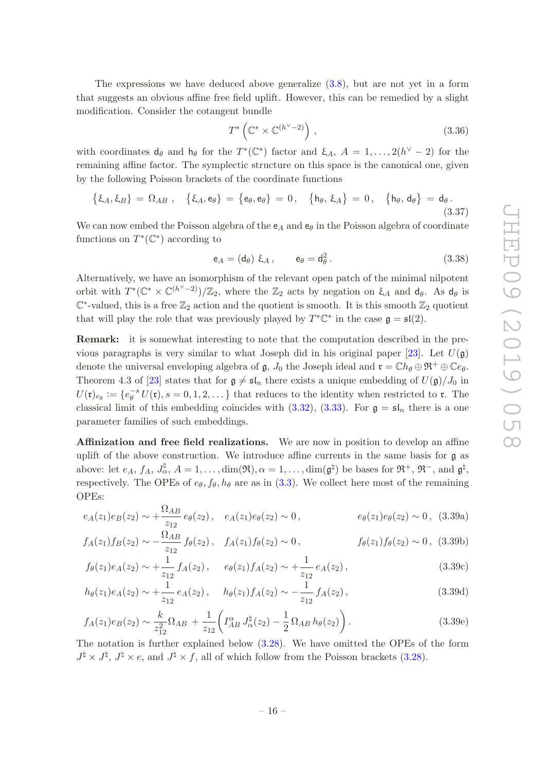The expressions we have deduced above generalize (3.8), but are not yet in a form that suggests an obvious affine free field uplift. However, this can be remedied by a slight modification. Consider the cotangent bundle

$$T^*\left(\mathbb{C}^* \times \mathbb{C}^{(h^\vee-2)}\right), \tag{3.36}$$

with coordinates $\mathsf{d}_\theta$ and $\mathsf{h}_\theta$ for the $T^*(\mathbb{C}^*)$ factor and $\xi_A$, $A = 1, \ldots, 2(h^\vee - 2)$ for the remaining affine factor. The symplectic structure on this space is the canonical one, given by the following Poisson brackets of the coordinate functions

$$\{\xi_A, \xi_B\} = \Omega_{AB}\,, \quad \{\xi_A, \mathsf{e}_\theta\} = \{\mathsf{e}_\theta, \mathsf{e}_\theta\} = 0\,, \quad \{\mathsf{h}_\theta, \xi_A\} = 0\,, \quad \{\mathsf{h}_\theta, \mathsf{d}_\theta\} = \mathsf{d}_\theta\,. \tag{3.37}$$

We can now embed the Poisson algebra of the $\mathsf{e}_A$ and $\mathsf{e}_\theta$ in the Poisson algebra of coordinate functions on $T^*(\mathbb{C}^*)$ according to

$$\mathsf{e}_A = (\mathsf{d}_\theta)\ \xi_A\,, \qquad \mathsf{e}_\theta = \mathsf{d}_\theta^2\,. \tag{3.38}$$

Alternatively, we have an isomorphism of the relevant open patch of the minimal nilpotent orbit with $T^*(\mathbb{C}^* \times \mathbb{C}^{(h^\vee-2)})/\mathbb{Z}_2$, where the $\mathbb{Z}_2$ acts by negation on $\xi_A$ and $\mathsf{d}_\theta$. As $\mathsf{d}_\theta$ is $\mathbb{C}^*$-valued, this is a free $\mathbb{Z}_2$ action and the quotient is smooth. It is this smooth $\mathbb{Z}_2$ quotient that will play the role that was previously played by $T^*\mathbb{C}^*$ in the case $\mathfrak{g} = \mathfrak{sl}(2)$.

**Remark:** it is somewhat interesting to note that the computation described in the previous paragraphs is very similar to what Joseph did in his original paper [23]. Let $U(\mathfrak{g})$ denote the universal enveloping algebra of $\mathfrak{g}$, $J_0$ the Joseph ideal and $\mathfrak{r} = \mathbb{C}h_\theta \oplus \mathfrak{R}^+ \oplus \mathbb{C}e_\theta$. Theorem 4.3 of [23] states that for $\mathfrak{g} \neq \mathfrak{sl}_n$ there exists a unique embedding of $U(\mathfrak{g})/J_0$ in $U(\mathfrak{r})_{e_\theta} := \{e_\theta^{-s}U(\mathfrak{r}), s = 0, 1, 2, \ldots\}$ that reduces to the identity when restricted to $\mathfrak{r}$. The classical limit of this embedding coincides with (3.32), (3.33). For $\mathfrak{g} = \mathfrak{sl}_n$ there is a one parameter families of such embeddings.

**Affinization and free field realizations.** We are now in position to develop an affine uplift of the above construction. We introduce affine currents in the same basis for $\mathfrak{g}$ as above: let $e_A$, $f_A$, $J^\natural_\alpha$, $A = 1, \ldots, \dim(\mathfrak{R}), \alpha = 1, \ldots, \dim(\mathfrak{g}^\natural)$ be bases for $\mathfrak{R}^+$, $\mathfrak{R}^-$, and $\mathfrak{g}^\natural$, respectively. The OPEs of $e_\theta, f_\theta, h_\theta$ are as in (3.3). We collect here most of the remaining OPEs:

$$e_A(z_1)e_B(z_2) \sim +\frac{\Omega_{AB}}{z_{12}}\,e_\theta(z_2)\,, \quad e_A(z_1)e_\theta(z_2) \sim 0\,, \qquad e_\theta(z_1)e_\theta(z_2) \sim 0\,, \tag{3.39a}$$

$$f_A(z_1)f_B(z_2) \sim -\frac{\Omega_{AB}}{z_{12}}\,f_\theta(z_2)\,, \quad f_A(z_1)f_\theta(z_2) \sim 0\,, \qquad f_\theta(z_1)f_\theta(z_2) \sim 0\,, \tag{3.39b}$$

$$f_\theta(z_1)e_A(z_2) \sim +\frac{1}{z_{12}}\,f_A(z_2)\,, \quad e_\theta(z_1)f_A(z_2) \sim +\frac{1}{z_{12}}\,e_A(z_2)\,, \tag{3.39c}$$

$$h_\theta(z_1)e_A(z_2) \sim +\frac{1}{z_{12}}\,e_A(z_2)\,, \quad h_\theta(z_1)f_A(z_2) \sim -\frac{1}{z_{12}}\,f_A(z_2)\,, \tag{3.39d}$$

$$f_A(z_1)e_B(z_2) \sim \frac{k}{z_{12}^2}\Omega_{AB} + \frac{1}{z_{12}}\left(I^\alpha_{AB}\,J^\natural_\alpha(z_2) - \frac{1}{2}\,\Omega_{AB}\,h_\theta(z_2)\right). \tag{3.39e}$$

The notation is further explained below (3.28). We have omitted the OPEs of the form $J^\natural \times J^\natural$, $J^\natural \times e$, and $J^\natural \times f$, all of which follow from the Poisson brackets (3.28).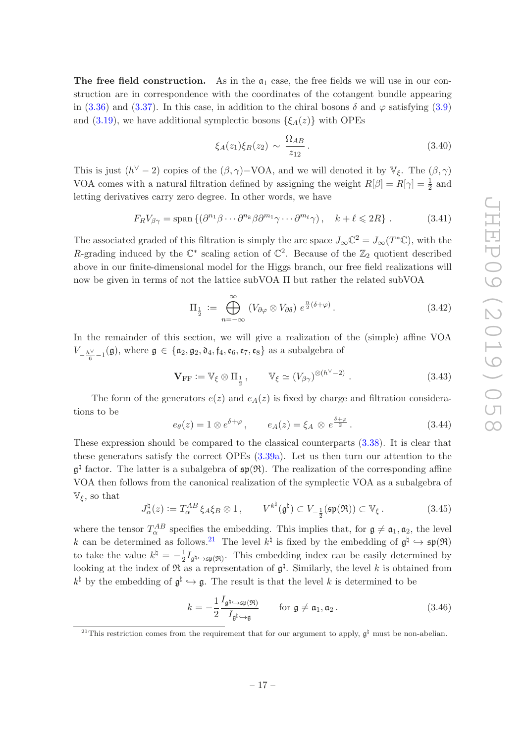**The free field construction.** As in the $\mathfrak{a}_1$ case, the free fields we will use in our construction are in correspondence with the coordinates of the cotangent bundle appearing in (3.36) and (3.37). In this case, in addition to the chiral bosons $\delta$ and $\varphi$ satisfying (3.9) and (3.19), we have additional symplectic bosons $\{\xi_A(z)\}$ with OPEs

$$\xi_A(z_1)\xi_B(z_2) \sim \frac{\Omega_{AB}}{z_{12}}\,. \tag{3.40}$$

This is just $(h^\vee - 2)$ copies of the $(\beta,\gamma)$−VOA, and we will denoted it by $\mathbb{V}_\xi$. The $(\beta,\gamma)$ VOA comes with a natural filtration defined by assigning the weight $R[\beta] = R[\gamma] = \frac{1}{2}$ and letting derivatives carry zero degree. In other words, we have

$$F_R V_{\beta\gamma} = \operatorname{span}\left\{(\partial^{n_1}\beta\cdots\partial^{n_k}\beta\partial^{m_1}\gamma\cdots\partial^{m_\ell}\gamma)\,,\quad k+\ell \leqslant 2R\right\}. \tag{3.41}$$

The associated graded of this filtration is simply the arc space $J_\infty\mathbb{C}^2 = J_\infty(T^*\mathbb{C})$, with the $R$-grading induced by the $\mathbb{C}^*$ scaling action of $\mathbb{C}^2$. Because of the $\mathbb{Z}_2$ quotient described above in our finite-dimensional model for the Higgs branch, our free field realizations will now be given in terms of not the lattice subVOA $\Pi$ but rather the related subVOA

$$\Pi_{\frac{1}{2}} := \bigoplus_{n=-\infty}^{\infty} (V_{\partial\varphi}\otimes V_{\partial\delta})\, e^{\frac{n}{2}(\delta+\varphi)}\,. \tag{3.42}$$

In the remainder of this section, we will give a realization of the (simple) affine VOA $V_{-\frac{h^\vee}{6}-1}(\mathfrak{g})$, where $\mathfrak{g} \in \{\mathfrak{a}_2, \mathfrak{g}_2, \mathfrak{d}_4, \mathfrak{f}_4, \mathfrak{e}_6, \mathfrak{e}_7, \mathfrak{e}_8\}$ as a subalgebra of

$$\mathbf{V}_{\rm FF} := \mathbb{V}_\xi \otimes \Pi_{\frac{1}{2}}\,,\qquad \mathbb{V}_\xi \simeq (V_{\beta\gamma})^{\otimes(h^\vee-2)}\,. \tag{3.43}$$

The form of the generators $e(z)$ and $e_A(z)$ is fixed by charge and filtration considerations to be

$$e_\theta(z) = 1\otimes e^{\delta+\varphi}\,,\qquad e_A(z) = \xi_A\,\otimes\, e^{\frac{\delta+\varphi}{2}}\,. \tag{3.44}$$

These expression should be compared to the classical counterparts (3.38). It is clear that these generators satisfy the correct OPEs (3.39a). Let us then turn our attention to the $\mathfrak{g}^\natural$ factor. The latter is a subalgebra of $\mathfrak{sp}(\mathfrak{R})$. The realization of the corresponding affine VOA then follows from the canonical realization of the symplectic VOA as a subalgebra of $\mathbb{V}_\xi$, so that

$$J^\natural_\alpha(z) := T^{AB}_\alpha\,\xi_A\xi_B\otimes 1\,,\qquad V^{k^\natural}(\mathfrak{g}^\natural)\subset V_{-\frac{1}{2}}(\mathfrak{sp}(\mathfrak{R}))\subset\mathbb{V}_\xi\,. \tag{3.45}$$

where the tensor $T^{AB}_\alpha$ specifies the embedding. This implies that, for $\mathfrak{g}\neq\mathfrak{a}_1,\mathfrak{a}_2$, the level $k$ can be determined as follows.[21] The level $k^\natural$ is fixed by the embedding of $\mathfrak{g}^\natural\hookrightarrow\mathfrak{sp}(\mathfrak{R})$ to take the value $k^\natural = -\frac{1}{2}I_{\mathfrak{g}^\natural\hookrightarrow\mathfrak{sp}(\mathfrak{R})}$. This embedding index can be easily determined by looking at the index of $\mathfrak{R}$ as a representation of $\mathfrak{g}^\natural$. Similarly, the level $k$ is obtained from $k^\natural$ by the embedding of $\mathfrak{g}^\natural\hookrightarrow\mathfrak{g}$. The result is that the level $k$ is determined to be

$$k = -\frac{1}{2}\frac{I_{\mathfrak{g}^\natural\hookrightarrow\mathfrak{sp}(\mathfrak{R})}}{I_{\mathfrak{g}^\natural\hookrightarrow\mathfrak{g}}}\qquad\text{for }\mathfrak{g}\neq\mathfrak{a}_1,\mathfrak{a}_2\,. \tag{3.46}$$

[21] This restriction comes from the requirement that for our argument to apply, $\mathfrak{g}^\natural$ must be non-abelian.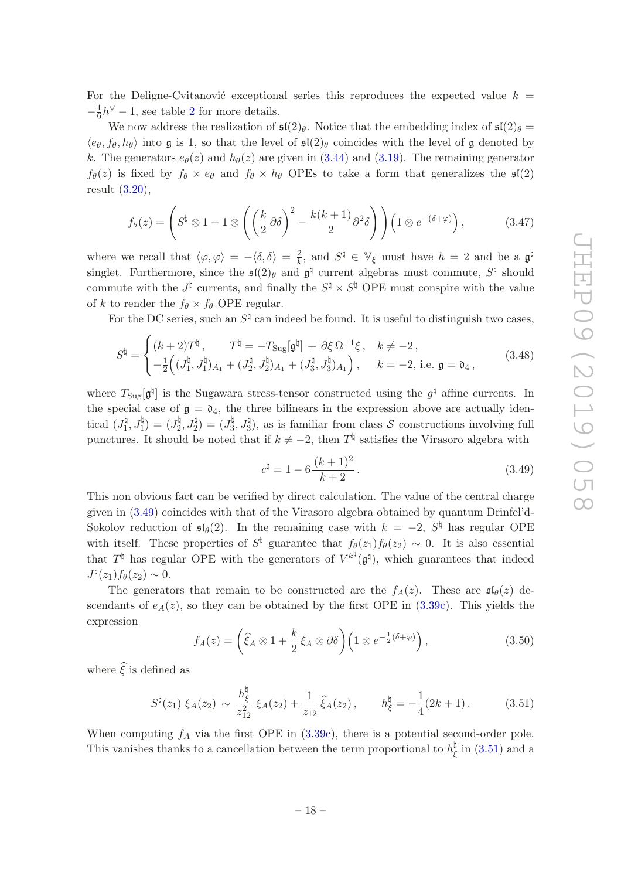For the Deligne-Cvitanović exceptional series this reproduces the expected value $k = -\frac{1}{6}h^\vee - 1$, see table 2 for more details.

We now address the realization of $\mathfrak{sl}(2)_\theta$. Notice that the embedding index of $\mathfrak{sl}(2)_\theta = \langle e_\theta, f_\theta, h_\theta \rangle$ into $\mathfrak{g}$ is 1, so that the level of $\mathfrak{sl}(2)_\theta$ coincides with the level of $\mathfrak{g}$ denoted by $k$. The generators $e_\theta(z)$ and $h_\theta(z)$ are given in (3.44) and (3.19). The remaining generator $f_\theta(z)$ is fixed by $f_\theta \times e_\theta$ and $f_\theta \times h_\theta$ OPEs to take a form that generalizes the $\mathfrak{sl}(2)$ result (3.20),

$$f_\theta(z) = \left( S^\natural \otimes 1 - 1 \otimes \left( \left(\frac{k}{2}\,\partial\delta\right)^2 - \frac{k(k+1)}{2}\partial^2\delta \right) \right)\left(1 \otimes e^{-(\delta+\varphi)}\right), \tag{3.47}$$

where we recall that $\langle \varphi, \varphi \rangle = -\langle \delta, \delta \rangle = \frac{2}{k}$, and $S^\natural \in \mathbb{V}_\xi$ must have $h = 2$ and be a $\mathfrak{g}^\natural$ singlet. Furthermore, since the $\mathfrak{sl}(2)_\theta$ and $\mathfrak{g}^\natural$ current algebras must commute, $S^\natural$ should commute with the $J^\natural$ currents, and finally the $S^\natural \times S^\natural$ OPE must conspire with the value of $k$ to render the $f_\theta \times f_\theta$ OPE regular.

For the DC series, such an $S^\natural$ can indeed be found. It is useful to distinguish two cases,

$$S^\natural = \begin{cases} (k+2)T^\natural\,, \qquad T^\natural = -T_{\text{Sug}}[\mathfrak{g}^\natural] + \partial\xi\,\Omega^{-1}\xi\,, & k \neq -2\,, \\ -\frac{1}{2}\Big( (J_1^\natural, J_1^\natural)_{A_1} + (J_2^\natural, J_2^\natural)_{A_1} + (J_3^\natural, J_3^\natural)_{A_1} \Big)\,, & k = -2, \text{ i.e. } \mathfrak{g} = \mathfrak{d}_4\,, \end{cases} \tag{3.48}$$

where $T_{\text{Sug}}[\mathfrak{g}^\natural]$ is the Sugawara stress-tensor constructed using the $g^\natural$ affine currents. In the special case of $\mathfrak{g} = \mathfrak{d}_4$, the three bilinears in the expression above are actually identical $(J_1^\natural, J_1^\natural) = (J_2^\natural, J_2^\natural) = (J_3^\natural, J_3^\natural)$, as is familiar from class $\mathcal{S}$ constructions involving full punctures. It should be noted that if $k \neq -2$, then $T^\natural$ satisfies the Virasoro algebra with

$$c^\natural = 1 - 6\frac{(k+1)^2}{k+2}\,. \tag{3.49}$$

This non obvious fact can be verified by direct calculation. The value of the central charge given in (3.49) coincides with that of the Virasoro algebra obtained by quantum Drinfel'd-Sokolov reduction of $\mathfrak{sl}_\theta(2)$. In the remaining case with $k = -2$, $S^\natural$ has regular OPE with itself. These properties of $S^\natural$ guarantee that $f_\theta(z_1)f_\theta(z_2) \sim 0$. It is also essential that $T^\natural$ has regular OPE with the generators of $V^{k^\natural}(\mathfrak{g}^\natural)$, which guarantees that indeed $J^\natural(z_1)f_\theta(z_2) \sim 0$.

The generators that remain to be constructed are the $f_A(z)$. These are $\mathfrak{sl}_\theta(z)$ descendants of $e_A(z)$, so they can be obtained by the first OPE in (3.39c). This yields the expression

$$f_A(z) = \left( \widehat{\xi}_A \otimes 1 + \frac{k}{2}\,\xi_A \otimes \partial\delta \right)\left(1 \otimes e^{-\frac{1}{2}(\delta+\varphi)}\right), \tag{3.50}$$

where $\widehat{\xi}$ is defined as

$$S^\natural(z_1)\,\xi_A(z_2) \sim \frac{h_\xi^\natural}{z_{12}^2}\,\xi_A(z_2) + \frac{1}{z_{12}}\,\widehat{\xi}_A(z_2)\,, \qquad h_\xi^\natural = -\frac{1}{4}(2k+1)\,. \tag{3.51}$$

When computing $f_A$ via the first OPE in (3.39c), there is a potential second-order pole. This vanishes thanks to a cancellation between the term proportional to $h_\xi^\natural$ in (3.51) and a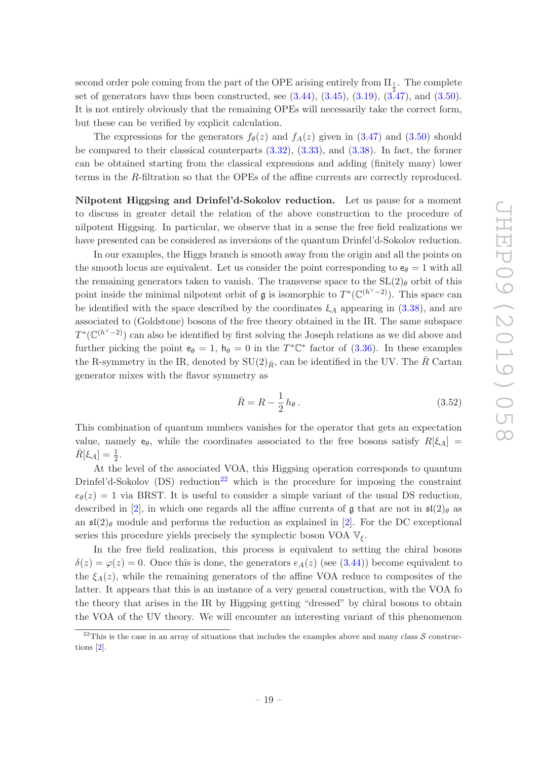second order pole coming from the part of the OPE arising entirely from $\Pi_{\frac{1}{2}}$. The complete set of generators have thus been constructed, see (3.44), (3.45), (3.19), (3.47), and (3.50). It is not entirely obviously that the remaining OPEs will necessarily take the correct form, but these can be verified by explicit calculation.

The expressions for the generators $f_\theta(z)$ and $f_A(z)$ given in (3.47) and (3.50) should be compared to their classical counterparts (3.32), (3.33), and (3.38). In fact, the former can be obtained starting from the classical expressions and adding (finitely many) lower terms in the $R$-filtration so that the OPEs of the affine currents are correctly reproduced.

**Nilpotent Higgsing and Drinfel'd-Sokolov reduction.** Let us pause for a moment to discuss in greater detail the relation of the above construction to the procedure of nilpotent Higgsing. In particular, we observe that in a sense the free field realizations we have presented can be considered as inversions of the quantum Drinfel'd-Sokolov reduction.

In our examples, the Higgs branch is smooth away from the origin and all the points on the smooth locus are equivalent. Let us consider the point corresponding to $\mathsf{e}_\theta = 1$ with all the remaining generators taken to vanish. The transverse space to the $\mathrm{SL}(2)_\theta$ orbit of this point inside the minimal nilpotent orbit of $\mathfrak{g}$ is isomorphic to $T^*(\mathbb{C}^{(h^\vee-2)})$. This space can be identified with the space described by the coordinates $\xi_A$ appearing in (3.38), and are associated to (Goldstone) bosons of the free theory obtained in the IR. The same subspace $T^*(\mathbb{C}^{(h^\vee-2)})$ can also be identified by first solving the Joseph relations as we did above and further picking the point $\mathsf{e}_\theta = 1$, $\mathsf{h}_\theta = 0$ in the $T^*\mathbb{C}^*$ factor of (3.36). In these examples the R-symmetry in the IR, denoted by $\mathrm{SU}(2)_{\bar{R}}$, can be identified in the UV. The $\bar{R}$ Cartan generator mixes with the flavor symmetry as

$$\bar{R} = R - \frac{1}{2}\,h_\theta\,. \tag{3.52}$$

This combination of quantum numbers vanishes for the operator that gets an expectation value, namely $\mathsf{e}_\theta$, while the coordinates associated to the free bosons satisfy $R[\xi_A] = \bar{R}[\xi_A] = \frac{1}{2}$.

At the level of the associated VOA, this Higgsing operation corresponds to quantum Drinfel'd-Sokolov (DS) reduction[22] which is the procedure for imposing the constraint $e_\theta(z) = 1$ via BRST. It is useful to consider a simple variant of the usual DS reduction, described in [2], in which one regards all the affine currents of $\mathfrak{g}$ that are not in $\mathfrak{sl}(2)_\theta$ as an $\mathfrak{sl}(2)_\theta$ module and performs the reduction as explained in [2]. For the DC exceptional series this procedure yields precisely the symplectic boson VOA $\mathbb{V}_\xi$.

In the free field realization, this process is equivalent to setting the chiral bosons $\delta(z) = \varphi(z) = 0$. Once this is done, the generators $e_A(z)$ (see (3.44)) become equivalent to the $\xi_A(z)$, while the remaining generators of the affine VOA reduce to composites of the latter. It appears that this is an instance of a very general construction, with the VOA fo the theory that arises in the IR by Higgsing getting "dressed" by chiral bosons to obtain the VOA of the UV theory. We will encounter an interesting variant of this phenomenon

[22]This is the case in an array of situations that includes the examples above and many class $\mathcal{S}$ constructions [2].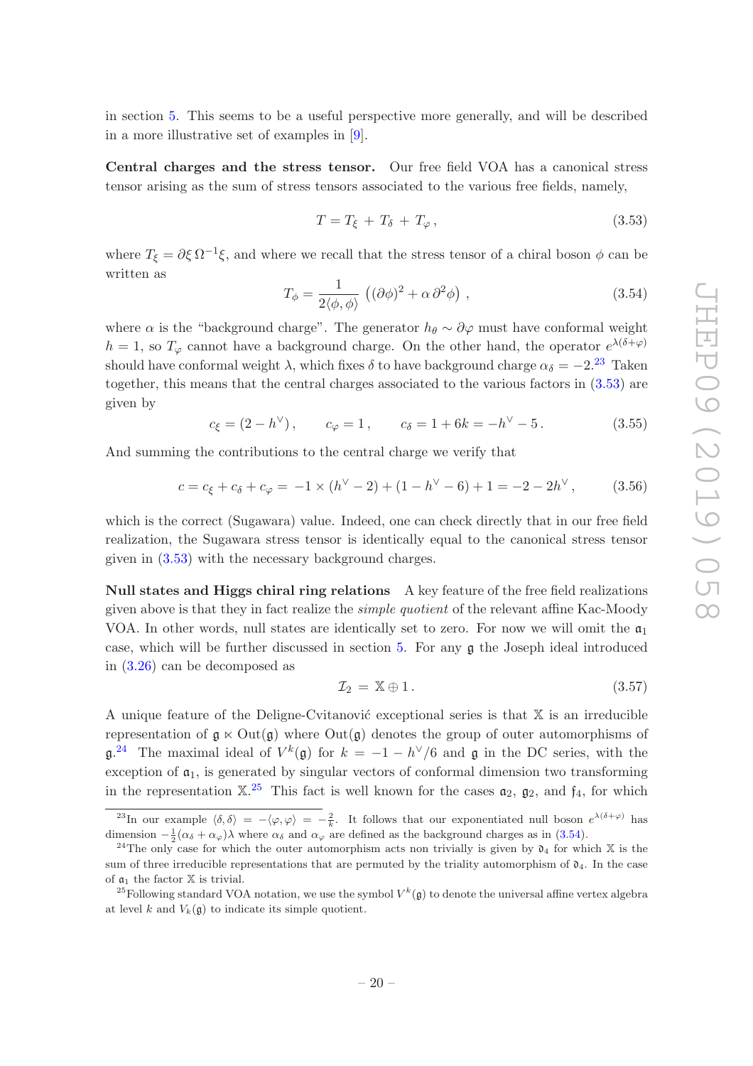in section 5. This seems to be a useful perspective more generally, and will be described in a more illustrative set of examples in [9].

**Central charges and the stress tensor.** Our free field VOA has a canonical stress tensor arising as the sum of stress tensors associated to the various free fields, namely,

$$T = T_\xi + T_\delta + T_\varphi \,, \tag{3.53}$$

where $T_\xi = \partial\xi\,\Omega^{-1}\xi$, and where we recall that the stress tensor of a chiral boson $\phi$ can be written as

$$T_\phi = \frac{1}{2\langle\phi,\phi\rangle}\left((\partial\phi)^2 + \alpha\,\partial^2\phi\right)\,, \tag{3.54}$$

where $\alpha$ is the "background charge". The generator $h_\theta \sim \partial\varphi$ must have conformal weight $h = 1$, so $T_\varphi$ cannot have a background charge. On the other hand, the operator $e^{\lambda(\delta+\varphi)}$ should have conformal weight $\lambda$, which fixes $\delta$ to have background charge $\alpha_\delta = -2$.[23] Taken together, this means that the central charges associated to the various factors in (3.53) are given by

$$c_\xi = (2 - h^\vee)\,, \qquad c_\varphi = 1\,, \qquad c_\delta = 1 + 6k = -h^\vee - 5\,. \tag{3.55}$$

And summing the contributions to the central charge we verify that

$$c = c_\xi + c_\delta + c_\varphi = -1 \times (h^\vee - 2) + (1 - h^\vee - 6) + 1 = -2 - 2h^\vee\,, \tag{3.56}$$

which is the correct (Sugawara) value. Indeed, one can check directly that in our free field realization, the Sugawara stress tensor is identically equal to the canonical stress tensor given in (3.53) with the necessary background charges.

**Null states and Higgs chiral ring relations** A key feature of the free field realizations given above is that they in fact realize the *simple quotient* of the relevant affine Kac-Moody VOA. In other words, null states are identically set to zero. For now we will omit the $\mathfrak{a}_1$ case, which will be further discussed in section 5. For any $\mathfrak{g}$ the Joseph ideal introduced in (3.26) can be decomposed as

$$\mathcal{I}_2 = \mathbb{X} \oplus 1\,. \tag{3.57}$$

A unique feature of the Deligne-Cvitanović exceptional series is that $\mathbb{X}$ is an irreducible representation of $\mathfrak{g} \ltimes \mathrm{Out}(\mathfrak{g})$ where $\mathrm{Out}(\mathfrak{g})$ denotes the group of outer automorphisms of $\mathfrak{g}$.[24] The maximal ideal of $V^k(\mathfrak{g})$ for $k = -1 - h^\vee/6$ and $\mathfrak{g}$ in the DC series, with the exception of $\mathfrak{a}_1$, is generated by singular vectors of conformal dimension two transforming in the representation $\mathbb{X}$.[25] This fact is well known for the cases $\mathfrak{a}_2$, $\mathfrak{g}_2$, and $\mathfrak{f}_4$, for which

---

[23] In our example $\langle\delta,\delta\rangle = -\langle\varphi,\varphi\rangle = -\frac{2}{k}$. It follows that our exponentiated null boson $e^{\lambda(\delta+\varphi)}$ has dimension $-\frac{1}{2}(\alpha_\delta + \alpha_\varphi)\lambda$ where $\alpha_\delta$ and $\alpha_\varphi$ are defined as the background charges as in (3.54).

[24] The only case for which the outer automorphism acts non trivially is given by $\mathfrak{d}_4$ for which $\mathbb{X}$ is the sum of three irreducible representations that are permuted by the triality automorphism of $\mathfrak{d}_4$. In the case of $\mathfrak{a}_1$ the factor $\mathbb{X}$ is trivial.

[25] Following standard VOA notation, we use the symbol $V^k(\mathfrak{g})$ to denote the universal affine vertex algebra at level $k$ and $V_k(\mathfrak{g})$ to indicate its simple quotient.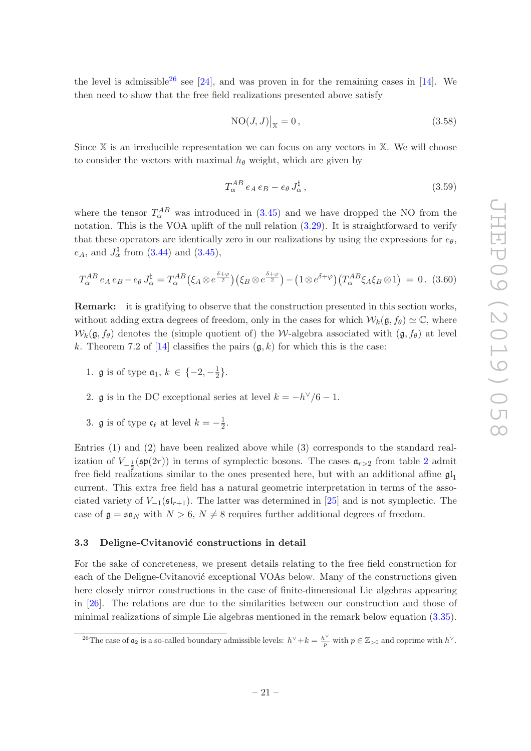the level is admissible[26] see [24], and was proven in for the remaining cases in [14]. We then need to show that the free field realizations presented above satisfy

$$\mathrm{NO}(J,J)\big|_{\mathbb{X}} = 0\,, \tag{3.58}$$

Since $\mathbb{X}$ is an irreducible representation we can focus on any vectors in $\mathbb{X}$. We will choose to consider the vectors with maximal $h_\theta$ weight, which are given by

$$T^{AB}_{\alpha}\, e_A\, e_B - e_\theta\, J^{\natural}_{\alpha}\,, \tag{3.59}$$

where the tensor $T^{AB}_\alpha$ was introduced in (3.45) and we have dropped the NO from the notation. This is the VOA uplift of the null relation (3.29). It is straightforward to verify that these operators are identically zero in our realizations by using the expressions for $e_\theta$, $e_A$, and $J^{\natural}_\alpha$ from (3.44) and (3.45),

$$T^{AB}_{\alpha}\, e_A\, e_B - e_\theta\, J^{\natural}_{\alpha} = T^{AB}_{\alpha}\big(\xi_A \otimes e^{\frac{\delta+\varphi}{2}}\big)\big(\xi_B \otimes e^{\frac{\delta+\varphi}{2}}\big) - \big(1\otimes e^{\delta+\varphi}\big)\big(T^{AB}_\alpha \xi_A \xi_B \otimes 1\big) \;=\; 0\,. \tag{3.60}$$

**Remark:** it is gratifying to observe that the construction presented in this section works, without adding extra degrees of freedom, only in the cases for which $\mathcal{W}_k(\mathfrak{g}, f_\theta) \simeq \mathbb{C}$, where $\mathcal{W}_k(\mathfrak{g}, f_\theta)$ denotes the (simple quotient of) the $\mathcal{W}$-algebra associated with $(\mathfrak{g}, f_\theta)$ at level $k$. Theorem 7.2 of [14] classifies the pairs $(\mathfrak{g}, k)$ for which this is the case:

1. $\mathfrak{g}$ is of type $\mathfrak{a}_1$, $k \in \{-2, -\frac{1}{2}\}$.

2. $\mathfrak{g}$ is in the DC exceptional series at level $k = -h^\vee/6 - 1$.

3. $\mathfrak{g}$ is of type $\mathfrak{c}_\ell$ at level $k = -\frac{1}{2}$.

Entries (1) and (2) have been realized above while (3) corresponds to the standard realization of $V_{-\frac{1}{2}}(\mathfrak{sp}(2r))$ in terms of symplectic bosons. The cases $\mathfrak{a}_{r>2}$ from table 2 admit free field realizations similar to the ones presented here, but with an additional affine $\mathfrak{gl}_1$ current. This extra free field has a natural geometric interpretation in terms of the associated variety of $V_{-1}(\mathfrak{sl}_{r+1})$. The latter was determined in [25] and is not symplectic. The case of $\mathfrak{g} = \mathfrak{so}_N$ with $N > 6$, $N \neq 8$ requires further additional degrees of freedom.

### 3.3 Deligne-Cvitanović constructions in detail

For the sake of concreteness, we present details relating to the free field construction for each of the Deligne-Cvitanović exceptional VOAs below. Many of the constructions given here closely mirror constructions in the case of finite-dimensional Lie algebras appearing in [26]. The relations are due to the similarities between our construction and those of minimal realizations of simple Lie algebras mentioned in the remark below equation (3.35).

[26] The case of $\mathfrak{a}_2$ is a so-called boundary admissible levels: $h^\vee + k = \frac{h^\vee}{p}$ with $p \in \mathbb{Z}_{>0}$ and coprime with $h^\vee$.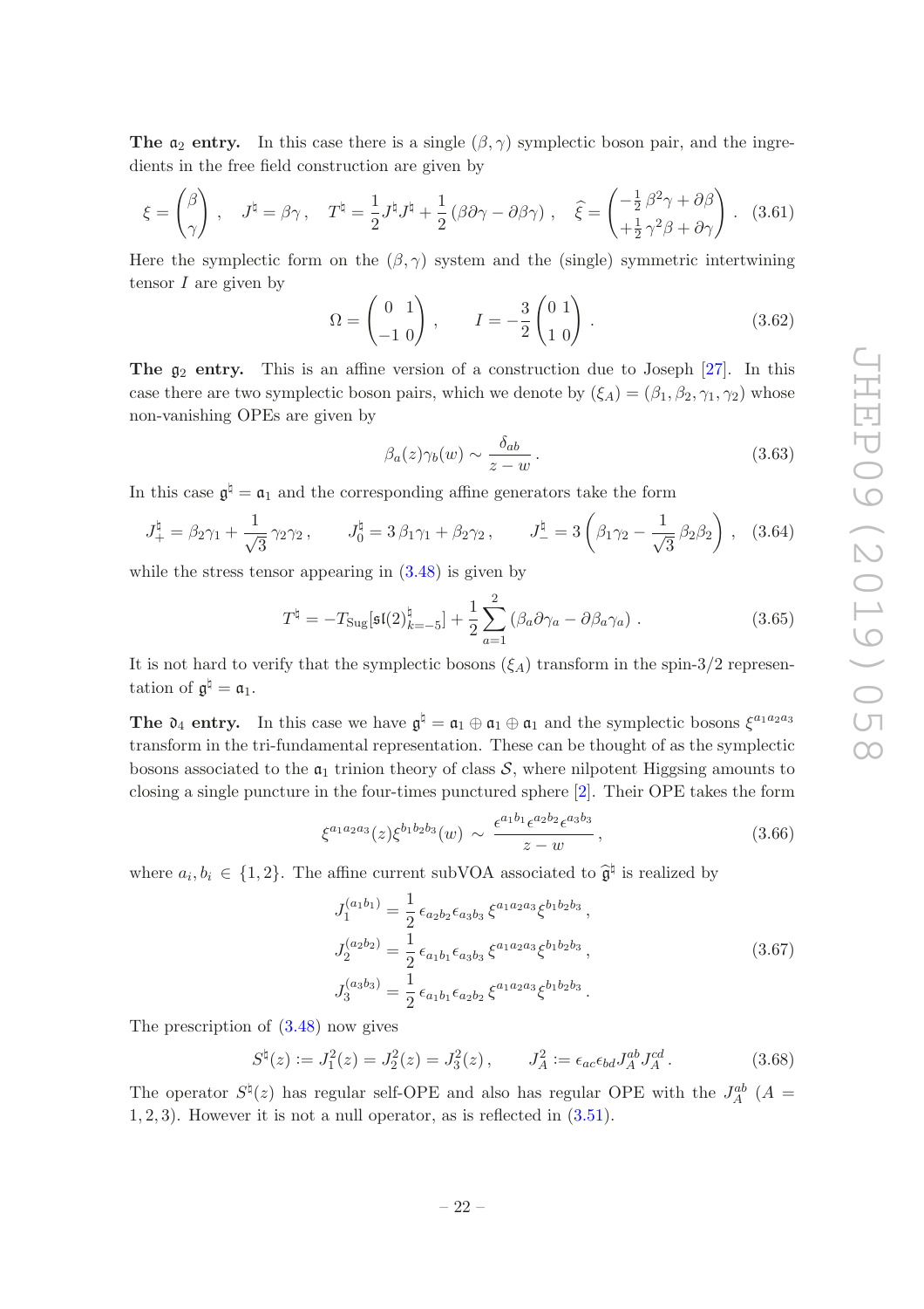**The $\mathfrak{a}_2$ entry.** In this case there is a single $(\beta, \gamma)$ symplectic boson pair, and the ingredients in the free field construction are given by

$$\xi = \begin{pmatrix} \beta \\ \gamma \end{pmatrix}, \quad J^\natural = \beta\gamma, \quad T^\natural = \frac{1}{2} J^\natural J^\natural + \frac{1}{2}(\beta\partial\gamma - \partial\beta\gamma), \quad \widehat{\xi} = \begin{pmatrix} -\frac{1}{2}\beta^2\gamma + \partial\beta \\ +\frac{1}{2}\gamma^2\beta + \partial\gamma \end{pmatrix}. \quad (3.61)$$

Here the symplectic form on the $(\beta, \gamma)$ system and the (single) symmetric intertwining tensor $I$ are given by

$$\Omega = \begin{pmatrix} 0 & 1 \\ -1 & 0 \end{pmatrix}, \qquad I = -\frac{3}{2}\begin{pmatrix} 0 & 1 \\ 1 & 0 \end{pmatrix}. \quad (3.62)$$

**The $\mathfrak{g}_2$ entry.** This is an affine version of a construction due to Joseph [27]. In this case there are two symplectic boson pairs, which we denote by $(\xi_A) = (\beta_1, \beta_2, \gamma_1, \gamma_2)$ whose non-vanishing OPEs are given by

$$\beta_a(z)\gamma_b(w) \sim \frac{\delta_{ab}}{z-w}. \quad (3.63)$$

In this case $\mathfrak{g}^\natural = \mathfrak{a}_1$ and the corresponding affine generators take the form

$$J_+^\natural = \beta_2\gamma_1 + \frac{1}{\sqrt{3}}\gamma_2\gamma_2, \qquad J_0^\natural = 3\,\beta_1\gamma_1 + \beta_2\gamma_2, \qquad J_-^\natural = 3\left(\beta_1\gamma_2 - \frac{1}{\sqrt{3}}\beta_2\beta_2\right), \quad (3.64)$$

while the stress tensor appearing in (3.48) is given by

$$T^\natural = -T_{\text{Sug}}[\mathfrak{sl}(2)^\natural_{k=-5}] + \frac{1}{2}\sum_{a=1}^{2}(\beta_a\partial\gamma_a - \partial\beta_a\gamma_a). \quad (3.65)$$

It is not hard to verify that the symplectic bosons $(\xi_A)$ transform in the spin-3/2 representation of $\mathfrak{g}^\natural = \mathfrak{a}_1$.

**The $\mathfrak{d}_4$ entry.** In this case we have $\mathfrak{g}^\natural = \mathfrak{a}_1 \oplus \mathfrak{a}_1 \oplus \mathfrak{a}_1$ and the symplectic bosons $\xi^{a_1a_2a_3}$ transform in the tri-fundamental representation. These can be thought of as the symplectic bosons associated to the $\mathfrak{a}_1$ trinion theory of class $\mathcal{S}$, where nilpotent Higgsing amounts to closing a single puncture in the four-times punctured sphere [2]. Their OPE takes the form

$$\xi^{a_1a_2a_3}(z)\xi^{b_1b_2b_3}(w) \sim \frac{\epsilon^{a_1b_1}\epsilon^{a_2b_2}\epsilon^{a_3b_3}}{z-w}, \quad (3.66)$$

where $a_i, b_i \in \{1, 2\}$. The affine current subVOA associated to $\widehat{\mathfrak{g}}^\natural$ is realized by

$$\begin{aligned} J_1^{(a_1b_1)} &= \frac{1}{2}\,\epsilon_{a_2b_2}\epsilon_{a_3b_3}\,\xi^{a_1a_2a_3}\xi^{b_1b_2b_3}, \\ J_2^{(a_2b_2)} &= \frac{1}{2}\,\epsilon_{a_1b_1}\epsilon_{a_3b_3}\,\xi^{a_1a_2a_3}\xi^{b_1b_2b_3}, \\ J_3^{(a_3b_3)} &= \frac{1}{2}\,\epsilon_{a_1b_1}\epsilon_{a_2b_2}\,\xi^{a_1a_2a_3}\xi^{b_1b_2b_3}. \end{aligned} \quad (3.67)$$

The prescription of (3.48) now gives

$$S^\natural(z) := J_1^2(z) = J_2^2(z) = J_3^2(z), \qquad J_A^2 := \epsilon_{ac}\epsilon_{bd}J_A^{ab}J_A^{cd}. \quad (3.68)$$

The operator $S^\natural(z)$ has regular self-OPE and also has regular OPE with the $J_A^{ab}$ ($A = 1, 2, 3$). However it is not a null operator, as is reflected in (3.51).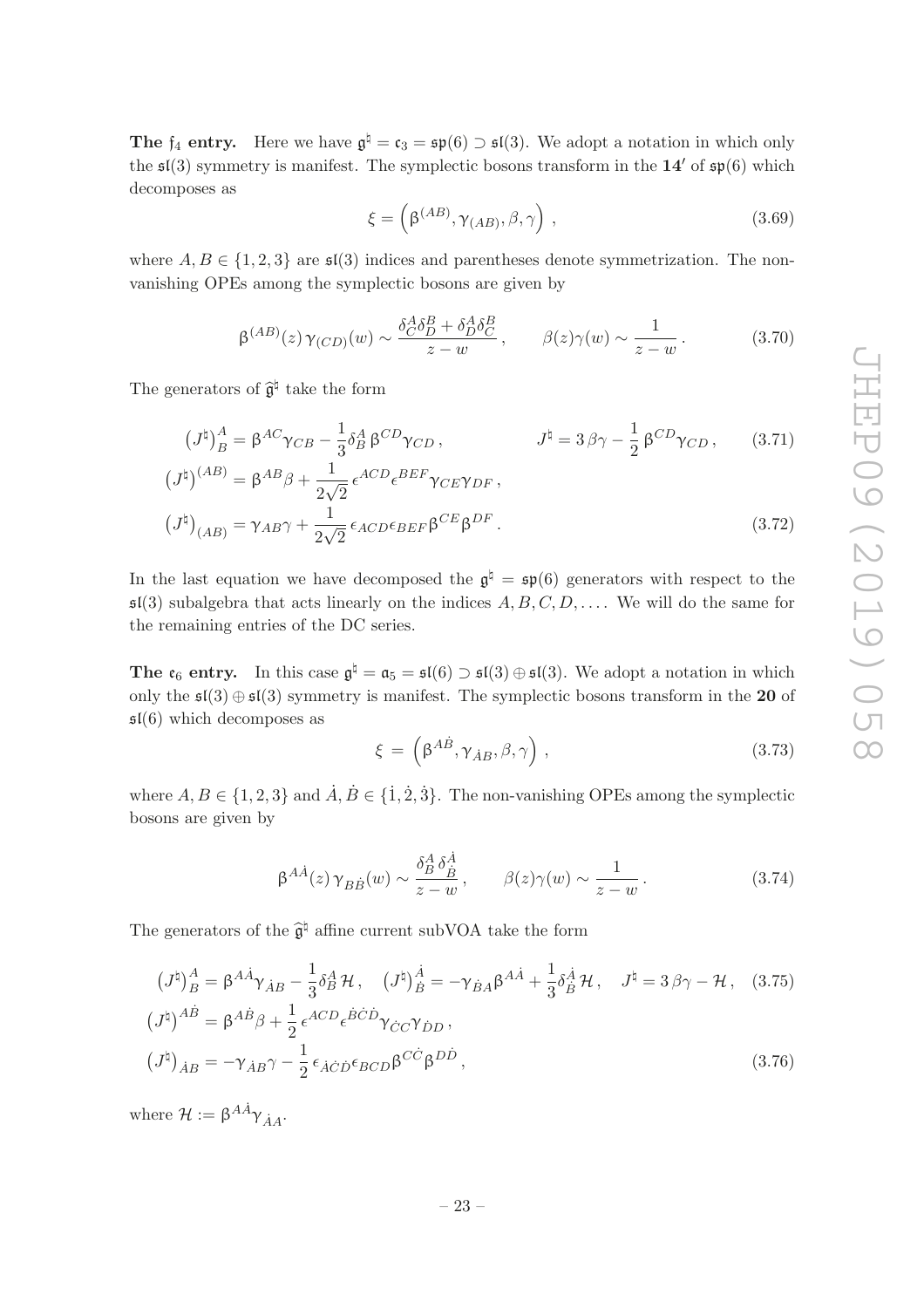**The $\mathfrak{f}_4$ entry.** Here we have $\mathfrak{g}^\natural = \mathfrak{c}_3 = \mathfrak{sp}(6) \supset \mathfrak{sl}(3)$. We adopt a notation in which only the $\mathfrak{sl}(3)$ symmetry is manifest. The symplectic bosons transform in the $\mathbf{14}'$ of $\mathfrak{sp}(6)$ which decomposes as

$$\xi = \left(\beta^{(AB)}, \gamma_{(AB)}, \beta, \gamma\right) , \tag{3.69}$$

where $A, B \in \{1,2,3\}$ are $\mathfrak{sl}(3)$ indices and parentheses denote symmetrization. The non-vanishing OPEs among the symplectic bosons are given by

$$\beta^{(AB)}(z)\,\gamma_{(CD)}(w) \sim \frac{\delta_C^A\delta_D^B + \delta_D^A\delta_C^B}{z-w} , \qquad \beta(z)\gamma(w) \sim \frac{1}{z-w} . \tag{3.70}$$

The generators of $\widehat{\mathfrak{g}}^\natural$ take the form

$$\left(J^\natural\right)^A_{\ B} = \beta^{AC}\gamma_{CB} - \frac{1}{3}\delta^A_B\,\beta^{CD}\gamma_{CD} , \qquad\qquad J^\natural = 3\,\beta\gamma - \frac{1}{2}\,\beta^{CD}\gamma_{CD} , \tag{3.71}$$

$$\begin{aligned}
\left(J^\natural\right)^{(AB)} &= \beta^{AB}\beta + \frac{1}{2\sqrt{2}}\,\epsilon^{ACD}\epsilon^{BEF}\gamma_{CE}\gamma_{DF} , \\
\left(J^\natural\right)_{(AB)} &= \gamma_{AB}\gamma + \frac{1}{2\sqrt{2}}\,\epsilon_{ACD}\epsilon_{BEF}\beta^{CE}\beta^{DF} .
\end{aligned} \tag{3.72}$$

In the last equation we have decomposed the $\mathfrak{g}^\natural = \mathfrak{sp}(6)$ generators with respect to the $\mathfrak{sl}(3)$ subalgebra that acts linearly on the indices $A, B, C, D, \ldots$. We will do the same for the remaining entries of the DC series.

**The $\mathfrak{e}_6$ entry.** In this case $\mathfrak{g}^\natural = \mathfrak{a}_5 = \mathfrak{sl}(6) \supset \mathfrak{sl}(3) \oplus \mathfrak{sl}(3)$. We adopt a notation in which only the $\mathfrak{sl}(3) \oplus \mathfrak{sl}(3)$ symmetry is manifest. The symplectic bosons transform in the $\mathbf{20}$ of $\mathfrak{sl}(6)$ which decomposes as

$$\xi = \left(\beta^{A\dot{B}}, \gamma_{\dot{A}B}, \beta, \gamma\right) , \tag{3.73}$$

where $A, B \in \{1,2,3\}$ and $\dot{A}, \dot{B} \in \{\dot{1}, \dot{2}, \dot{3}\}$. The non-vanishing OPEs among the symplectic bosons are given by

$$\beta^{A\dot{A}}(z)\,\gamma_{B\dot{B}}(w) \sim \frac{\delta_B^A\,\delta_{\dot{B}}^{\dot{A}}}{z-w} , \qquad \beta(z)\gamma(w) \sim \frac{1}{z-w} . \tag{3.74}$$

The generators of the $\widehat{\mathfrak{g}}^\natural$ affine current subVOA take the form

$$\left(J^\natural\right)^A_{\ B} = \beta^{A\dot{A}}\gamma_{\dot{A}B} - \frac{1}{3}\delta^A_B\,\mathcal{H} , \quad \left(J^\natural\right)^{\dot{A}}_{\ \dot{B}} = -\gamma_{\dot{B}A}\beta^{A\dot{A}} + \frac{1}{3}\delta^{\dot{A}}_{\dot{B}}\,\mathcal{H} , \quad J^\natural = 3\,\beta\gamma - \mathcal{H} , \tag{3.75}$$

$$\begin{aligned}
\left(J^\natural\right)^{A\dot{B}} &= \beta^{A\dot{B}}\beta + \frac{1}{2}\,\epsilon^{ACD}\epsilon^{\dot{B}\dot{C}\dot{D}}\gamma_{\dot{C}C}\gamma_{\dot{D}D} , \\
\left(J^\natural\right)_{\dot{A}B} &= -\gamma_{\dot{A}B}\gamma - \frac{1}{2}\,\epsilon_{\dot{A}\dot{C}\dot{D}}\epsilon_{BCD}\beta^{C\dot{C}}\beta^{D\dot{D}} ,
\end{aligned} \tag{3.76}$$

where $\mathcal{H} := \beta^{A\dot{A}}\gamma_{\dot{A}A}$.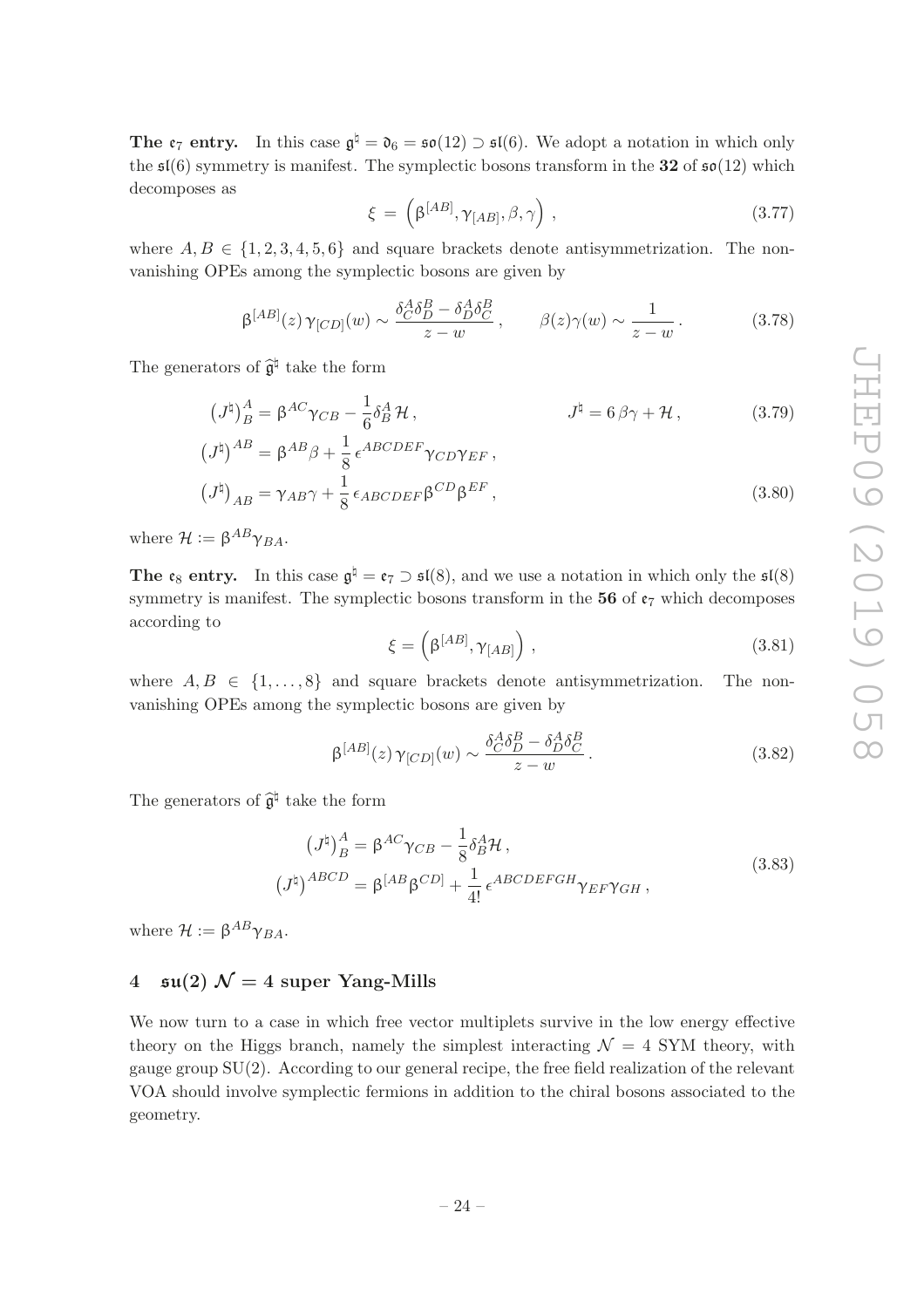**The $\mathfrak{e}_7$ entry.** In this case $\mathfrak{g}^\natural = \mathfrak{d}_6 = \mathfrak{so}(12) \supset \mathfrak{sl}(6)$. We adopt a notation in which only the $\mathfrak{sl}(6)$ symmetry is manifest. The symplectic bosons transform in the **32** of $\mathfrak{so}(12)$ which decomposes as

$$\xi = \left(\beta^{[AB]}, \gamma_{[AB]}, \beta, \gamma\right) , \tag{3.77}$$

where $A, B \in \{1, 2, 3, 4, 5, 6\}$ and square brackets denote antisymmetrization. The non-vanishing OPEs among the symplectic bosons are given by

$$\beta^{[AB]}(z)\, \gamma_{[CD]}(w) \sim \frac{\delta^A_C \delta^B_D - \delta^A_D \delta^B_C}{z - w} , \qquad \beta(z)\gamma(w) \sim \frac{1}{z - w} . \tag{3.78}$$

The generators of $\widehat{\mathfrak{g}}^\natural$ take the form

$$\left(J^\natural\right)^A_{\ B} = \beta^{AC}\gamma_{CB} - \frac{1}{6}\delta^A_B\, \mathcal{H} , \qquad\qquad J^\natural = 6\,\beta\gamma + \mathcal{H} , \tag{3.79}$$

$$\begin{aligned}
\left(J^\natural\right)^{AB} &= \beta^{AB}\beta + \frac{1}{8}\,\epsilon^{ABCDEF}\gamma_{CD}\gamma_{EF} , \\
\left(J^\natural\right)_{AB} &= \gamma_{AB}\gamma + \frac{1}{8}\,\epsilon_{ABCDEF}\beta^{CD}\beta^{EF} ,
\end{aligned} \tag{3.80}$$

where $\mathcal{H} := \beta^{AB}\gamma_{BA}$.

**The $\mathfrak{e}_8$ entry.** In this case $\mathfrak{g}^\natural = \mathfrak{e}_7 \supset \mathfrak{sl}(8)$, and we use a notation in which only the $\mathfrak{sl}(8)$ symmetry is manifest. The symplectic bosons transform in the **56** of $\mathfrak{e}_7$ which decomposes according to

$$\xi = \left(\beta^{[AB]}, \gamma_{[AB]}\right) , \tag{3.81}$$

where $A, B \in \{1, \ldots, 8\}$ and square brackets denote antisymmetrization. The non-vanishing OPEs among the symplectic bosons are given by

$$\beta^{[AB]}(z)\, \gamma_{[CD]}(w) \sim \frac{\delta^A_C \delta^B_D - \delta^A_D \delta^B_C}{z - w} . \tag{3.82}$$

The generators of $\widehat{\mathfrak{g}}^\natural$ take the form

$$\begin{aligned}
\left(J^\natural\right)^A_{\ B} &= \beta^{AC}\gamma_{CB} - \frac{1}{8}\delta^A_B \mathcal{H} , \\
\left(J^\natural\right)^{ABCD} &= \beta^{[AB}\beta^{CD]} + \frac{1}{4!}\,\epsilon^{ABCDEFGH}\gamma_{EF}\gamma_{GH} ,
\end{aligned} \tag{3.83}$$

where $\mathcal{H} := \beta^{AB}\gamma_{BA}$.

## 4 $\mathfrak{su}(2)$ $\mathcal{N} = 4$ super Yang-Mills

We now turn to a case in which free vector multiplets survive in the low energy effective theory on the Higgs branch, namely the simplest interacting $\mathcal{N} = 4$ SYM theory, with gauge group SU(2). According to our general recipe, the free field realization of the relevant VOA should involve symplectic fermions in addition to the chiral bosons associated to the geometry.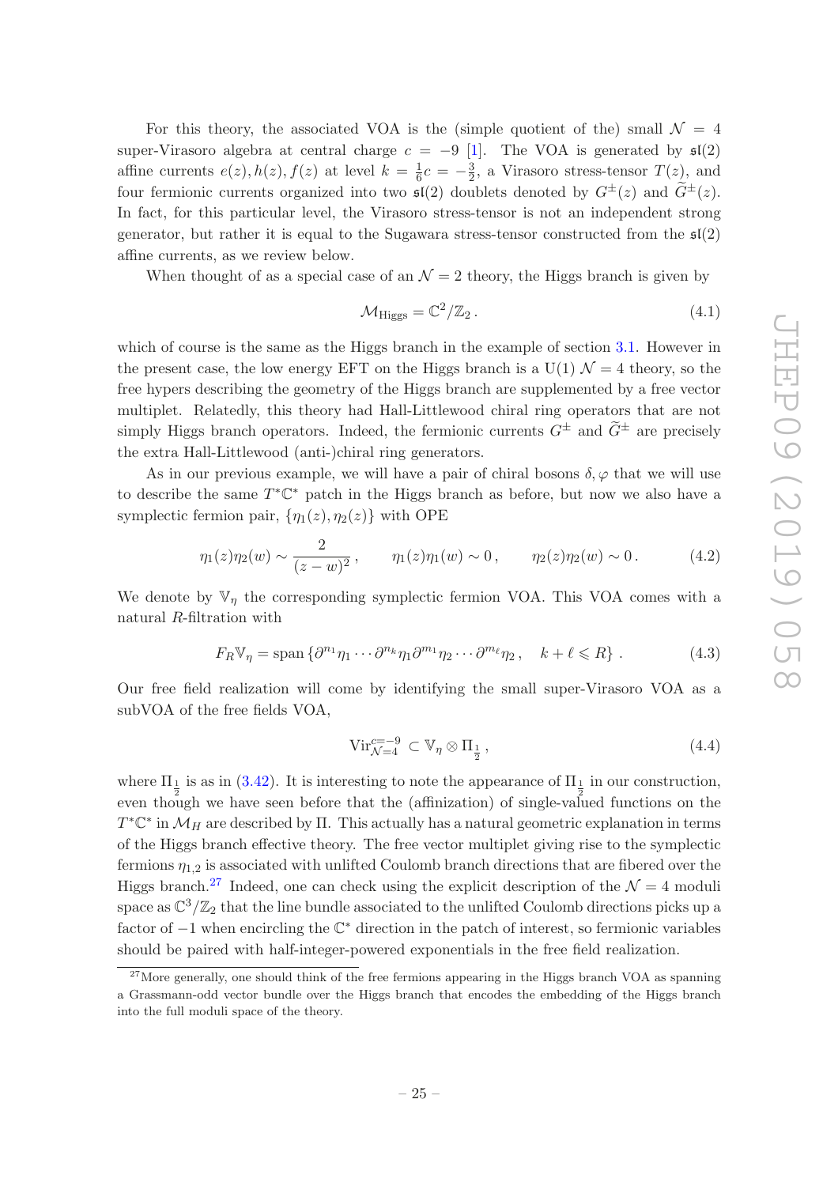For this theory, the associated VOA is the (simple quotient of the) small $\mathcal{N} = 4$ super-Virasoro algebra at central charge $c = -9$ [1]. The VOA is generated by $\mathfrak{sl}(2)$ affine currents $e(z), h(z), f(z)$ at level $k = \frac{1}{6}c = -\frac{3}{2}$, a Virasoro stress-tensor $T(z)$, and four fermionic currents organized into two $\mathfrak{sl}(2)$ doublets denoted by $G^{\pm}(z)$ and $\widetilde{G}^{\pm}(z)$. In fact, for this particular level, the Virasoro stress-tensor is not an independent strong generator, but rather it is equal to the Sugawara stress-tensor constructed from the $\mathfrak{sl}(2)$ affine currents, as we review below.

When thought of as a special case of an $\mathcal{N} = 2$ theory, the Higgs branch is given by

$$\mathcal{M}_{\text{Higgs}} = \mathbb{C}^2/\mathbb{Z}_2 \,. \tag{4.1}$$

which of course is the same as the Higgs branch in the example of section 3.1. However in the present case, the low energy EFT on the Higgs branch is a U(1) $\mathcal{N} = 4$ theory, so the free hypers describing the geometry of the Higgs branch are supplemented by a free vector multiplet. Relatedly, this theory had Hall-Littlewood chiral ring operators that are not simply Higgs branch operators. Indeed, the fermionic currents $G^{\pm}$ and $\widetilde{G}^{\pm}$ are precisely the extra Hall-Littlewood (anti-)chiral ring generators.

As in our previous example, we will have a pair of chiral bosons $\delta, \varphi$ that we will use to describe the same $T^*\mathbb{C}^*$ patch in the Higgs branch as before, but now we also have a symplectic fermion pair, $\{\eta_1(z), \eta_2(z)\}$ with OPE

$$\eta_1(z)\eta_2(w) \sim \frac{2}{(z-w)^2}\,, \qquad \eta_1(z)\eta_1(w) \sim 0\,, \qquad \eta_2(z)\eta_2(w) \sim 0\,. \tag{4.2}$$

We denote by $\mathbb{V}_\eta$ the corresponding symplectic fermion VOA. This VOA comes with a natural $R$-filtration with

$$F_R\mathbb{V}_\eta = \text{span}\left\{\partial^{n_1}\eta_1 \cdots \partial^{n_k}\eta_1 \partial^{m_1}\eta_2 \cdots \partial^{m_\ell}\eta_2\,, \quad k + \ell \leqslant R\right\}\,. \tag{4.3}$$

Our free field realization will come by identifying the small super-Virasoro VOA as a subVOA of the free fields VOA,

$$\text{Vir}^{c=-9}_{\mathcal{N}=4} \subset \mathbb{V}_\eta \otimes \Pi_{\frac{1}{2}}\,, \tag{4.4}$$

where $\Pi_{\frac{1}{2}}$ is as in (3.42). It is interesting to note the appearance of $\Pi_{\frac{1}{2}}$ in our construction, even though we have seen before that the (affinization) of single-valued functions on the $T^*\mathbb{C}^*$ in $\mathcal{M}_H$ are described by $\Pi$. This actually has a natural geometric explanation in terms of the Higgs branch effective theory. The free vector multiplet giving rise to the symplectic fermions $\eta_{1,2}$ is associated with unlifted Coulomb branch directions that are fibered over the Higgs branch.[27] Indeed, one can check using the explicit description of the $\mathcal{N} = 4$ moduli space as $\mathbb{C}^3/\mathbb{Z}_2$ that the line bundle associated to the unlifted Coulomb directions picks up a factor of $-1$ when encircling the $\mathbb{C}^*$ direction in the patch of interest, so fermionic variables should be paired with half-integer-powered exponentials in the free field realization.

[27] More generally, one should think of the free fermions appearing in the Higgs branch VOA as spanning a Grassmann-odd vector bundle over the Higgs branch that encodes the embedding of the Higgs branch into the full moduli space of the theory.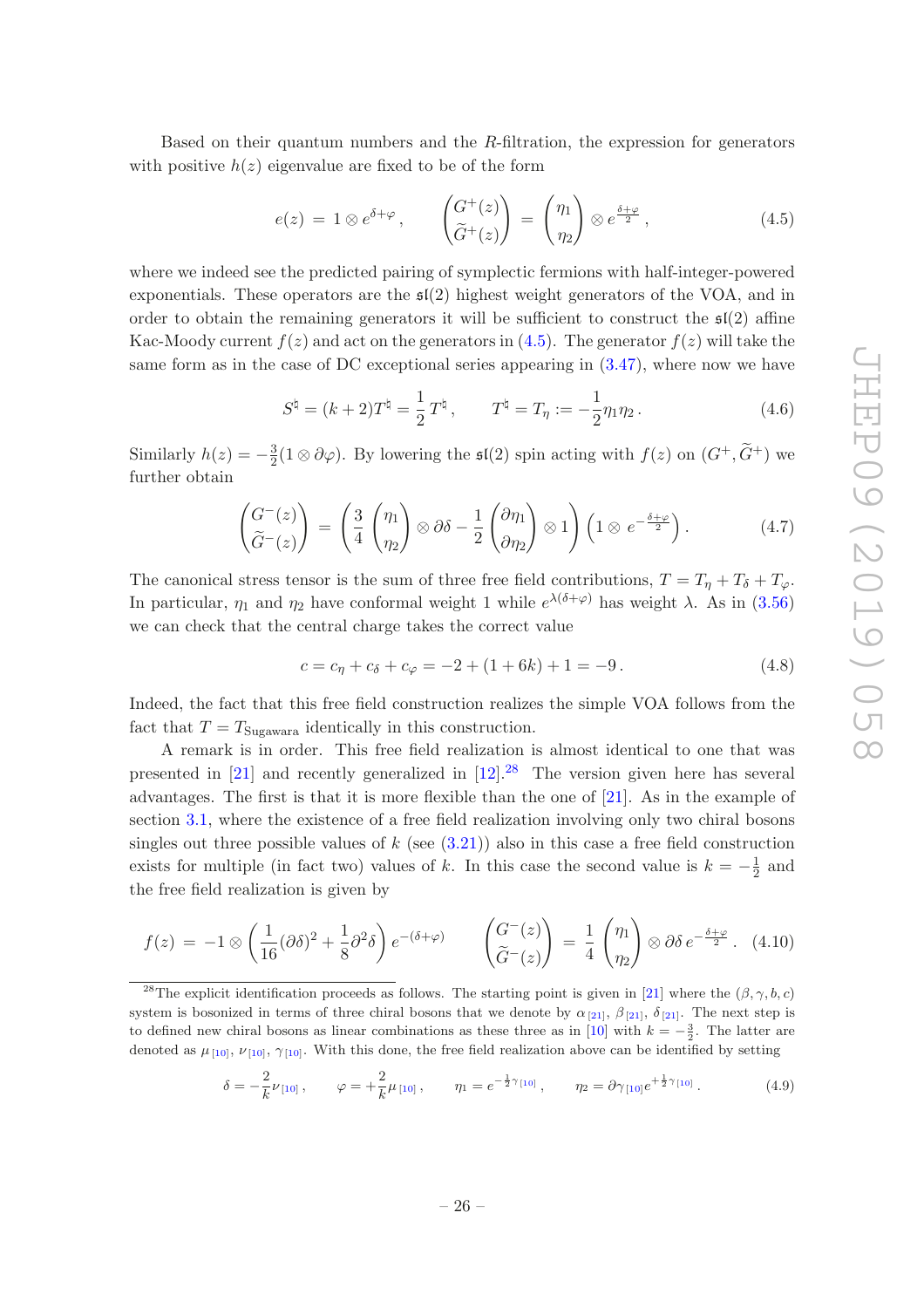Based on their quantum numbers and the $R$-filtration, the expression for generators with positive $h(z)$ eigenvalue are fixed to be of the form

$$e(z) \,=\, 1 \otimes e^{\delta+\varphi}\,, \qquad \begin{pmatrix} G^{+}(z) \\ \widetilde{G}^{+}(z) \end{pmatrix} \,=\, \begin{pmatrix} \eta_1 \\ \eta_2 \end{pmatrix} \otimes e^{\frac{\delta+\varphi}{2}}\,, \tag{4.5}$$

where we indeed see the predicted pairing of symplectic fermions with half-integer-powered exponentials. These operators are the $\mathfrak{sl}(2)$ highest weight generators of the VOA, and in order to obtain the remaining generators it will be sufficient to construct the $\mathfrak{sl}(2)$ affine Kac-Moody current $f(z)$ and act on the generators in (4.5). The generator $f(z)$ will take the same form as in the case of DC exceptional series appearing in (3.47), where now we have

$$S^{\natural} = (k+2)T^{\natural} = \frac{1}{2}\,T^{\natural}\,, \qquad T^{\natural} = T_{\eta} := -\frac{1}{2}\eta_1\eta_2\,. \tag{4.6}$$

Similarly $h(z) = -\frac{3}{2}(1 \otimes \partial\varphi)$. By lowering the $\mathfrak{sl}(2)$ spin acting with $f(z)$ on $(G^{+}, \widetilde{G}^{+})$ we further obtain

$$\begin{pmatrix} G^{-}(z) \\ \widetilde{G}^{-}(z) \end{pmatrix} \,=\, \left( \frac{3}{4} \begin{pmatrix} \eta_1 \\ \eta_2 \end{pmatrix} \otimes \partial\delta - \frac{1}{2} \begin{pmatrix} \partial\eta_1 \\ \partial\eta_2 \end{pmatrix} \otimes 1 \right) \left( 1 \otimes e^{-\frac{\delta+\varphi}{2}} \right). \tag{4.7}$$

The canonical stress tensor is the sum of three free field contributions, $T = T_{\eta} + T_{\delta} + T_{\varphi}$. In particular, $\eta_1$ and $\eta_2$ have conformal weight 1 while $e^{\lambda(\delta+\varphi)}$ has weight $\lambda$. As in (3.56) we can check that the central charge takes the correct value

$$c = c_{\eta} + c_{\delta} + c_{\varphi} = -2 + (1+6k) + 1 = -9\,. \tag{4.8}$$

Indeed, the fact that this free field construction realizes the simple VOA follows from the fact that $T = T_{\text{Sugawara}}$ identically in this construction.

A remark is in order. This free field realization is almost identical to one that was presented in [21] and recently generalized in [12].[28] The version given here has several advantages. The first is that it is more flexible than the one of [21]. As in the example of section 3.1, where the existence of a free field realization involving only two chiral bosons singles out three possible values of $k$ (see (3.21)) also in this case a free field construction exists for multiple (in fact two) values of $k$. In this case the second value is $k = -\frac{1}{2}$ and the free field realization is given by

$$f(z) \,=\, -1 \otimes \left( \frac{1}{16}(\partial\delta)^2 + \frac{1}{8}\partial^2\delta \right) e^{-(\delta+\varphi)} \qquad \begin{pmatrix} G^{-}(z) \\ \widetilde{G}^{-}(z) \end{pmatrix} \,=\, \frac{1}{4} \begin{pmatrix} \eta_1 \\ \eta_2 \end{pmatrix} \otimes \partial\delta \, e^{-\frac{\delta+\varphi}{2}}\,. \tag{4.10}$$

[28] The explicit identification proceeds as follows. The starting point is given in [21] where the $(\beta, \gamma, b, c)$ system is bosonized in terms of three chiral bosons that we denote by $\alpha_{[21]}$, $\beta_{[21]}$, $\delta_{[21]}$. The next step is to defined new chiral bosons as linear combinations as these three as in [10] with $k = -\frac{3}{2}$. The latter are denoted as $\mu_{[10]}$, $\nu_{[10]}$, $\gamma_{[10]}$. With this done, the free field realization above can be identified by setting

$$\delta = -\frac{2}{k}\nu_{[10]}\,, \qquad \varphi = +\frac{2}{k}\mu_{[10]}\,, \qquad \eta_1 = e^{-\frac{1}{2}\gamma_{[10]}}\,, \qquad \eta_2 = \partial\gamma_{[10]}e^{+\frac{1}{2}\gamma_{[10]}}\,. \tag{4.9}$$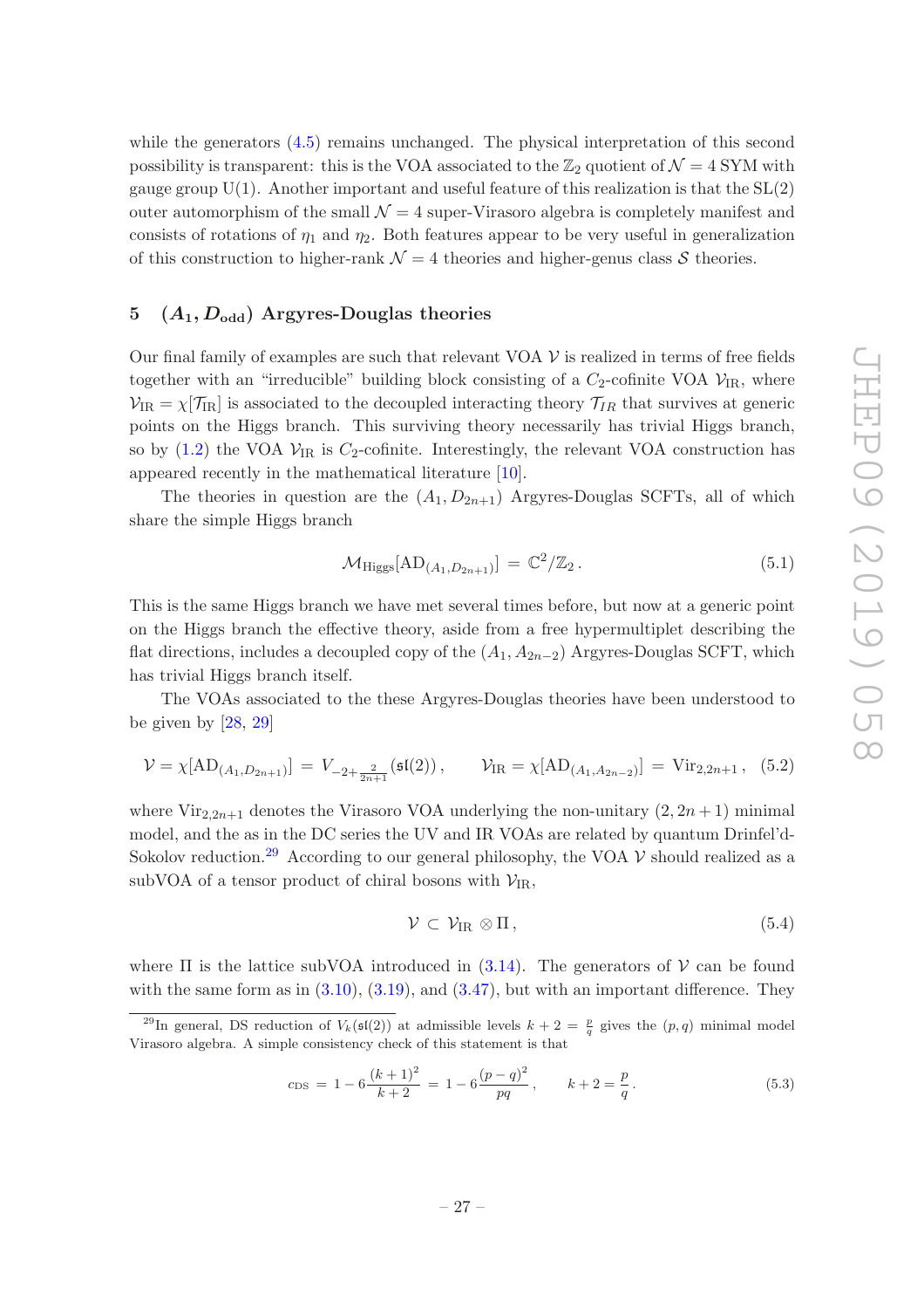while the generators (4.5) remains unchanged. The physical interpretation of this second possibility is transparent: this is the VOA associated to the $\mathbb{Z}_2$ quotient of $\mathcal{N}=4$ SYM with gauge group U(1). Another important and useful feature of this realization is that the SL(2) outer automorphism of the small $\mathcal{N}=4$ super-Virasoro algebra is completely manifest and consists of rotations of $\eta_1$ and $\eta_2$. Both features appear to be very useful in generalization of this construction to higher-rank $\mathcal{N}=4$ theories and higher-genus class $\mathcal{S}$ theories.

## 5 $(A_1, D_{\rm odd})$ Argyres-Douglas theories

Our final family of examples are such that relevant VOA $\mathcal{V}$ is realized in terms of free fields together with an "irreducible" building block consisting of a $C_2$-cofinite VOA $\mathcal{V}_{\rm IR}$, where $\mathcal{V}_{\rm IR} = \chi[\mathcal{T}_{\rm IR}]$ is associated to the decoupled interacting theory $\mathcal{T}_{IR}$ that survives at generic points on the Higgs branch. This surviving theory necessarily has trivial Higgs branch, so by (1.2) the VOA $\mathcal{V}_{\rm IR}$ is $C_2$-cofinite. Interestingly, the relevant VOA construction has appeared recently in the mathematical literature [10].

The theories in question are the $(A_1, D_{2n+1})$ Argyres-Douglas SCFTs, all of which share the simple Higgs branch

$$\mathcal{M}_{\rm Higgs}[\mathrm{AD}_{(A_1,D_{2n+1})}] = \mathbb{C}^2/\mathbb{Z}_2\,. \tag{5.1}$$

This is the same Higgs branch we have met several times before, but now at a generic point on the Higgs branch the effective theory, aside from a free hypermultiplet describing the flat directions, includes a decoupled copy of the $(A_1, A_{2n-2})$ Argyres-Douglas SCFT, which has trivial Higgs branch itself.

The VOAs associated to the these Argyres-Douglas theories have been understood to be given by [28, 29]

$$\mathcal{V} = \chi[\mathrm{AD}_{(A_1,D_{2n+1})}] = V_{-2+\frac{2}{2n+1}}(\mathfrak{sl}(2))\,, \qquad \mathcal{V}_{\rm IR} = \chi[\mathrm{AD}_{(A_1,A_{2n-2})}] = \mathrm{Vir}_{2,2n+1}\,, \tag{5.2}$$

where $\mathrm{Vir}_{2,2n+1}$ denotes the Virasoro VOA underlying the non-unitary $(2, 2n+1)$ minimal model, and the as in the DC series the UV and IR VOAs are related by quantum Drinfel'd-Sokolov reduction.[29] According to our general philosophy, the VOA $\mathcal{V}$ should realized as a subVOA of a tensor product of chiral bosons with $\mathcal{V}_{\rm IR}$,

$$\mathcal{V} \subset \mathcal{V}_{\rm IR} \otimes \Pi\,, \tag{5.4}$$

where $\Pi$ is the lattice subVOA introduced in (3.14). The generators of $\mathcal{V}$ can be found with the same form as in (3.10), (3.19), and (3.47), but with an important difference. They

[29] In general, DS reduction of $V_k(\mathfrak{sl}(2))$ at admissible levels $k+2 = \frac{p}{q}$ gives the $(p,q)$ minimal model Virasoro algebra. A simple consistency check of this statement is that

$$c_{\rm DS} = 1 - 6\frac{(k+1)^2}{k+2} = 1 - 6\frac{(p-q)^2}{pq}\,, \qquad k+2 = \frac{p}{q}\,. \tag{5.3}$$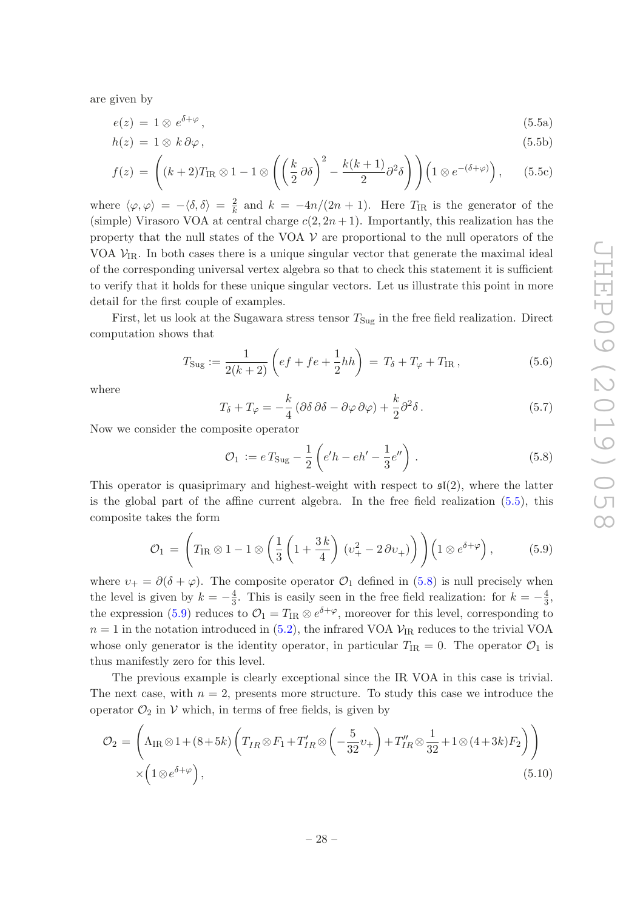are given by

$$e(z) = 1 \otimes e^{\delta+\varphi}\,, \tag{5.5a}$$

$$h(z) = 1 \otimes k\,\partial\varphi\,, \tag{5.5b}$$

$$f(z) = \left((k+2)T_{\mathrm{IR}} \otimes 1 - 1 \otimes \left(\left(\frac{k}{2}\,\partial\delta\right)^2 - \frac{k(k+1)}{2}\partial^2\delta\right)\right)\left(1 \otimes e^{-(\delta+\varphi)}\right), \tag{5.5c}$$

where $\langle\varphi,\varphi\rangle = -\langle\delta,\delta\rangle = \frac{2}{k}$ and $k = -4n/(2n+1)$. Here $T_{\mathrm{IR}}$ is the generator of the (simple) Virasoro VOA at central charge $c(2,2n+1)$. Importantly, this realization has the property that the null states of the VOA $\mathcal{V}$ are proportional to the null operators of the VOA $\mathcal{V}_{\mathrm{IR}}$. In both cases there is a unique singular vector that generate the maximal ideal of the corresponding universal vertex algebra so that to check this statement it is sufficient to verify that it holds for these unique singular vectors. Let us illustrate this point in more detail for the first couple of examples.

First, let us look at the Sugawara stress tensor $T_{\mathrm{Sug}}$ in the free field realization. Direct computation shows that

$$T_{\mathrm{Sug}} := \frac{1}{2(k+2)}\left(ef + fe + \frac{1}{2}hh\right) = T_\delta + T_\varphi + T_{\mathrm{IR}}\,, \tag{5.6}$$

where

$$T_\delta + T_\varphi = -\frac{k}{4}\left(\partial\delta\,\partial\delta - \partial\varphi\,\partial\varphi\right) + \frac{k}{2}\partial^2\delta\,. \tag{5.7}$$

Now we consider the composite operator

$$\mathcal{O}_1 := e\,T_{\mathrm{Sug}} - \frac{1}{2}\left(e'h - eh' - \frac{1}{3}e''\right)\,. \tag{5.8}$$

This operator is quasiprimary and highest-weight with respect to $\mathfrak{sl}(2)$, where the latter is the global part of the affine current algebra. In the free field realization (5.5), this composite takes the form

$$\mathcal{O}_1 = \left(T_{\mathrm{IR}} \otimes 1 - 1 \otimes \left(\frac{1}{3}\left(1 + \frac{3\,k}{4}\right)\,(\upsilon_+^2 - 2\,\partial\upsilon_+)\right)\right)\left(1 \otimes e^{\delta+\varphi}\right), \tag{5.9}$$

where $\upsilon_+ = \partial(\delta+\varphi)$. The composite operator $\mathcal{O}_1$ defined in (5.8) is null precisely when the level is given by $k = -\frac{4}{3}$. This is easily seen in the free field realization: for $k = -\frac{4}{3}$, the expression (5.9) reduces to $\mathcal{O}_1 = T_{\mathrm{IR}} \otimes e^{\delta+\varphi}$, moreover for this level, corresponding to $n = 1$ in the notation introduced in (5.2), the infrared VOA $\mathcal{V}_{\mathrm{IR}}$ reduces to the trivial VOA whose only generator is the identity operator, in particular $T_{\mathrm{IR}} = 0$. The operator $\mathcal{O}_1$ is thus manifestly zero for this level.

The previous example is clearly exceptional since the IR VOA in this case is trivial. The next case, with $n = 2$, presents more structure. To study this case we introduce the operator $\mathcal{O}_2$ in $\mathcal{V}$ which, in terms of free fields, is given by

$$\begin{aligned}\mathcal{O}_2 = &\left(\Lambda_{\mathrm{IR}} \otimes 1 + (8+5k)\left(T_{IR} \otimes F_1 + T'_{IR} \otimes \left(-\frac{5}{32}\upsilon_+\right) + T''_{IR} \otimes \frac{1}{32} + 1 \otimes (4+3k)F_2\right)\right)\\ &\times\left(1 \otimes e^{\delta+\varphi}\right),\end{aligned} \tag{5.10}$$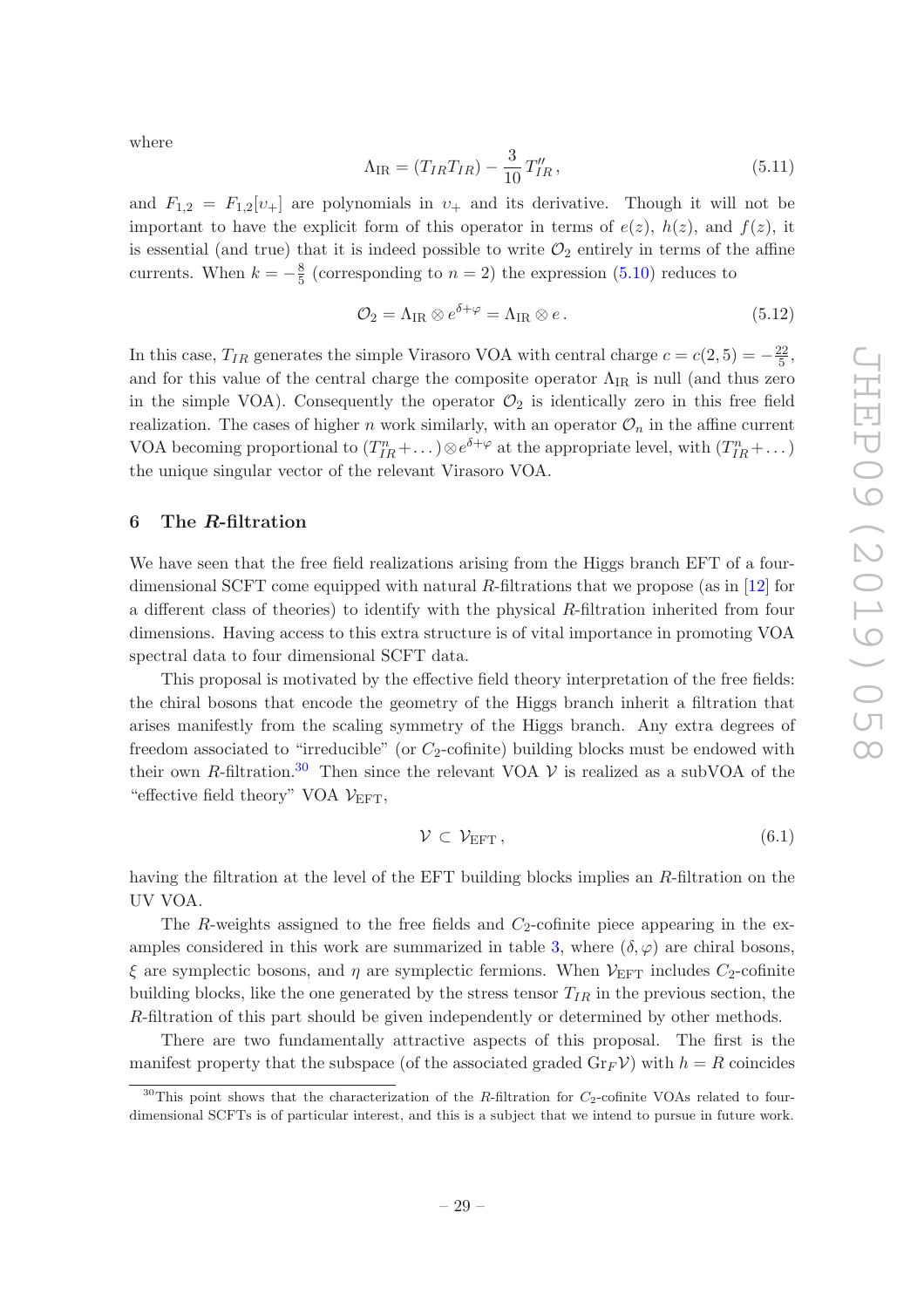where

$$\Lambda_{\rm IR} = (T_{IR}T_{IR}) - \frac{3}{10}T''_{IR}\,, \tag{5.11}$$

and $F_{1,2} = F_{1,2}[v_+]$ are polynomials in $v_+$ and its derivative. Though it will not be important to have the explicit form of this operator in terms of $e(z)$, $h(z)$, and $f(z)$, it is essential (and true) that it is indeed possible to write $\mathcal{O}_2$ entirely in terms of the affine currents. When $k = -\frac{8}{5}$ (corresponding to $n = 2$) the expression (5.10) reduces to

$$\mathcal{O}_2 = \Lambda_{\rm IR} \otimes e^{\delta+\varphi} = \Lambda_{\rm IR} \otimes e\,. \tag{5.12}$$

In this case, $T_{IR}$ generates the simple Virasoro VOA with central charge $c = c(2,5) = -\frac{22}{5}$, and for this value of the central charge the composite operator $\Lambda_{\rm IR}$ is null (and thus zero in the simple VOA). Consequently the operator $\mathcal{O}_2$ is identically zero in this free field realization. The cases of higher $n$ work similarly, with an operator $\mathcal{O}_n$ in the affine current VOA becoming proportional to $(T^n_{IR}+\dots)\otimes e^{\delta+\varphi}$ at the appropriate level, with $(T^n_{IR}+\dots)$ the unique singular vector of the relevant Virasoro VOA.

## 6 The *R*-filtration

We have seen that the free field realizations arising from the Higgs branch EFT of a four-dimensional SCFT come equipped with natural $R$-filtrations that we propose (as in [12] for a different class of theories) to identify with the physical $R$-filtration inherited from four dimensions. Having access to this extra structure is of vital importance in promoting VOA spectral data to four dimensional SCFT data.

This proposal is motivated by the effective field theory interpretation of the free fields: the chiral bosons that encode the geometry of the Higgs branch inherit a filtration that arises manifestly from the scaling symmetry of the Higgs branch. Any extra degrees of freedom associated to "irreducible" (or $C_2$-cofinite) building blocks must be endowed with their own $R$-filtration.[30] Then since the relevant VOA $\mathcal{V}$ is realized as a subVOA of the "effective field theory" VOA $\mathcal{V}_{\rm EFT}$,

$$\mathcal{V} \subset \mathcal{V}_{\rm EFT}\,, \tag{6.1}$$

having the filtration at the level of the EFT building blocks implies an $R$-filtration on the UV VOA.

The $R$-weights assigned to the free fields and $C_2$-cofinite piece appearing in the examples considered in this work are summarized in table 3, where $(\delta,\varphi)$ are chiral bosons, $\xi$ are symplectic bosons, and $\eta$ are symplectic fermions. When $\mathcal{V}_{\rm EFT}$ includes $C_2$-cofinite building blocks, like the one generated by the stress tensor $T_{IR}$ in the previous section, the $R$-filtration of this part should be given independently or determined by other methods.

There are two fundamentally attractive aspects of this proposal. The first is the manifest property that the subspace (of the associated graded $\mathrm{Gr}_F\mathcal{V}$) with $h = R$ coincides

[30]This point shows that the characterization of the $R$-filtration for $C_2$-cofinite VOAs related to four-dimensional SCFTs is of particular interest, and this is a subject that we intend to pursue in future work.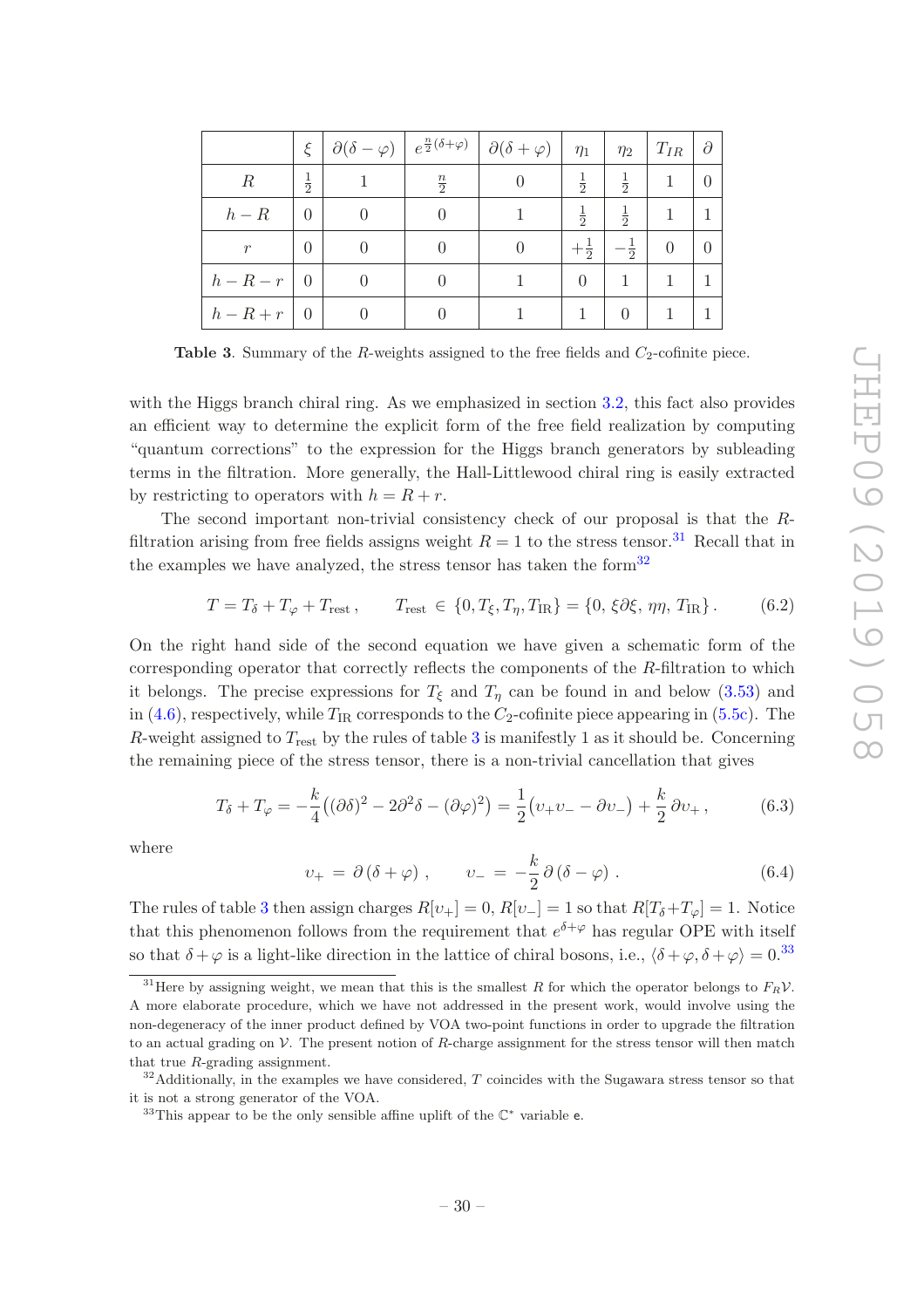|  | $\xi$ | $\partial(\delta-\varphi)$ | $e^{\frac{n}{2}(\delta+\varphi)}$ | $\partial(\delta+\varphi)$ | $\eta_1$ | $\eta_2$ | $T_{IR}$ | $\partial$ |
|---|---|---|---|---|---|---|---|---|
| $R$ | $\frac{1}{2}$ | $1$ | $\frac{n}{2}$ | $0$ | $\frac{1}{2}$ | $\frac{1}{2}$ | $1$ | $0$ |
| $h-R$ | $0$ | $0$ | $0$ | $1$ | $\frac{1}{2}$ | $\frac{1}{2}$ | $1$ | $1$ |
| $r$ | $0$ | $0$ | $0$ | $0$ | $+\frac{1}{2}$ | $-\frac{1}{2}$ | $0$ | $0$ |
| $h-R-r$ | $0$ | $0$ | $0$ | $1$ | $0$ | $1$ | $1$ | $1$ |
| $h-R+r$ | $0$ | $0$ | $0$ | $1$ | $1$ | $0$ | $1$ | $1$ |

**Table 3**. Summary of the $R$-weights assigned to the free fields and $C_2$-cofinite piece.

with the Higgs branch chiral ring. As we emphasized in section 3.2, this fact also provides an efficient way to determine the explicit form of the free field realization by computing "quantum corrections" to the expression for the Higgs branch generators by subleading terms in the filtration. More generally, the Hall-Littlewood chiral ring is easily extracted by restricting to operators with $h = R + r$.

The second important non-trivial consistency check of our proposal is that the $R$-filtration arising from free fields assigns weight $R = 1$ to the stress tensor.[31] Recall that in the examples we have analyzed, the stress tensor has taken the form[32]

$$T = T_\delta + T_\varphi + T_{\text{rest}}\,, \qquad T_{\text{rest}} \in \{0, T_\xi, T_\eta, T_{\text{IR}}\} = \{0,\, \xi\partial\xi,\, \eta\eta,\, T_{\text{IR}}\}\,. \tag{6.2}$$

On the right hand side of the second equation we have given a schematic form of the corresponding operator that correctly reflects the components of the $R$-filtration to which it belongs. The precise expressions for $T_\xi$ and $T_\eta$ can be found in and below (3.53) and in (4.6), respectively, while $T_{\text{IR}}$ corresponds to the $C_2$-cofinite piece appearing in (5.5c). The $R$-weight assigned to $T_{\text{rest}}$ by the rules of table 3 is manifestly 1 as it should be. Concerning the remaining piece of the stress tensor, there is a non-trivial cancellation that gives

$$T_\delta + T_\varphi = -\frac{k}{4}\big((\partial\delta)^2 - 2\partial^2\delta - (\partial\varphi)^2\big) = \frac{1}{2}\big(\upsilon_+\upsilon_- - \partial\upsilon_-\big) + \frac{k}{2}\,\partial\upsilon_+\,, \tag{6.3}$$

where

$$\upsilon_+ \,=\, \partial\,(\delta+\varphi)\,, \qquad \upsilon_- \,=\, -\frac{k}{2}\,\partial\,(\delta-\varphi)\,. \tag{6.4}$$

The rules of table 3 then assign charges $R[\upsilon_+] = 0$, $R[\upsilon_-] = 1$ so that $R[T_\delta + T_\varphi] = 1$. Notice that this phenomenon follows from the requirement that $e^{\delta+\varphi}$ has regular OPE with itself so that $\delta+\varphi$ is a light-like direction in the lattice of chiral bosons, i.e., $\langle\delta+\varphi,\delta+\varphi\rangle = 0$.[33]

---

[31] Here by assigning weight, we mean that this is the smallest $R$ for which the operator belongs to $F_R\mathcal{V}$. A more elaborate procedure, which we have not addressed in the present work, would involve using the non-degeneracy of the inner product defined by VOA two-point functions in order to upgrade the filtration to an actual grading on $\mathcal{V}$. The present notion of $R$-charge assignment for the stress tensor will then match that true $R$-grading assignment.

[32] Additionally, in the examples we have considered, $T$ coincides with the Sugawara stress tensor so that it is not a strong generator of the VOA.

[33] This appear to be the only sensible affine uplift of the $\mathbb{C}^*$ variable $\mathsf{e}$.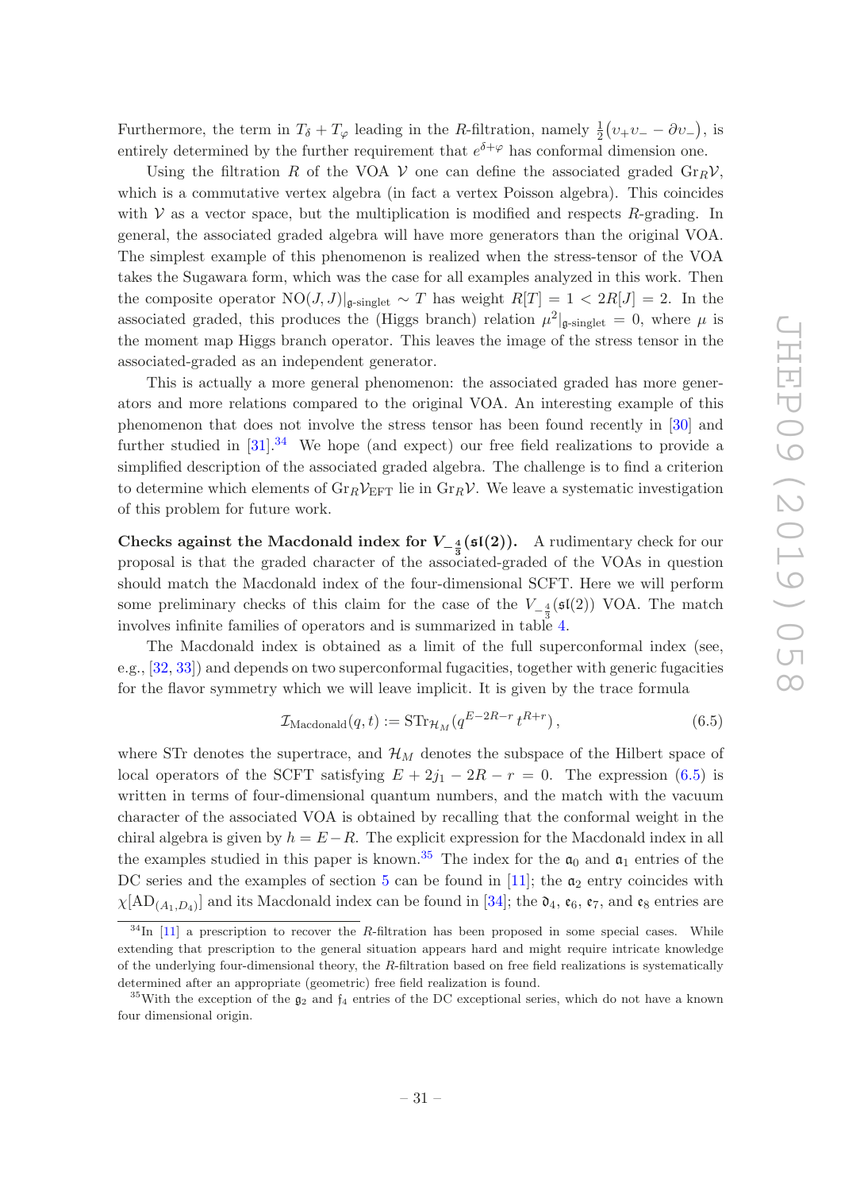Furthermore, the term in $T_\delta + T_\varphi$ leading in the $R$-filtration, namely $\frac{1}{2}(\upsilon_+\upsilon_- - \partial\upsilon_-)$, is entirely determined by the further requirement that $e^{\delta+\varphi}$ has conformal dimension one.

Using the filtration $R$ of the VOA $\mathcal{V}$ one can define the associated graded $\mathrm{Gr}_R\mathcal{V}$, which is a commutative vertex algebra (in fact a vertex Poisson algebra). This coincides with $\mathcal{V}$ as a vector space, but the multiplication is modified and respects $R$-grading. In general, the associated graded algebra will have more generators than the original VOA. The simplest example of this phenomenon is realized when the stress-tensor of the VOA takes the Sugawara form, which was the case for all examples analyzed in this work. Then the composite operator $\mathrm{NO}(J,J)|_{\mathfrak{g}\text{-singlet}} \sim T$ has weight $R[T] = 1 < 2R[J] = 2$. In the associated graded, this produces the (Higgs branch) relation $\mu^2|_{\mathfrak{g}\text{-singlet}} = 0$, where $\mu$ is the moment map Higgs branch operator. This leaves the image of the stress tensor in the associated-graded as an independent generator.

This is actually a more general phenomenon: the associated graded has more generators and more relations compared to the original VOA. An interesting example of this phenomenon that does not involve the stress tensor has been found recently in [30] and further studied in [31].[34] We hope (and expect) our free field realizations to provide a simplified description of the associated graded algebra. The challenge is to find a criterion to determine which elements of $\mathrm{Gr}_R\mathcal{V}_{\mathrm{EFT}}$ lie in $\mathrm{Gr}_R\mathcal{V}$. We leave a systematic investigation of this problem for future work.

**Checks against the Macdonald index for $V_{-\frac{4}{3}}(\mathfrak{sl}(2))$.** A rudimentary check for our proposal is that the graded character of the associated-graded of the VOAs in question should match the Macdonald index of the four-dimensional SCFT. Here we will perform some preliminary checks of this claim for the case of the $V_{-\frac{4}{3}}(\mathfrak{sl}(2))$ VOA. The match involves infinite families of operators and is summarized in table 4.

The Macdonald index is obtained as a limit of the full superconformal index (see, e.g., [32, 33]) and depends on two superconformal fugacities, together with generic fugacities for the flavor symmetry which we will leave implicit. It is given by the trace formula

$$\mathcal{I}_{\mathrm{Macdonald}}(q,t) := \mathrm{STr}_{\mathcal{H}_M}(q^{E-2R-r}\,t^{R+r}), \tag{6.5}$$

where STr denotes the supertrace, and $\mathcal{H}_M$ denotes the subspace of the Hilbert space of local operators of the SCFT satisfying $E + 2j_1 - 2R - r = 0$. The expression (6.5) is written in terms of four-dimensional quantum numbers, and the match with the vacuum character of the associated VOA is obtained by recalling that the conformal weight in the chiral algebra is given by $h = E - R$. The explicit expression for the Macdonald index in all the examples studied in this paper is known.[35] The index for the $\mathfrak{a}_0$ and $\mathfrak{a}_1$ entries of the DC series and the examples of section 5 can be found in [11]; the $\mathfrak{a}_2$ entry coincides with $\chi[\mathrm{AD}_{(A_1,D_4)}]$ and its Macdonald index can be found in [34]; the $\mathfrak{d}_4$, $\mathfrak{e}_6$, $\mathfrak{e}_7$, and $\mathfrak{e}_8$ entries are

[34] In [11] a prescription to recover the $R$-filtration has been proposed in some special cases. While extending that prescription to the general situation appears hard and might require intricate knowledge of the underlying four-dimensional theory, the $R$-filtration based on free field realizations is systematically determined after an appropriate (geometric) free field realization is found.

[35] With the exception of the $\mathfrak{g}_2$ and $\mathfrak{f}_4$ entries of the DC exceptional series, which do not have a known four dimensional origin.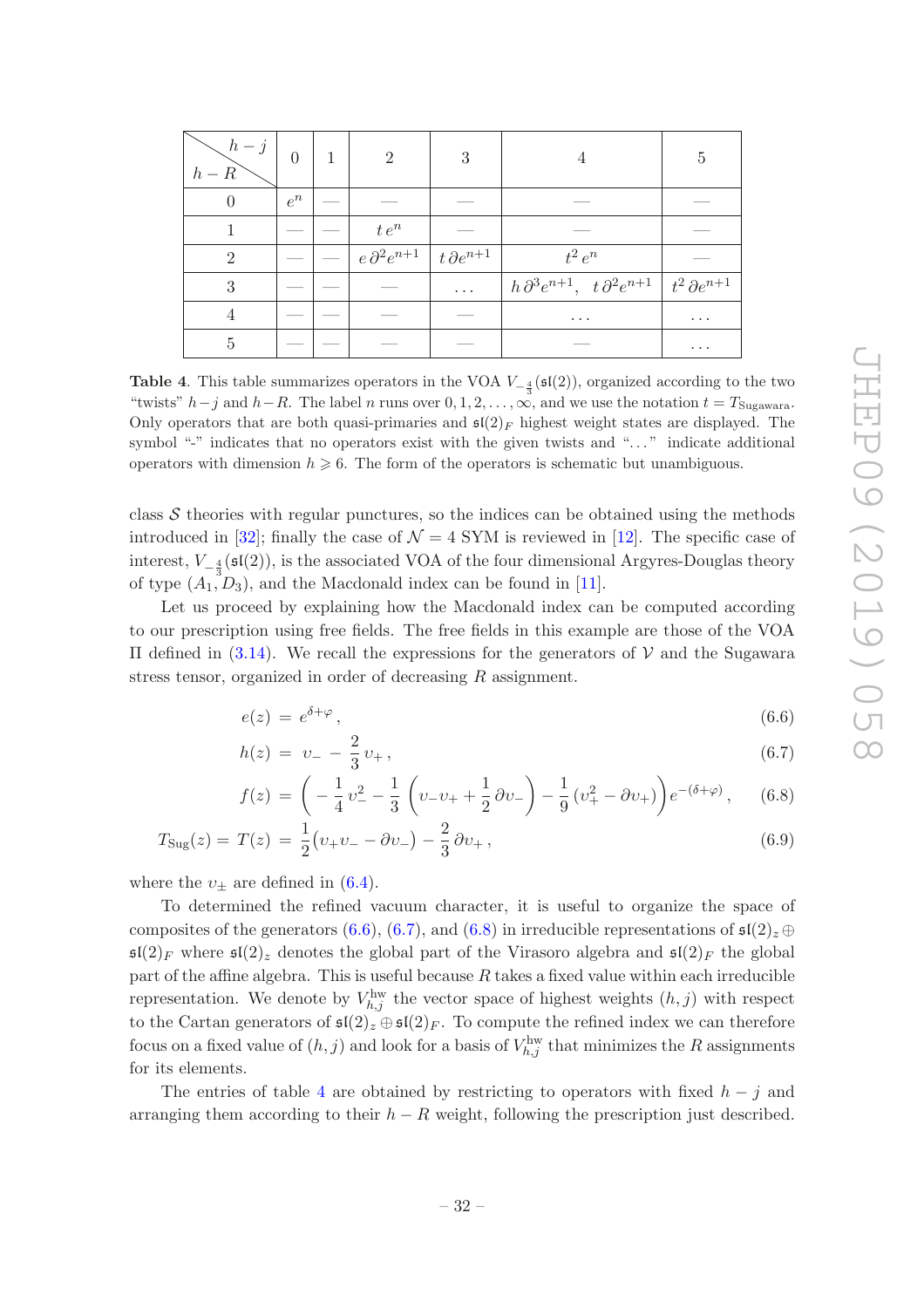| $h-R$ \ $h-j$ | 0 | 1 | 2 | 3 | 4 | 5 |
|---|---|---|---|---|---|---|
| 0 | $e^n$ | — | — | — | — | — |
| 1 | — | — | $t\,e^n$ | — | — | — |
| 2 | — | — | $e\,\partial^2 e^{n+1}$ | $t\,\partial e^{n+1}$ | $t^2\,e^n$ | — |
| 3 | — | — | — | $\ldots$ | $h\,\partial^3 e^{n+1}$, $t\,\partial^2 e^{n+1}$ | $t^2\,\partial e^{n+1}$ |
| 4 | — | — | — | — | $\ldots$ | $\ldots$ |
| 5 | — | — | — | — | — | $\ldots$ |

**Table 4**. This table summarizes operators in the VOA $V_{-\frac{4}{3}}(\mathfrak{sl}(2))$, organized according to the two "twists" $h-j$ and $h-R$. The label $n$ runs over $0,1,2,\ldots,\infty$, and we use the notation $t = T_{\text{Sugawara}}$. Only operators that are both quasi-primaries and $\mathfrak{sl}(2)_F$ highest weight states are displayed. The symbol "-" indicates that no operators exist with the given twists and "…" indicate additional operators with dimension $h \geqslant 6$. The form of the operators is schematic but unambiguous.

class $\mathcal{S}$ theories with regular punctures, so the indices can be obtained using the methods introduced in [32]; finally the case of $\mathcal{N}=4$ SYM is reviewed in [12]. The specific case of interest, $V_{-\frac{4}{3}}(\mathfrak{sl}(2))$, is the associated VOA of the four dimensional Argyres-Douglas theory of type $(A_1, D_3)$, and the Macdonald index can be found in [11].

Let us proceed by explaining how the Macdonald index can be computed according to our prescription using free fields. The free fields in this example are those of the VOA $\Pi$ defined in (3.14). We recall the expressions for the generators of $\mathcal{V}$ and the Sugawara stress tensor, organized in order of decreasing $R$ assignment.

$$e(z) \,=\, e^{\delta+\varphi}\,, \tag{6.6}$$

$$h(z) \,=\, \upsilon_- \,-\, \frac{2}{3}\,\upsilon_+\,, \tag{6.7}$$

$$f(z) \,=\, \left(-\frac{1}{4}\,\upsilon_-^2 - \frac{1}{3}\left(\upsilon_-\upsilon_+ + \frac{1}{2}\,\partial\upsilon_-\right) - \frac{1}{9}\left(\upsilon_+^2 - \partial\upsilon_+\right)\right)e^{-(\delta+\varphi)}\,, \tag{6.8}$$

$$T_{\text{Sug}}(z) = T(z) \,=\, \frac{1}{2}\big(\upsilon_+\upsilon_- - \partial\upsilon_-\big) - \frac{2}{3}\,\partial\upsilon_+\,, \tag{6.9}$$

where the $\upsilon_\pm$ are defined in (6.4).

To determined the refined vacuum character, it is useful to organize the space of composites of the generators (6.6), (6.7), and (6.8) in irreducible representations of $\mathfrak{sl}(2)_z \oplus \mathfrak{sl}(2)_F$ where $\mathfrak{sl}(2)_z$ denotes the global part of the Virasoro algebra and $\mathfrak{sl}(2)_F$ the global part of the affine algebra. This is useful because $R$ takes a fixed value within each irreducible representation. We denote by $V^{\text{hw}}_{h,j}$ the vector space of highest weights $(h,j)$ with respect to the Cartan generators of $\mathfrak{sl}(2)_z \oplus \mathfrak{sl}(2)_F$. To compute the refined index we can therefore focus on a fixed value of $(h,j)$ and look for a basis of $V^{\text{hw}}_{h,j}$ that minimizes the $R$ assignments for its elements.

The entries of table 4 are obtained by restricting to operators with fixed $h-j$ and arranging them according to their $h-R$ weight, following the prescription just described.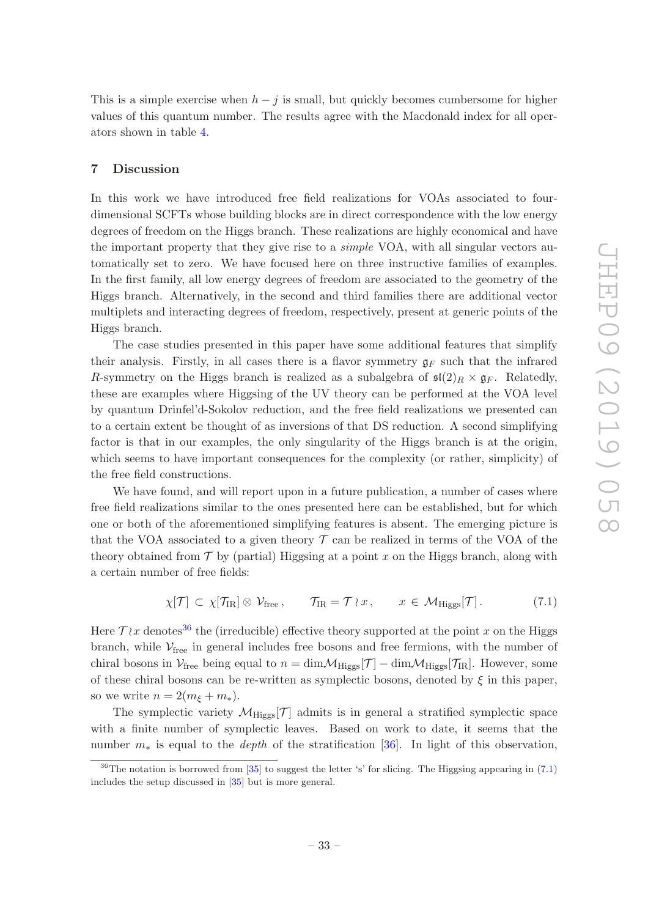This is a simple exercise when $h - j$ is small, but quickly becomes cumbersome for higher values of this quantum number. The results agree with the Macdonald index for all operators shown in table 4.

## 7 Discussion

In this work we have introduced free field realizations for VOAs associated to four-dimensional SCFTs whose building blocks are in direct correspondence with the low energy degrees of freedom on the Higgs branch. These realizations are highly economical and have the important property that they give rise to a *simple* VOA, with all singular vectors automatically set to zero. We have focused here on three instructive families of examples. In the first family, all low energy degrees of freedom are associated to the geometry of the Higgs branch. Alternatively, in the second and third families there are additional vector multiplets and interacting degrees of freedom, respectively, present at generic points of the Higgs branch.

The case studies presented in this paper have some additional features that simplify their analysis. Firstly, in all cases there is a flavor symmetry $\mathfrak{g}_F$ such that the infrared $R$-symmetry on the Higgs branch is realized as a subalgebra of $\mathfrak{sl}(2)_R \times \mathfrak{g}_F$. Relatedly, these are examples where Higgsing of the UV theory can be performed at the VOA level by quantum Drinfel'd-Sokolov reduction, and the free field realizations we presented can to a certain extent be thought of as inversions of that DS reduction. A second simplifying factor is that in our examples, the only singularity of the Higgs branch is at the origin, which seems to have important consequences for the complexity (or rather, simplicity) of the free field constructions.

We have found, and will report upon in a future publication, a number of cases where free field realizations similar to the ones presented here can be established, but for which one or both of the aforementioned simplifying features is absent. The emerging picture is that the VOA associated to a given theory $\mathcal{T}$ can be realized in terms of the VOA of the theory obtained from $\mathcal{T}$ by (partial) Higgsing at a point $x$ on the Higgs branch, along with a certain number of free fields:

$$\chi[\mathcal{T}] \subset \chi[\mathcal{T}_{\rm IR}] \otimes \mathcal{V}_{\rm free}\,, \qquad \mathcal{T}_{\rm IR} = \mathcal{T} \wr x\,, \qquad x \in \mathcal{M}_{\rm Higgs}[\mathcal{T}]\,. \tag{7.1}$$

Here $\mathcal{T} \wr x$ denotes[36] the (irreducible) effective theory supported at the point $x$ on the Higgs branch, while $\mathcal{V}_{\rm free}$ in general includes free bosons and free fermions, with the number of chiral bosons in $\mathcal{V}_{\rm free}$ being equal to $n = \dim\mathcal{M}_{\rm Higgs}[\mathcal{T}] - \dim\mathcal{M}_{\rm Higgs}[\mathcal{T}_{\rm IR}]$. However, some of these chiral bosons can be re-written as symplectic bosons, denoted by $\xi$ in this paper, so we write $n = 2(m_\xi + m_*)$.

The symplectic variety $\mathcal{M}_{\rm Higgs}[\mathcal{T}]$ admits is in general a stratified symplectic space with a finite number of symplectic leaves. Based on work to date, it seems that the number $m_*$ is equal to the *depth* of the stratification [36]. In light of this observation,

[36] The notation is borrowed from [35] to suggest the letter 's' for slicing. The Higgsing appearing in (7.1) includes the setup discussed in [35] but is more general.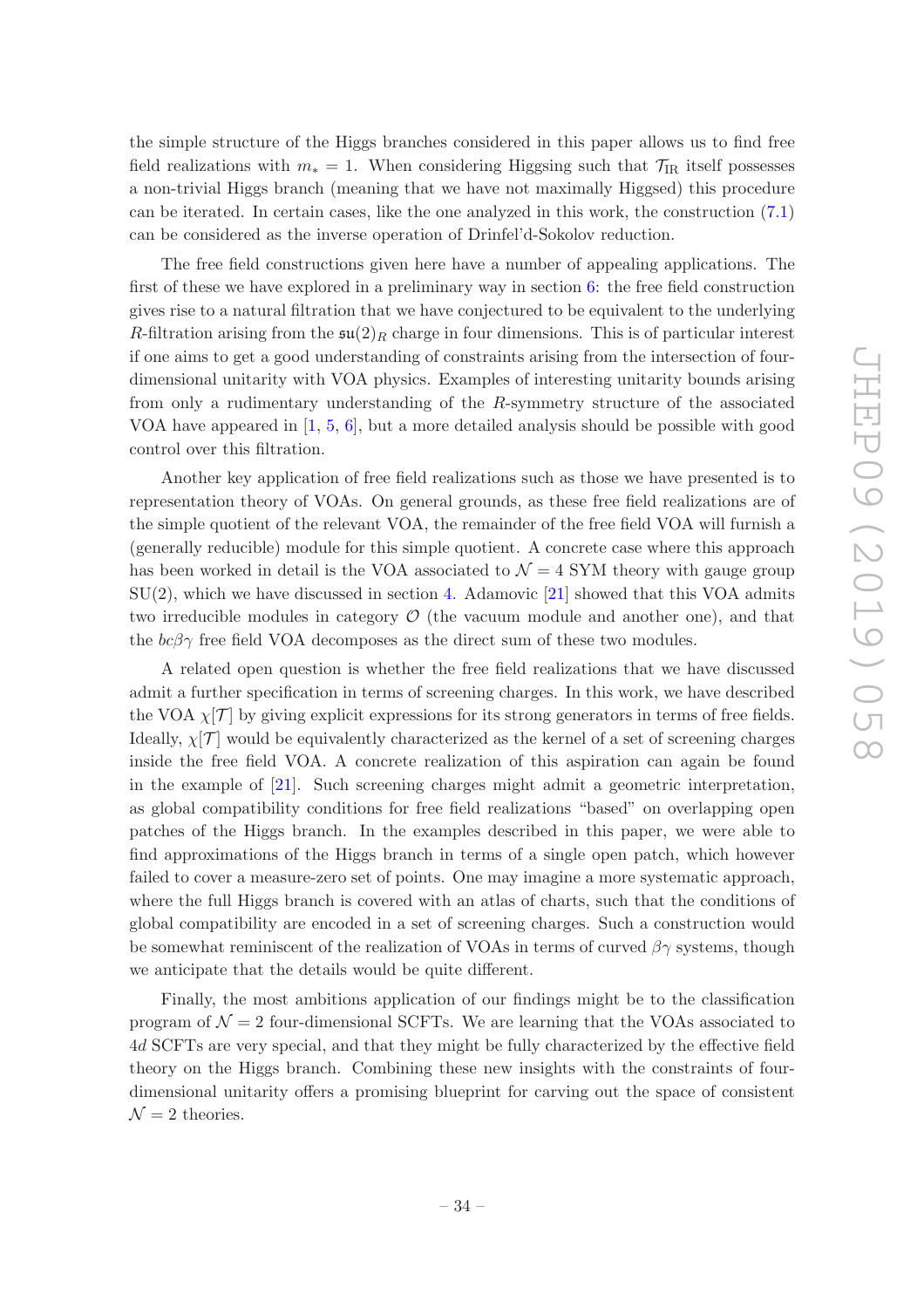the simple structure of the Higgs branches considered in this paper allows us to find free field realizations with $m_* = 1$. When considering Higgsing such that $\mathcal{T}_{\rm IR}$ itself possesses a non-trivial Higgs branch (meaning that we have not maximally Higgsed) this procedure can be iterated. In certain cases, like the one analyzed in this work, the construction (7.1) can be considered as the inverse operation of Drinfel'd-Sokolov reduction.

The free field constructions given here have a number of appealing applications. The first of these we have explored in a preliminary way in section 6: the free field construction gives rise to a natural filtration that we have conjectured to be equivalent to the underlying $R$-filtration arising from the $\mathfrak{su}(2)_R$ charge in four dimensions. This is of particular interest if one aims to get a good understanding of constraints arising from the intersection of four-dimensional unitarity with VOA physics. Examples of interesting unitarity bounds arising from only a rudimentary understanding of the $R$-symmetry structure of the associated VOA have appeared in [1, 5, 6], but a more detailed analysis should be possible with good control over this filtration.

Another key application of free field realizations such as those we have presented is to representation theory of VOAs. On general grounds, as these free field realizations are of the simple quotient of the relevant VOA, the remainder of the free field VOA will furnish a (generally reducible) module for this simple quotient. A concrete case where this approach has been worked in detail is the VOA associated to $\mathcal{N} = 4$ SYM theory with gauge group SU(2), which we have discussed in section 4. Adamovic [21] showed that this VOA admits two irreducible modules in category $\mathcal{O}$ (the vacuum module and another one), and that the $bc\beta\gamma$ free field VOA decomposes as the direct sum of these two modules.

A related open question is whether the free field realizations that we have discussed admit a further specification in terms of screening charges. In this work, we have described the VOA $\chi[\mathcal{T}]$ by giving explicit expressions for its strong generators in terms of free fields. Ideally, $\chi[\mathcal{T}]$ would be equivalently characterized as the kernel of a set of screening charges inside the free field VOA. A concrete realization of this aspiration can again be found in the example of [21]. Such screening charges might admit a geometric interpretation, as global compatibility conditions for free field realizations "based" on overlapping open patches of the Higgs branch. In the examples described in this paper, we were able to find approximations of the Higgs branch in terms of a single open patch, which however failed to cover a measure-zero set of points. One may imagine a more systematic approach, where the full Higgs branch is covered with an atlas of charts, such that the conditions of global compatibility are encoded in a set of screening charges. Such a construction would be somewhat reminiscent of the realization of VOAs in terms of curved $\beta\gamma$ systems, though we anticipate that the details would be quite different.

Finally, the most ambitions application of our findings might be to the classification program of $\mathcal{N} = 2$ four-dimensional SCFTs. We are learning that the VOAs associated to $4d$ SCFTs are very special, and that they might be fully characterized by the effective field theory on the Higgs branch. Combining these new insights with the constraints of four-dimensional unitarity offers a promising blueprint for carving out the space of consistent $\mathcal{N} = 2$ theories.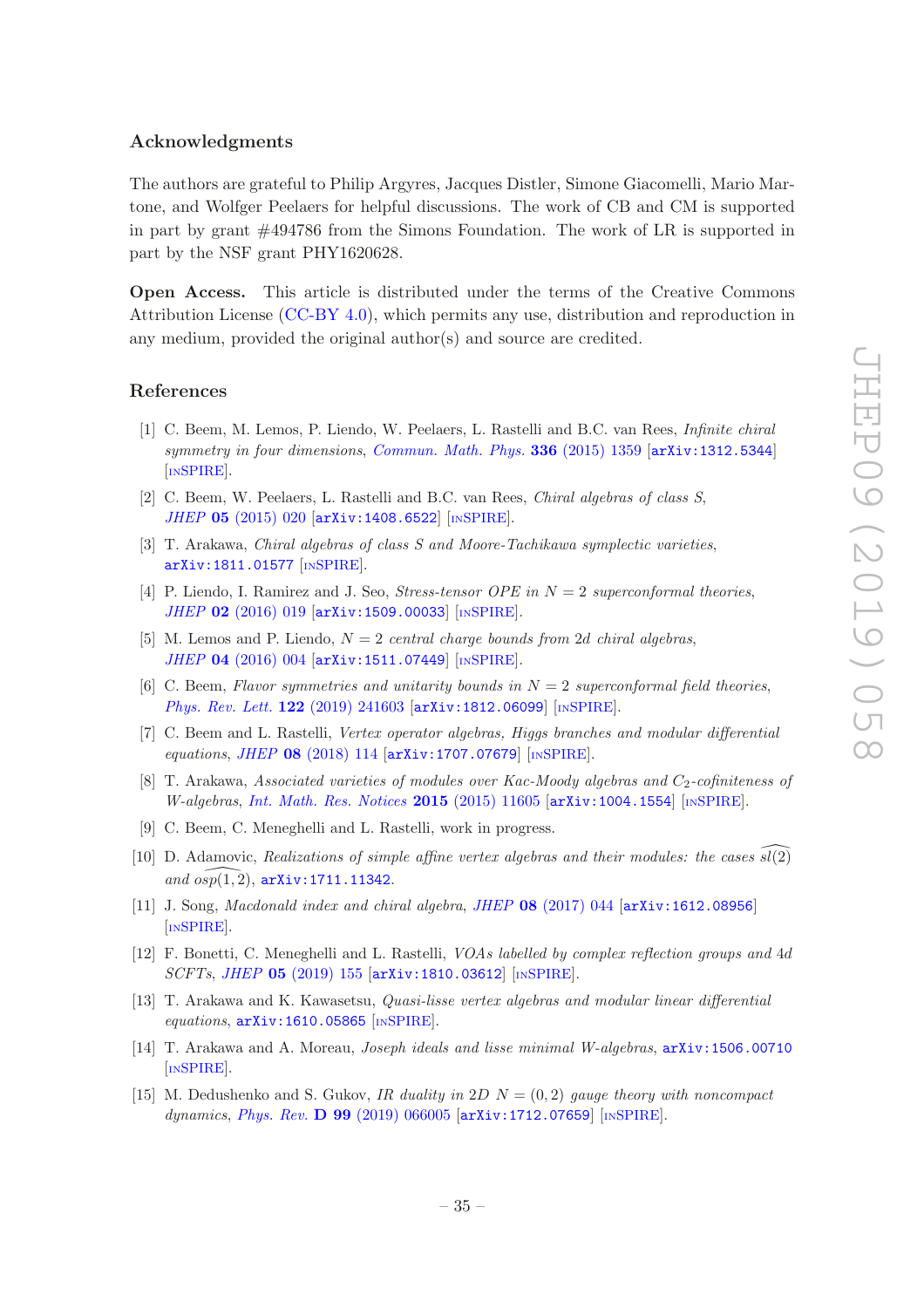### Acknowledgments

The authors are grateful to Philip Argyres, Jacques Distler, Simone Giacomelli, Mario Martone, and Wolfger Peelaers for helpful discussions. The work of CB and CM is supported in part by grant #494786 from the Simons Foundation. The work of LR is supported in part by the NSF grant PHY1620628.

**Open Access.** This article is distributed under the terms of the Creative Commons Attribution License (CC-BY 4.0), which permits any use, distribution and reproduction in any medium, provided the original author(s) and source are credited.

### References

[1] C. Beem, M. Lemos, P. Liendo, W. Peelaers, L. Rastelli and B.C. van Rees, *Infinite chiral symmetry in four dimensions*, Commun. Math. Phys. **336** (2015) 1359 [arXiv:1312.5344] [INSPIRE].

[2] C. Beem, W. Peelaers, L. Rastelli and B.C. van Rees, *Chiral algebras of class S*, JHEP **05** (2015) 020 [arXiv:1408.6522] [INSPIRE].

[3] T. Arakawa, *Chiral algebras of class S and Moore-Tachikawa symplectic varieties*, arXiv:1811.01577 [INSPIRE].

[4] P. Liendo, I. Ramirez and J. Seo, *Stress-tensor OPE in $N = 2$ superconformal theories*, JHEP **02** (2016) 019 [arXiv:1509.00033] [INSPIRE].

[5] M. Lemos and P. Liendo, *$N = 2$ central charge bounds from 2d chiral algebras*, JHEP **04** (2016) 004 [arXiv:1511.07449] [INSPIRE].

[6] C. Beem, *Flavor symmetries and unitarity bounds in $N = 2$ superconformal field theories*, Phys. Rev. Lett. **122** (2019) 241603 [arXiv:1812.06099] [INSPIRE].

[7] C. Beem and L. Rastelli, *Vertex operator algebras, Higgs branches and modular differential equations*, JHEP **08** (2018) 114 [arXiv:1707.07679] [INSPIRE].

[8] T. Arakawa, *Associated varieties of modules over Kac-Moody algebras and $C_2$-cofiniteness of W-algebras*, Int. Math. Res. Notices **2015** (2015) 11605 [arXiv:1004.1554] [INSPIRE].

[9] C. Beem, C. Meneghelli and L. Rastelli, work in progress.

[10] D. Adamovic, *Realizations of simple affine vertex algebras and their modules: the cases $\widehat{sl(2)}$ and $\widehat{osp(1,2)}$*, arXiv:1711.11342.

[11] J. Song, *Macdonald index and chiral algebra*, JHEP **08** (2017) 044 [arXiv:1612.08956] [INSPIRE].

[12] F. Bonetti, C. Meneghelli and L. Rastelli, *VOAs labelled by complex reflection groups and 4d SCFTs*, JHEP **05** (2019) 155 [arXiv:1810.03612] [INSPIRE].

[13] T. Arakawa and K. Kawasetsu, *Quasi-lisse vertex algebras and modular linear differential equations*, arXiv:1610.05865 [INSPIRE].

[14] T. Arakawa and A. Moreau, *Joseph ideals and lisse minimal W-algebras*, arXiv:1506.00710 [INSPIRE].

[15] M. Dedushenko and S. Gukov, *IR duality in 2D $N = (0, 2)$ gauge theory with noncompact dynamics*, Phys. Rev. **D 99** (2019) 066005 [arXiv:1712.07659] [INSPIRE].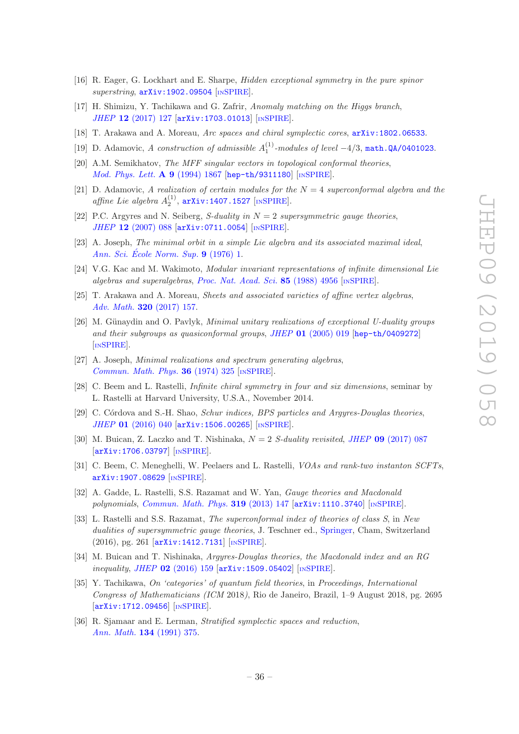[16] R. Eager, G. Lockhart and E. Sharpe, *Hidden exceptional symmetry in the pure spinor superstring*, arXiv:1902.09504 [INSPIRE].

[17] H. Shimizu, Y. Tachikawa and G. Zafrir, *Anomaly matching on the Higgs branch*, *JHEP* **12** (2017) 127 [arXiv:1703.01013] [INSPIRE].

[18] T. Arakawa and A. Moreau, *Arc spaces and chiral symplectic cores*, arXiv:1802.06533.

[19] D. Adamovic, *A construction of admissible $A_1^{(1)}$-modules of level $-4/3$*, math.QA/0401023.

[20] A.M. Semikhatov, *The MFF singular vectors in topological conformal theories*, *Mod. Phys. Lett.* **A 9** (1994) 1867 [hep-th/9311180] [INSPIRE].

[21] D. Adamovic, *A realization of certain modules for the $N = 4$ superconformal algebra and the affine Lie algebra $A_2^{(1)}$*, arXiv:1407.1527 [INSPIRE].

[22] P.C. Argyres and N. Seiberg, *S-duality in $N = 2$ supersymmetric gauge theories*, *JHEP* **12** (2007) 088 [arXiv:0711.0054] [INSPIRE].

[23] A. Joseph, *The minimal orbit in a simple Lie algebra and its associated maximal ideal*, *Ann. Sci. École Norm. Sup.* **9** (1976) 1.

[24] V.G. Kac and M. Wakimoto, *Modular invariant representations of infinite dimensional Lie algebras and superalgebras*, *Proc. Nat. Acad. Sci.* **85** (1988) 4956 [INSPIRE].

[25] T. Arakawa and A. Moreau, *Sheets and associated varieties of affine vertex algebras*, *Adv. Math.* **320** (2017) 157.

[26] M. Günaydin and O. Pavlyk, *Minimal unitary realizations of exceptional U-duality groups and their subgroups as quasiconformal groups*, *JHEP* **01** (2005) 019 [hep-th/0409272] [INSPIRE].

[27] A. Joseph, *Minimal realizations and spectrum generating algebras*, *Commun. Math. Phys.* **36** (1974) 325 [INSPIRE].

[28] C. Beem and L. Rastelli, *Infinite chiral symmetry in four and six dimensions*, seminar by L. Rastelli at Harvard University, U.S.A., November 2014.

[29] C. Córdova and S.-H. Shao, *Schur indices, BPS particles and Argyres-Douglas theories*, *JHEP* **01** (2016) 040 [arXiv:1506.00265] [INSPIRE].

[30] M. Buican, Z. Laczko and T. Nishinaka, *$N = 2$ S-duality revisited*, *JHEP* **09** (2017) 087 [arXiv:1706.03797] [INSPIRE].

[31] C. Beem, C. Meneghelli, W. Peelaers and L. Rastelli, *VOAs and rank-two instanton SCFTs*, arXiv:1907.08629 [INSPIRE].

[32] A. Gadde, L. Rastelli, S.S. Razamat and W. Yan, *Gauge theories and Macdonald polynomials*, *Commun. Math. Phys.* **319** (2013) 147 [arXiv:1110.3740] [INSPIRE].

[33] L. Rastelli and S.S. Razamat, *The superconformal index of theories of class S*, in *New dualities of supersymmetric gauge theories*, J. Teschner ed., Springer, Cham, Switzerland (2016), pg. 261 [arXiv:1412.7131] [INSPIRE].

[34] M. Buican and T. Nishinaka, *Argyres-Douglas theories, the Macdonald index and an RG inequality*, *JHEP* **02** (2016) 159 [arXiv:1509.05402] [INSPIRE].

[35] Y. Tachikawa, *On 'categories' of quantum field theories*, in *Proceedings, International Congress of Mathematicians (ICM 2018)*, Rio de Janeiro, Brazil, 1–9 August 2018, pg. 2695 [arXiv:1712.09456] [INSPIRE].

[36] R. Sjamaar and E. Lerman, *Stratified symplectic spaces and reduction*, *Ann. Math.* **134** (1991) 375.